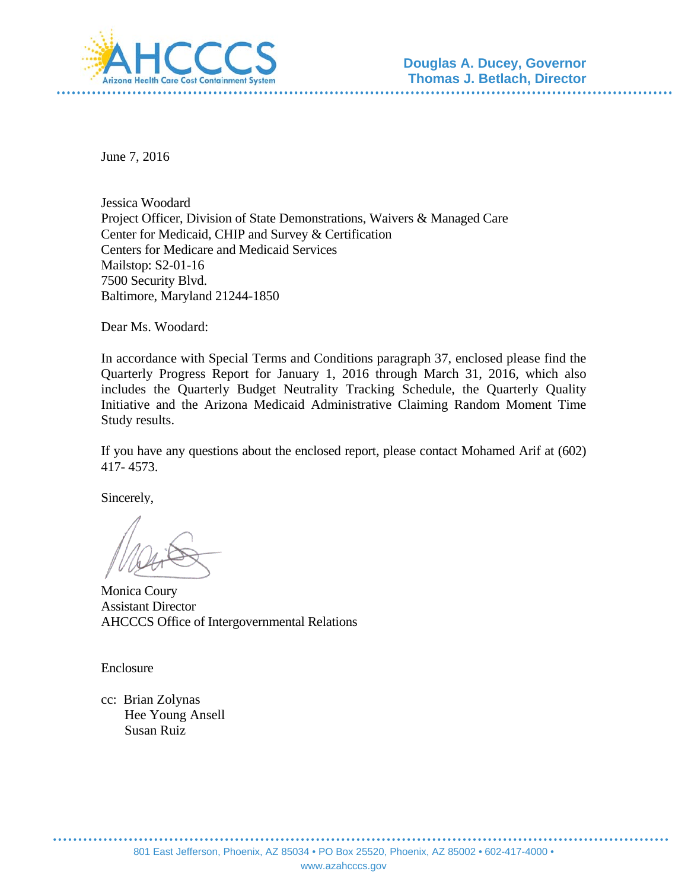AHCCCS
Arizona Health Care Cost Containment System

**Douglas A. Ducey, Governor**
**Thomas J. Betlach, Director**

June 7, 2016

Jessica Woodard
Project Officer, Division of State Demonstrations, Waivers & Managed Care
Center for Medicaid, CHIP and Survey & Certification
Centers for Medicare and Medicaid Services
Mailstop: S2-01-16
7500 Security Blvd.
Baltimore, Maryland 21244-1850

Dear Ms. Woodard:

In accordance with Special Terms and Conditions paragraph 37, enclosed please find the Quarterly Progress Report for January 1, 2016 through March 31, 2016, which also includes the Quarterly Budget Neutrality Tracking Schedule, the Quarterly Quality Initiative and the Arizona Medicaid Administrative Claiming Random Moment Time Study results.

If you have any questions about the enclosed report, please contact Mohamed Arif at (602) 417- 4573.

Sincerely,

Monica Coury
Assistant Director
AHCCCS Office of Intergovernmental Relations

Enclosure

cc: Brian Zolynas
Hee Young Ansell
Susan Ruiz

801 East Jefferson, Phoenix, AZ 85034 • PO Box 25520, Phoenix, AZ 85002 • 602-417-4000 •
www.azahcccs.gov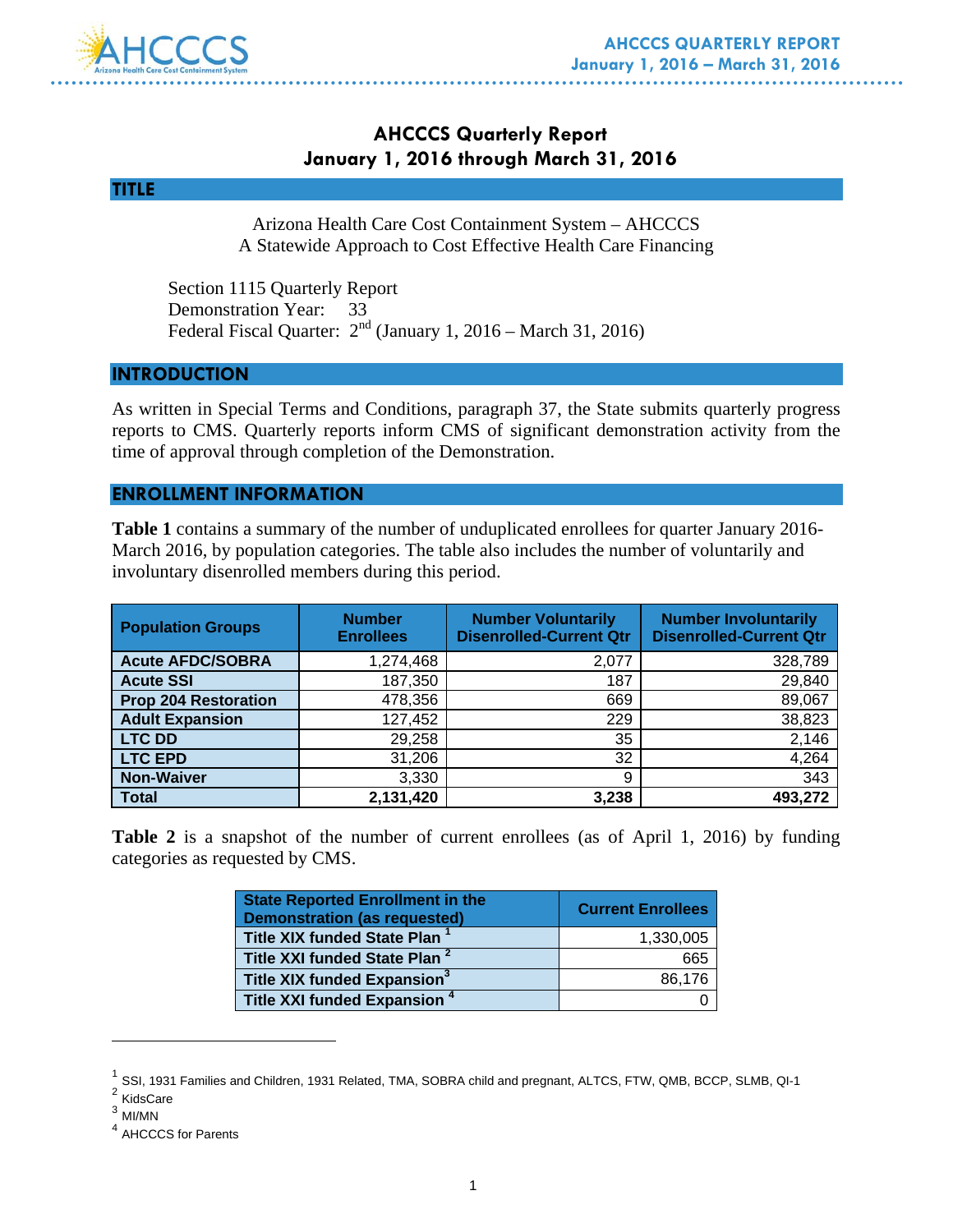# AHCCCS Quarterly Report
## January 1, 2016 through March 31, 2016

## TITLE

Arizona Health Care Cost Containment System – AHCCCS
A Statewide Approach to Cost Effective Health Care Financing

Section 1115 Quarterly Report
Demonstration Year: 33
Federal Fiscal Quarter: 2nd (January 1, 2016 – March 31, 2016)

## INTRODUCTION

As written in Special Terms and Conditions, paragraph 37, the State submits quarterly progress reports to CMS. Quarterly reports inform CMS of significant demonstration activity from the time of approval through completion of the Demonstration.

## ENROLLMENT INFORMATION

**Table 1** contains a summary of the number of unduplicated enrollees for quarter January 2016-March 2016, by population categories. The table also includes the number of voluntarily and involuntary disenrolled members during this period.

| Population Groups | Number Enrollees | Number Voluntarily Disenrolled-Current Qtr | Number Involuntarily Disenrolled-Current Qtr |
|---|---|---|---|
| **Acute AFDC/SOBRA** | 1,274,468 | 2,077 | 328,789 |
| **Acute SSI** | 187,350 | 187 | 29,840 |
| **Prop 204 Restoration** | 478,356 | 669 | 89,067 |
| **Adult Expansion** | 127,452 | 229 | 38,823 |
| **LTC DD** | 29,258 | 35 | 2,146 |
| **LTC EPD** | 31,206 | 32 | 4,264 |
| **Non-Waiver** | 3,330 | 9 | 343 |
| **Total** | **2,131,420** | **3,238** | **493,272** |

**Table 2** is a snapshot of the number of current enrollees (as of April 1, 2016) by funding categories as requested by CMS.

| State Reported Enrollment in the Demonstration (as requested) | Current Enrollees |
|---|---|
| **Title XIX funded State Plan** [1] | 1,330,005 |
| **Title XXI funded State Plan** [2] | 665 |
| **Title XIX funded Expansion**[3] | 86,176 |
| **Title XXI funded Expansion** [4] | 0 |

[1] SSI, 1931 Families and Children, 1931 Related, TMA, SOBRA child and pregnant, ALTCS, FTW, QMB, BCCP, SLMB, QI-1
[2] KidsCare
[3] MI/MN
[4] AHCCCS for Parents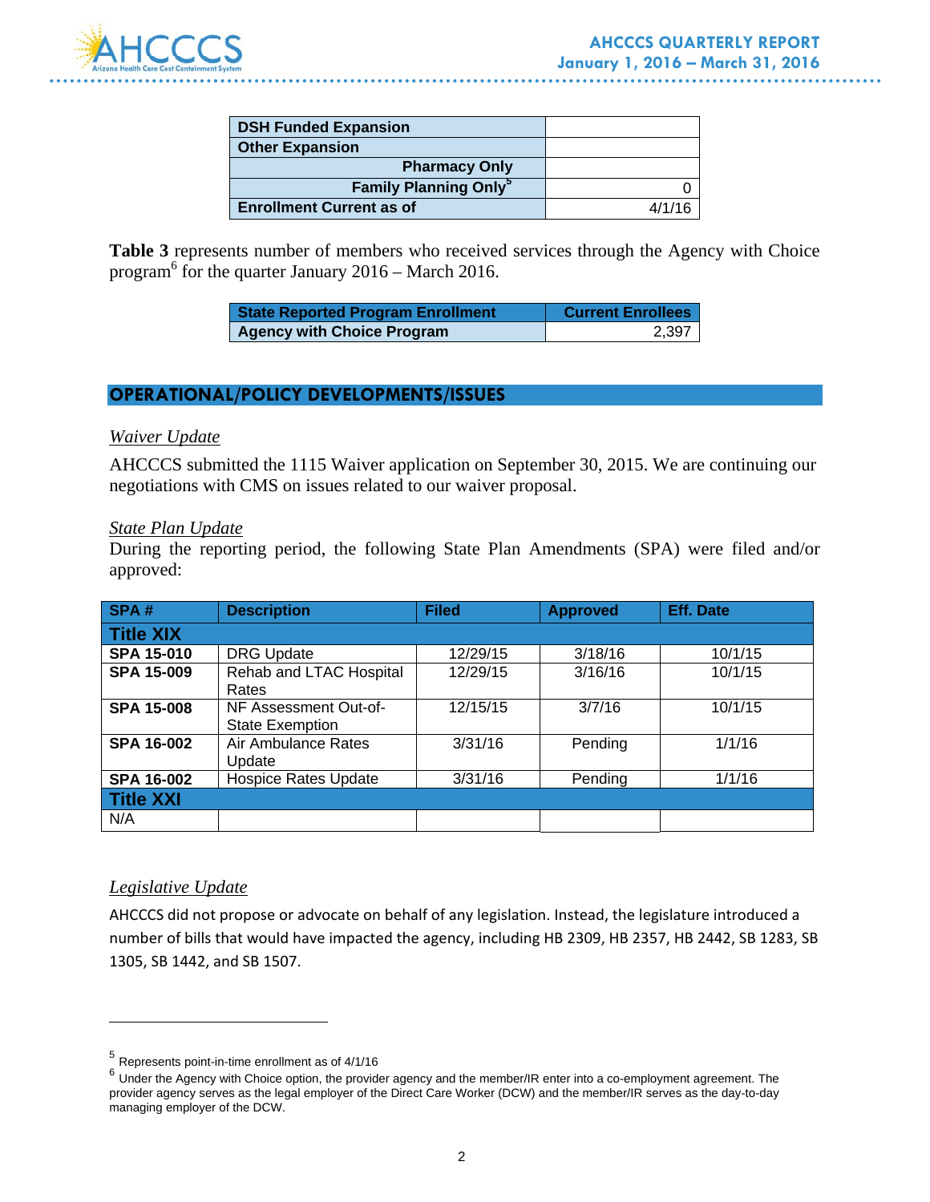| DSH Funded Expansion | |
|---|---|
| Other Expansion | |
| Pharmacy Only | |
| Family Planning Only[5] | 0 |
| Enrollment Current as of | 4/1/16 |

**Table 3** represents number of members who received services through the Agency with Choice program[6] for the quarter January 2016 – March 2016.

| State Reported Program Enrollment | Current Enrollees |
|---|---|
| Agency with Choice Program | 2,397 |

## OPERATIONAL/POLICY DEVELOPMENTS/ISSUES

### *Waiver Update*

AHCCCS submitted the 1115 Waiver application on September 30, 2015. We are continuing our negotiations with CMS on issues related to our waiver proposal.

### *State Plan Update*

During the reporting period, the following State Plan Amendments (SPA) were filed and/or approved:

| SPA # | Description | Filed | Approved | Eff. Date |
|---|---|---|---|---|
| **Title XIX** | | | | |
| **SPA 15-010** | DRG Update | 12/29/15 | 3/18/16 | 10/1/15 |
| **SPA 15-009** | Rehab and LTAC Hospital Rates | 12/29/15 | 3/16/16 | 10/1/15 |
| **SPA 15-008** | NF Assessment Out-of-State Exemption | 12/15/15 | 3/7/16 | 10/1/15 |
| **SPA 16-002** | Air Ambulance Rates Update | 3/31/16 | Pending | 1/1/16 |
| **SPA 16-002** | Hospice Rates Update | 3/31/16 | Pending | 1/1/16 |
| **Title XXI** | | | | |
| N/A | | | | |

### *Legislative Update*

AHCCCS did not propose or advocate on behalf of any legislation. Instead, the legislature introduced a number of bills that would have impacted the agency, including HB 2309, HB 2357, HB 2442, SB 1283, SB 1305, SB 1442, and SB 1507.

---

[5] Represents point-in-time enrollment as of 4/1/16

[6] Under the Agency with Choice option, the provider agency and the member/IR enter into a co-employment agreement. The provider agency serves as the legal employer of the Direct Care Worker (DCW) and the member/IR serves as the day-to-day managing employer of the DCW.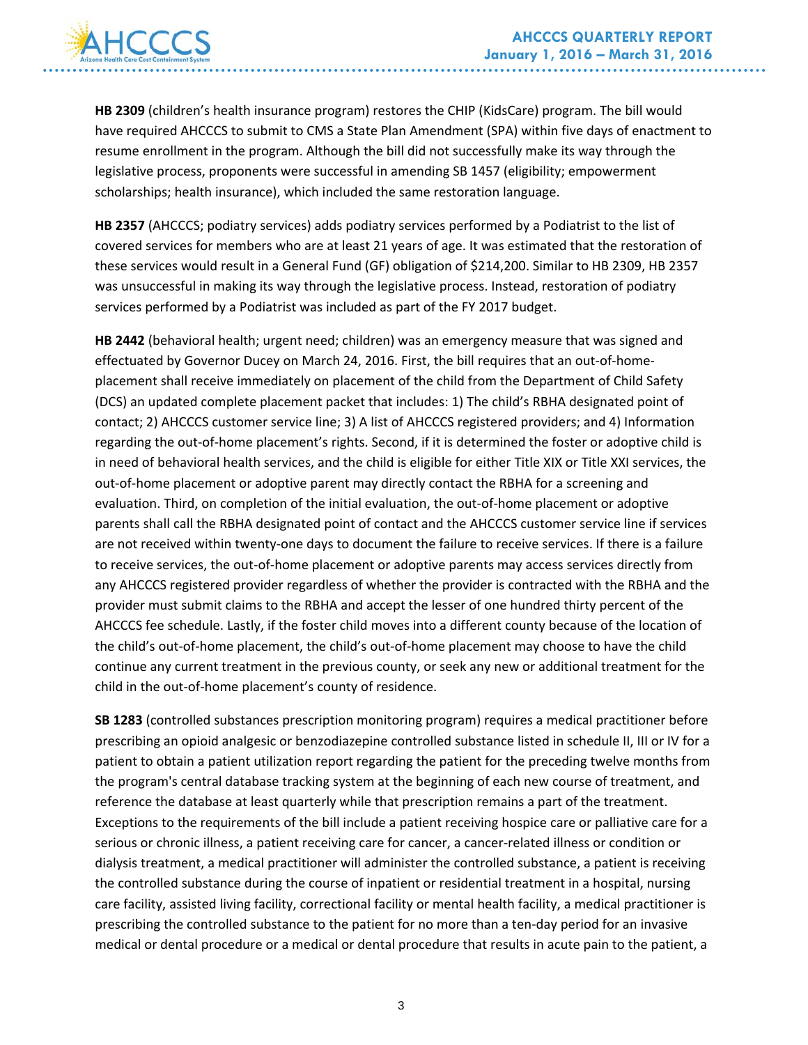**HB 2309** (children's health insurance program) restores the CHIP (KidsCare) program. The bill would have required AHCCCS to submit to CMS a State Plan Amendment (SPA) within five days of enactment to resume enrollment in the program. Although the bill did not successfully make its way through the legislative process, proponents were successful in amending SB 1457 (eligibility; empowerment scholarships; health insurance), which included the same restoration language.

**HB 2357** (AHCCCS; podiatry services) adds podiatry services performed by a Podiatrist to the list of covered services for members who are at least 21 years of age. It was estimated that the restoration of these services would result in a General Fund (GF) obligation of $214,200. Similar to HB 2309, HB 2357 was unsuccessful in making its way through the legislative process. Instead, restoration of podiatry services performed by a Podiatrist was included as part of the FY 2017 budget.

**HB 2442** (behavioral health; urgent need; children) was an emergency measure that was signed and effectuated by Governor Ducey on March 24, 2016. First, the bill requires that an out-of-home-placement shall receive immediately on placement of the child from the Department of Child Safety (DCS) an updated complete placement packet that includes: 1) The child's RBHA designated point of contact; 2) AHCCCS customer service line; 3) A list of AHCCCS registered providers; and 4) Information regarding the out-of-home placement's rights. Second, if it is determined the foster or adoptive child is in need of behavioral health services, and the child is eligible for either Title XIX or Title XXI services, the out-of-home placement or adoptive parent may directly contact the RBHA for a screening and evaluation. Third, on completion of the initial evaluation, the out-of-home placement or adoptive parents shall call the RBHA designated point of contact and the AHCCCS customer service line if services are not received within twenty-one days to document the failure to receive services. If there is a failure to receive services, the out-of-home placement or adoptive parents may access services directly from any AHCCCS registered provider regardless of whether the provider is contracted with the RBHA and the provider must submit claims to the RBHA and accept the lesser of one hundred thirty percent of the AHCCCS fee schedule. Lastly, if the foster child moves into a different county because of the location of the child's out-of-home placement, the child's out-of-home placement may choose to have the child continue any current treatment in the previous county, or seek any new or additional treatment for the child in the out-of-home placement's county of residence.

**SB 1283** (controlled substances prescription monitoring program) requires a medical practitioner before prescribing an opioid analgesic or benzodiazepine controlled substance listed in schedule II, III or IV for a patient to obtain a patient utilization report regarding the patient for the preceding twelve months from the program's central database tracking system at the beginning of each new course of treatment, and reference the database at least quarterly while that prescription remains a part of the treatment. Exceptions to the requirements of the bill include a patient receiving hospice care or palliative care for a serious or chronic illness, a patient receiving care for cancer, a cancer-related illness or condition or dialysis treatment, a medical practitioner will administer the controlled substance, a patient is receiving the controlled substance during the course of inpatient or residential treatment in a hospital, nursing care facility, assisted living facility, correctional facility or mental health facility, a medical practitioner is prescribing the controlled substance to the patient for no more than a ten-day period for an invasive medical or dental procedure or a medical or dental procedure that results in acute pain to the patient, a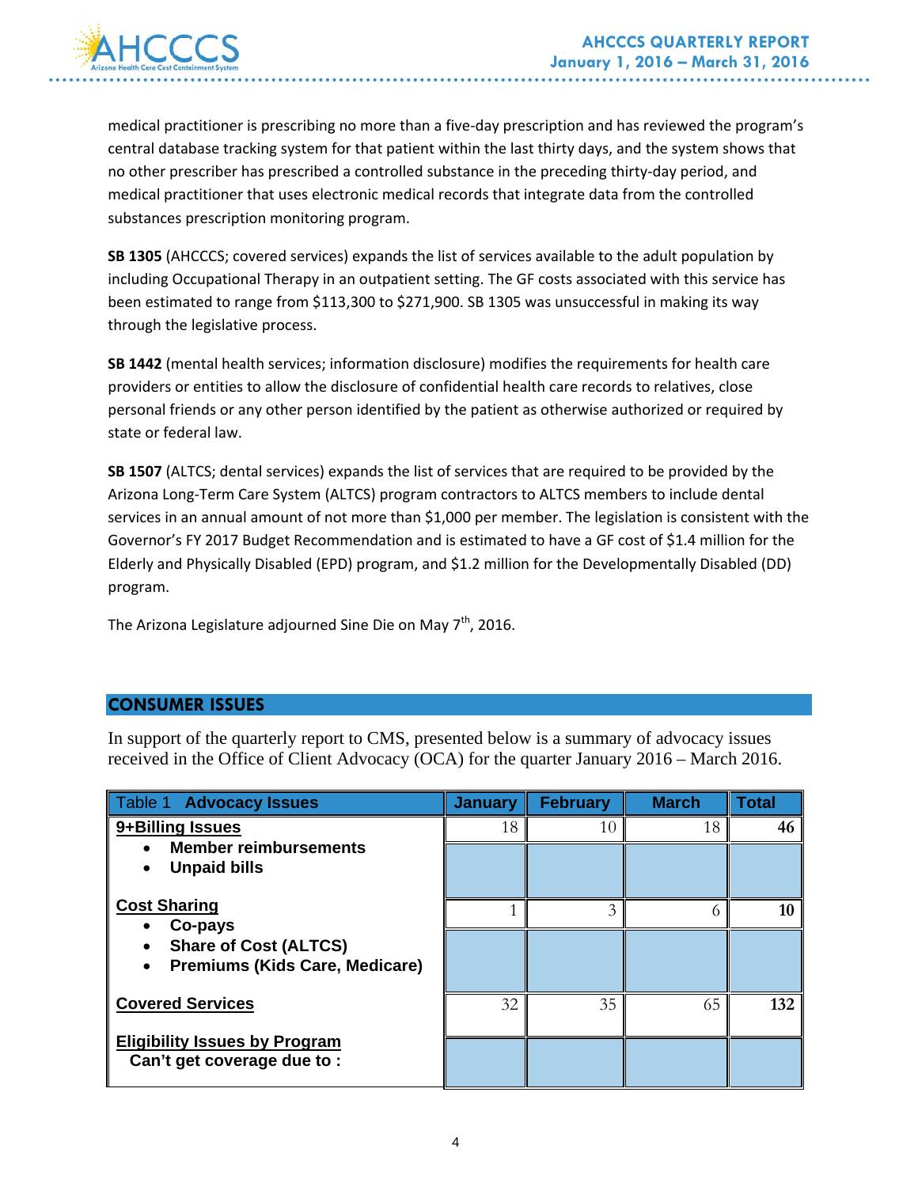medical practitioner is prescribing no more than a five-day prescription and has reviewed the program's central database tracking system for that patient within the last thirty days, and the system shows that no other prescriber has prescribed a controlled substance in the preceding thirty-day period, and medical practitioner that uses electronic medical records that integrate data from the controlled substances prescription monitoring program.

**SB 1305** (AHCCCS; covered services) expands the list of services available to the adult population by including Occupational Therapy in an outpatient setting. The GF costs associated with this service has been estimated to range from $113,300 to $271,900. SB 1305 was unsuccessful in making its way through the legislative process.

**SB 1442** (mental health services; information disclosure) modifies the requirements for health care providers or entities to allow the disclosure of confidential health care records to relatives, close personal friends or any other person identified by the patient as otherwise authorized or required by state or federal law.

**SB 1507** (ALTCS; dental services) expands the list of services that are required to be provided by the Arizona Long-Term Care System (ALTCS) program contractors to ALTCS members to include dental services in an annual amount of not more than $1,000 per member. The legislation is consistent with the Governor's FY 2017 Budget Recommendation and is estimated to have a GF cost of $1.4 million for the Elderly and Physically Disabled (EPD) program, and $1.2 million for the Developmentally Disabled (DD) program.

The Arizona Legislature adjourned Sine Die on May 7th, 2016.

## CONSUMER ISSUES

In support of the quarterly report to CMS, presented below is a summary of advocacy issues received in the Office of Client Advocacy (OCA) for the quarter January 2016 – March 2016.

| Table 1 **Advocacy Issues** | January | February | March | Total |
|---|---|---|---|---|
| **9+Billing Issues** | 18 | 10 | 18 | **46** |
| • **Member reimbursements**<br>• **Unpaid bills** | | | | |
| **Cost Sharing** | 1 | 3 | 6 | **10** |
| • **Co-pays**<br>• **Share of Cost (ALTCS)**<br>• **Premiums (Kids Care, Medicare)** | | | | |
| **Covered Services** | 32 | 35 | 65 | **132** |
| **Eligibility Issues by Program**<br>**Can't get coverage due to :** | | | | |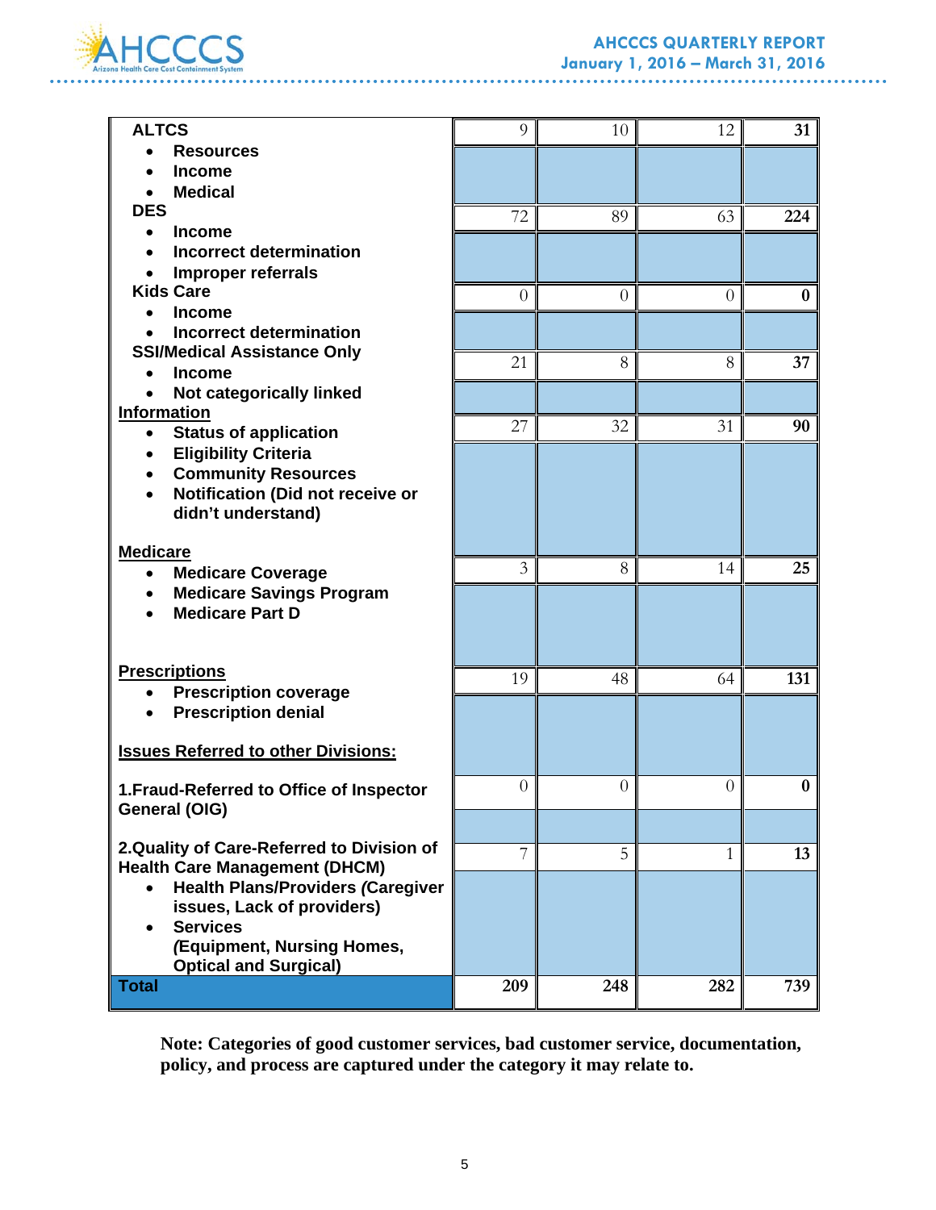| | | | | |
|---|---|---|---|---|
| **ALTCS**<br>• **Resources**<br>• **Income**<br>• **Medical** | 9 | 10 | 12 | **31** |
| **DES**<br>• **Income**<br>• **Incorrect determination**<br>• **Improper referrals** | 72 | 89 | 63 | **224** |
| **Kids Care**<br>• **Income**<br>• **Incorrect determination** | 0 | 0 | 0 | **0** |
| **SSI/Medical Assistance Only**<br>• **Income**<br>• **Not categorically linked** | 21 | 8 | 8 | **37** |
| **Information**<br>• **Status of application**<br>• **Eligibility Criteria**<br>• **Community Resources**<br>• **Notification (Did not receive or didn't understand)** | 27 | 32 | 31 | **90** |
| **Medicare**<br>• **Medicare Coverage**<br>• **Medicare Savings Program**<br>• **Medicare Part D** | 3 | 8 | 14 | **25** |
| **Prescriptions**<br>• **Prescription coverage**<br>• **Prescription denial** | 19 | 48 | 64 | **131** |
| **Issues Referred to other Divisions:** | | | | |
| **1.Fraud-Referred to Office of Inspector General (OIG)** | 0 | 0 | 0 | **0** |
| **2.Quality of Care-Referred to Division of Health Care Management (DHCM)**<br>• **Health Plans/Providers (Caregiver issues, Lack of providers)**<br>• **Services (Equipment, Nursing Homes, Optical and Surgical)** | 7 | 5 | 1 | **13** |
| **Total** | **209** | **248** | **282** | **739** |

**Note: Categories of good customer services, bad customer service, documentation, policy, and process are captured under the category it may relate to.**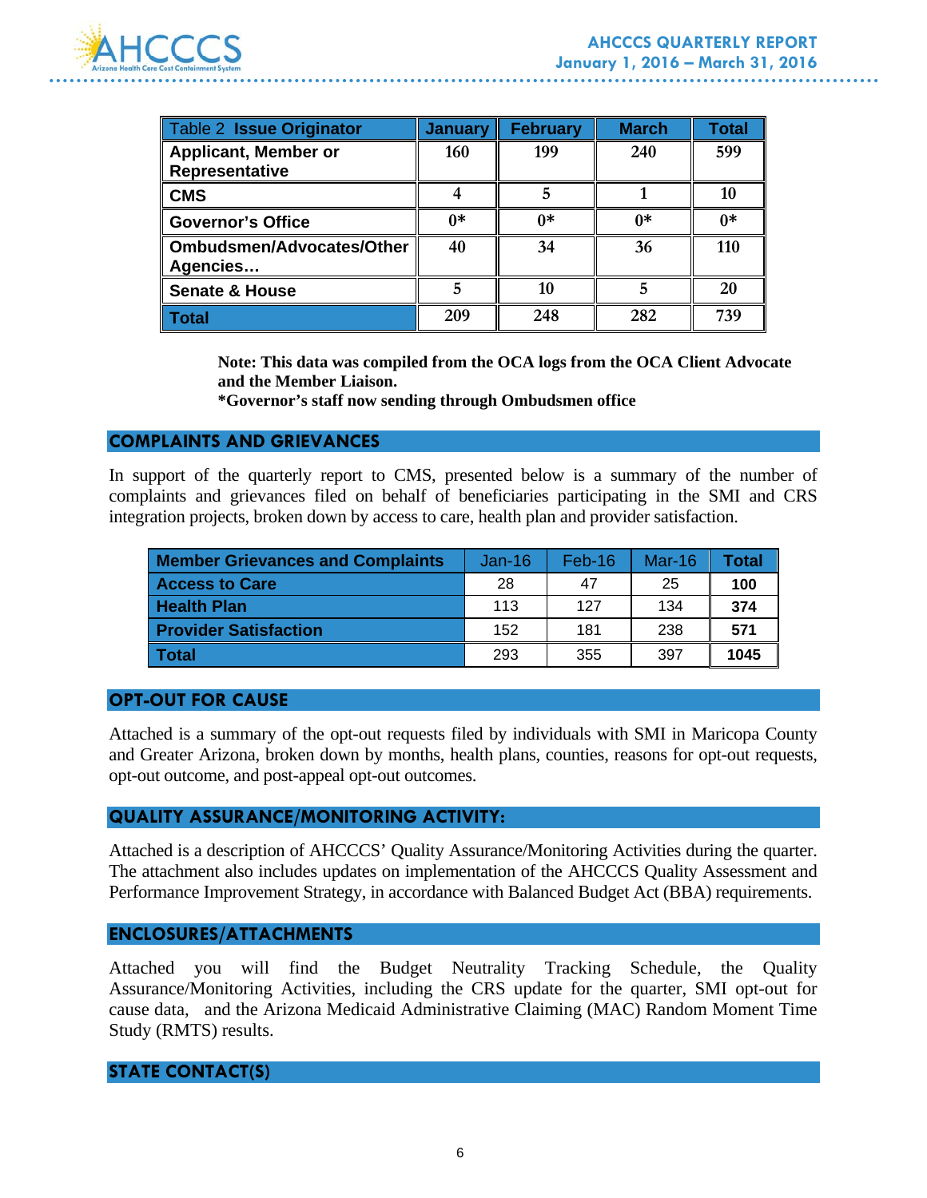| Table 2 **Issue Originator** | January | February | March | Total |
|---|---|---|---|---|
| **Applicant, Member or Representative** | 160 | 199 | 240 | 599 |
| **CMS** | 4 | 5 | 1 | 10 |
| **Governor's Office** | 0* | 0* | 0* | 0* |
| **Ombudsmen/Advocates/Other Agencies…** | 40 | 34 | 36 | 110 |
| **Senate & House** | 5 | 10 | 5 | 20 |
| **Total** | 209 | 248 | 282 | 739 |

**Note: This data was compiled from the OCA logs from the OCA Client Advocate and the Member Liaison.**
**\*Governor's staff now sending through Ombudsmen office**

## COMPLAINTS AND GRIEVANCES

In support of the quarterly report to CMS, presented below is a summary of the number of complaints and grievances filed on behalf of beneficiaries participating in the SMI and CRS integration projects, broken down by access to care, health plan and provider satisfaction.

| Member Grievances and Complaints | Jan-16 | Feb-16 | Mar-16 | Total |
|---|---|---|---|---|
| **Access to Care** | 28 | 47 | 25 | **100** |
| **Health Plan** | 113 | 127 | 134 | **374** |
| **Provider Satisfaction** | 152 | 181 | 238 | **571** |
| **Total** | 293 | 355 | 397 | **1045** |

## OPT-OUT FOR CAUSE

Attached is a summary of the opt-out requests filed by individuals with SMI in Maricopa County and Greater Arizona, broken down by months, health plans, counties, reasons for opt-out requests, opt-out outcome, and post-appeal opt-out outcomes.

## QUALITY ASSURANCE/MONITORING ACTIVITY:

Attached is a description of AHCCCS' Quality Assurance/Monitoring Activities during the quarter. The attachment also includes updates on implementation of the AHCCCS Quality Assessment and Performance Improvement Strategy, in accordance with Balanced Budget Act (BBA) requirements.

## ENCLOSURES/ATTACHMENTS

Attached you will find the Budget Neutrality Tracking Schedule, the Quality Assurance/Monitoring Activities, including the CRS update for the quarter, SMI opt-out for cause data, and the Arizona Medicaid Administrative Claiming (MAC) Random Moment Time Study (RMTS) results.

## STATE CONTACT(S)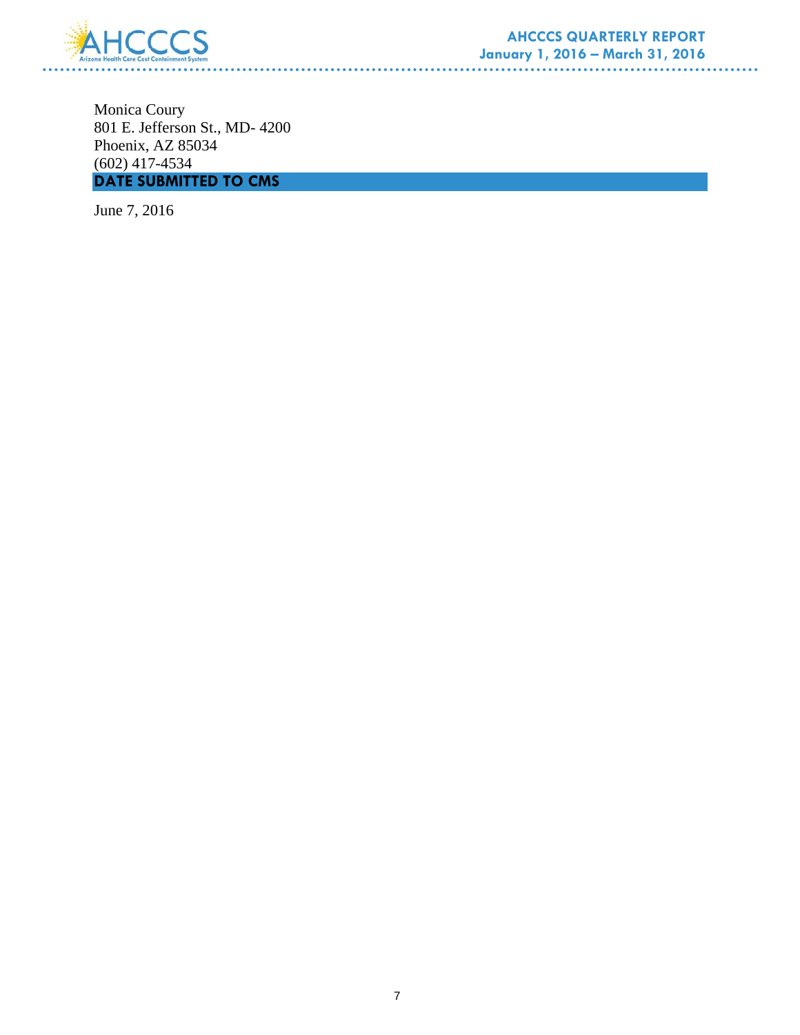Monica Coury
801 E. Jefferson St., MD- 4200
Phoenix, AZ 85034
(602) 417-4534

## DATE SUBMITTED TO CMS

June 7, 2016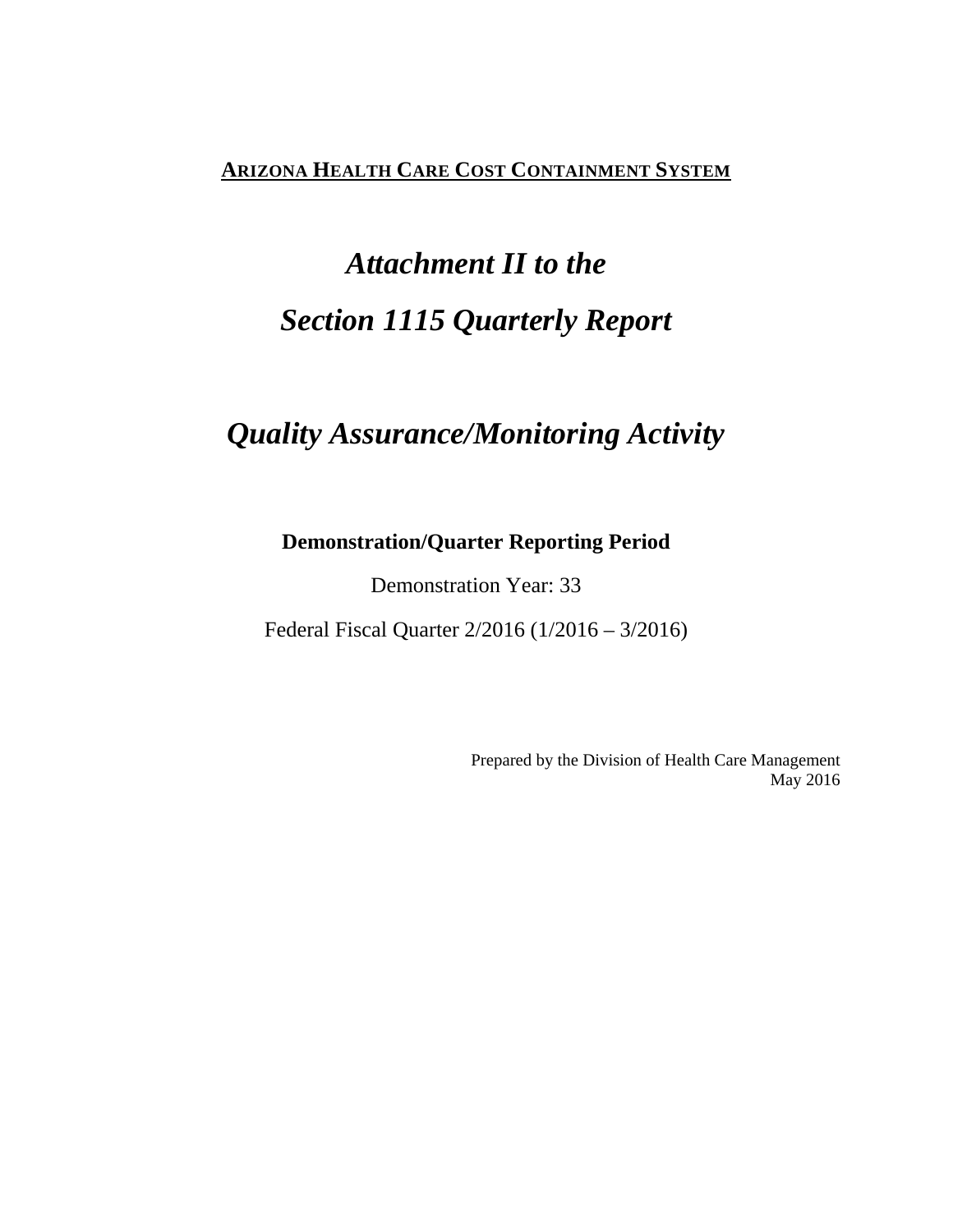**ARIZONA HEALTH CARE COST CONTAINMENT SYSTEM**

# *Attachment II to the*

# *Section 1115 Quarterly Report*

# *Quality Assurance/Monitoring Activity*

**Demonstration/Quarter Reporting Period**

Demonstration Year: 33

Federal Fiscal Quarter 2/2016 (1/2016 – 3/2016)

Prepared by the Division of Health Care Management
May 2016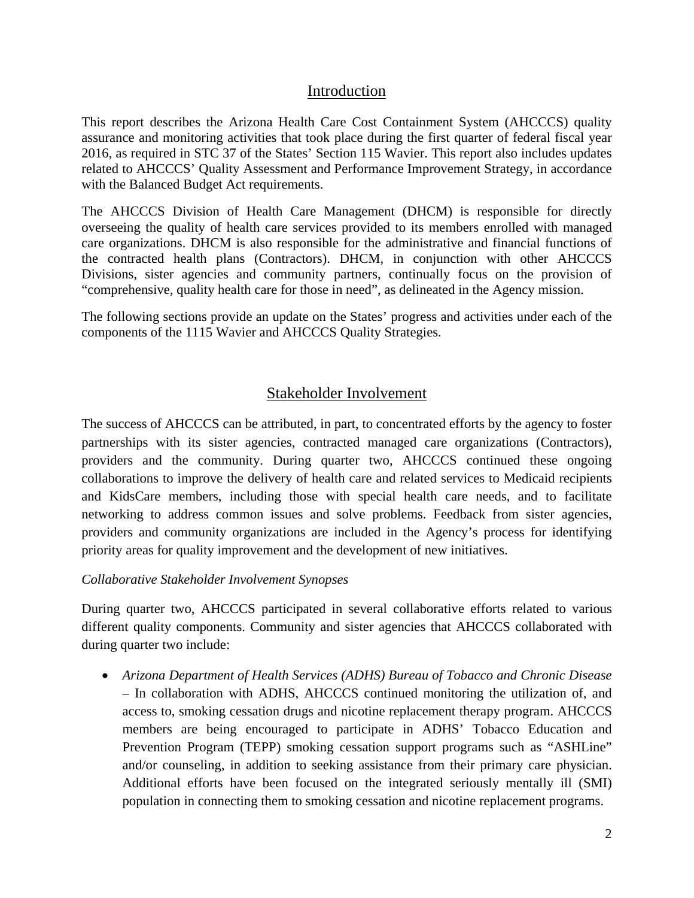## Introduction

This report describes the Arizona Health Care Cost Containment System (AHCCCS) quality assurance and monitoring activities that took place during the first quarter of federal fiscal year 2016, as required in STC 37 of the States' Section 115 Wavier. This report also includes updates related to AHCCCS' Quality Assessment and Performance Improvement Strategy, in accordance with the Balanced Budget Act requirements.

The AHCCCS Division of Health Care Management (DHCM) is responsible for directly overseeing the quality of health care services provided to its members enrolled with managed care organizations. DHCM is also responsible for the administrative and financial functions of the contracted health plans (Contractors). DHCM, in conjunction with other AHCCCS Divisions, sister agencies and community partners, continually focus on the provision of "comprehensive, quality health care for those in need", as delineated in the Agency mission.

The following sections provide an update on the States' progress and activities under each of the components of the 1115 Wavier and AHCCCS Quality Strategies.

## Stakeholder Involvement

The success of AHCCCS can be attributed, in part, to concentrated efforts by the agency to foster partnerships with its sister agencies, contracted managed care organizations (Contractors), providers and the community. During quarter two, AHCCCS continued these ongoing collaborations to improve the delivery of health care and related services to Medicaid recipients and KidsCare members, including those with special health care needs, and to facilitate networking to address common issues and solve problems. Feedback from sister agencies, providers and community organizations are included in the Agency's process for identifying priority areas for quality improvement and the development of new initiatives.

*Collaborative Stakeholder Involvement Synopses*

During quarter two, AHCCCS participated in several collaborative efforts related to various different quality components. Community and sister agencies that AHCCCS collaborated with during quarter two include:

- *Arizona Department of Health Services (ADHS) Bureau of Tobacco and Chronic Disease* – In collaboration with ADHS, AHCCCS continued monitoring the utilization of, and access to, smoking cessation drugs and nicotine replacement therapy program. AHCCCS members are being encouraged to participate in ADHS' Tobacco Education and Prevention Program (TEPP) smoking cessation support programs such as "ASHLine" and/or counseling, in addition to seeking assistance from their primary care physician. Additional efforts have been focused on the integrated seriously mentally ill (SMI) population in connecting them to smoking cessation and nicotine replacement programs.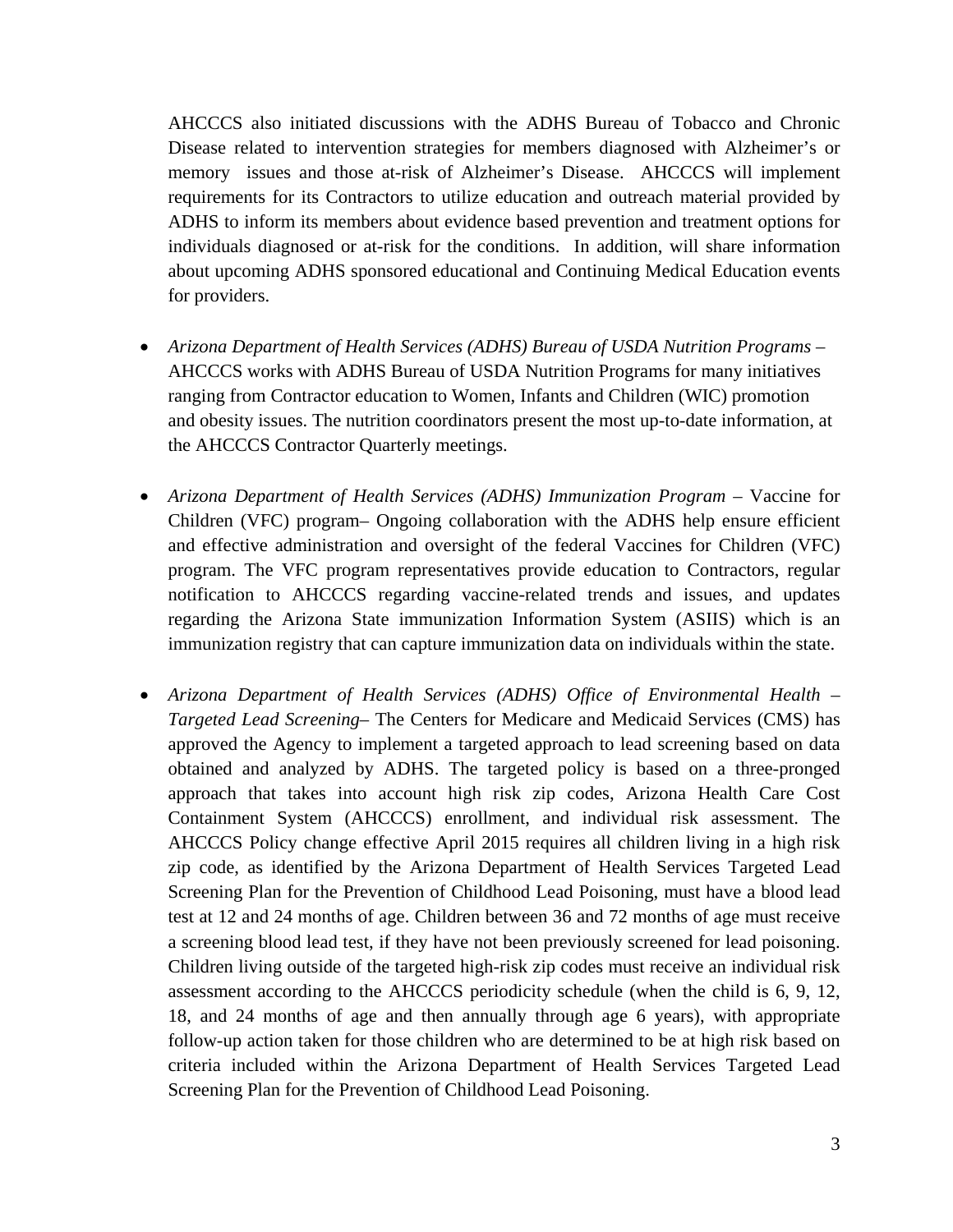AHCCCS also initiated discussions with the ADHS Bureau of Tobacco and Chronic Disease related to intervention strategies for members diagnosed with Alzheimer's or memory issues and those at-risk of Alzheimer's Disease. AHCCCS will implement requirements for its Contractors to utilize education and outreach material provided by ADHS to inform its members about evidence based prevention and treatment options for individuals diagnosed or at-risk for the conditions. In addition, will share information about upcoming ADHS sponsored educational and Continuing Medical Education events for providers.

- *Arizona Department of Health Services (ADHS) Bureau of USDA Nutrition Programs* – AHCCCS works with ADHS Bureau of USDA Nutrition Programs for many initiatives ranging from Contractor education to Women, Infants and Children (WIC) promotion and obesity issues. The nutrition coordinators present the most up-to-date information, at the AHCCCS Contractor Quarterly meetings.

- *Arizona Department of Health Services (ADHS) Immunization Program* – Vaccine for Children (VFC) program– Ongoing collaboration with the ADHS help ensure efficient and effective administration and oversight of the federal Vaccines for Children (VFC) program. The VFC program representatives provide education to Contractors, regular notification to AHCCCS regarding vaccine-related trends and issues, and updates regarding the Arizona State immunization Information System (ASIIS) which is an immunization registry that can capture immunization data on individuals within the state.

- *Arizona Department of Health Services (ADHS) Office of Environmental Health – Targeted Lead Screening*– The Centers for Medicare and Medicaid Services (CMS) has approved the Agency to implement a targeted approach to lead screening based on data obtained and analyzed by ADHS. The targeted policy is based on a three-pronged approach that takes into account high risk zip codes, Arizona Health Care Cost Containment System (AHCCCS) enrollment, and individual risk assessment. The AHCCCS Policy change effective April 2015 requires all children living in a high risk zip code, as identified by the Arizona Department of Health Services Targeted Lead Screening Plan for the Prevention of Childhood Lead Poisoning, must have a blood lead test at 12 and 24 months of age. Children between 36 and 72 months of age must receive a screening blood lead test, if they have not been previously screened for lead poisoning. Children living outside of the targeted high-risk zip codes must receive an individual risk assessment according to the AHCCCS periodicity schedule (when the child is 6, 9, 12, 18, and 24 months of age and then annually through age 6 years), with appropriate follow-up action taken for those children who are determined to be at high risk based on criteria included within the Arizona Department of Health Services Targeted Lead Screening Plan for the Prevention of Childhood Lead Poisoning.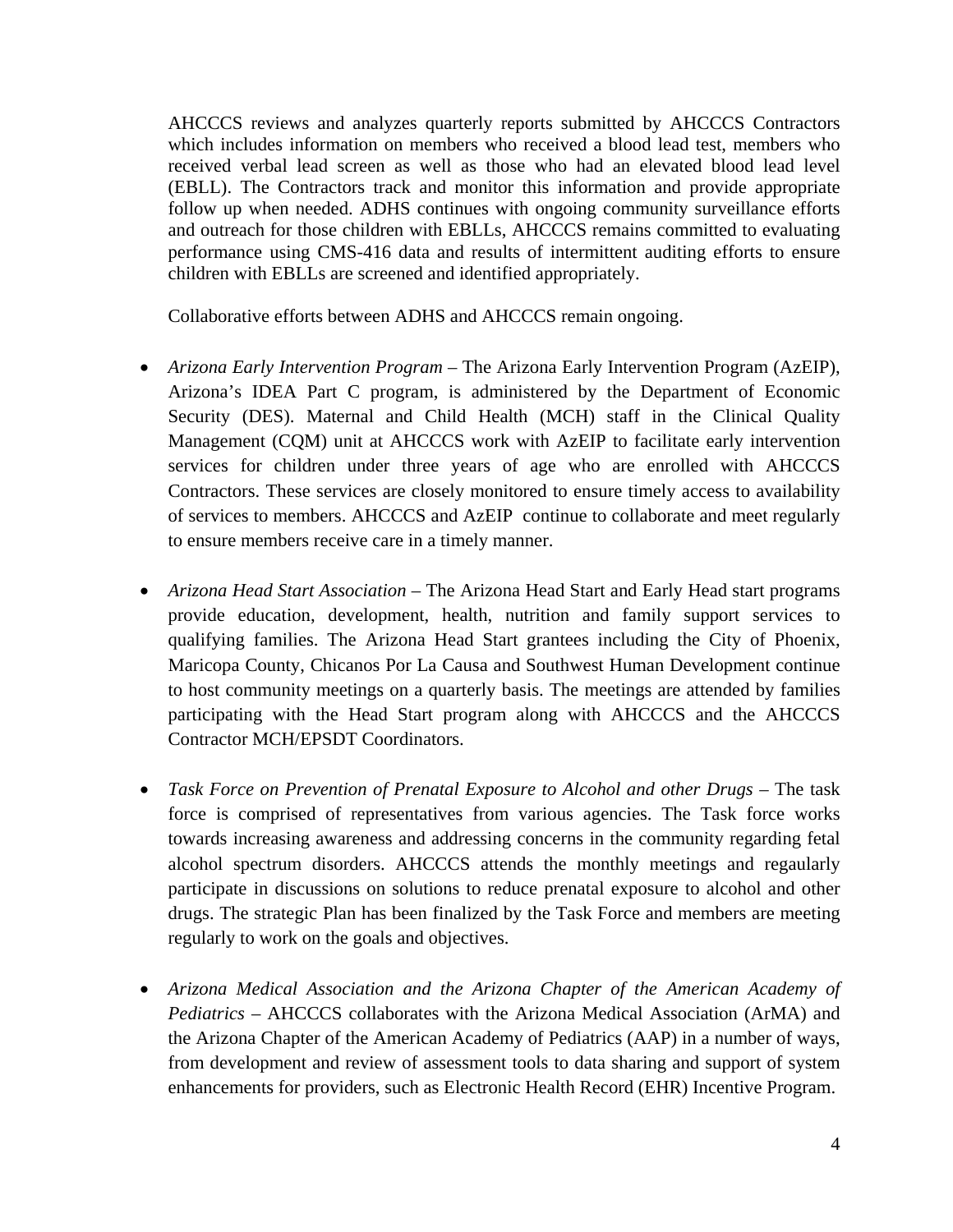AHCCCS reviews and analyzes quarterly reports submitted by AHCCCS Contractors which includes information on members who received a blood lead test, members who received verbal lead screen as well as those who had an elevated blood lead level (EBLL). The Contractors track and monitor this information and provide appropriate follow up when needed. ADHS continues with ongoing community surveillance efforts and outreach for those children with EBLLs, AHCCCS remains committed to evaluating performance using CMS-416 data and results of intermittent auditing efforts to ensure children with EBLLs are screened and identified appropriately.

Collaborative efforts between ADHS and AHCCCS remain ongoing.

- *Arizona Early Intervention Program* – The Arizona Early Intervention Program (AzEIP), Arizona's IDEA Part C program, is administered by the Department of Economic Security (DES). Maternal and Child Health (MCH) staff in the Clinical Quality Management (CQM) unit at AHCCCS work with AzEIP to facilitate early intervention services for children under three years of age who are enrolled with AHCCCS Contractors. These services are closely monitored to ensure timely access to availability of services to members. AHCCCS and AzEIP continue to collaborate and meet regularly to ensure members receive care in a timely manner.

- *Arizona Head Start Association* – The Arizona Head Start and Early Head start programs provide education, development, health, nutrition and family support services to qualifying families. The Arizona Head Start grantees including the City of Phoenix, Maricopa County, Chicanos Por La Causa and Southwest Human Development continue to host community meetings on a quarterly basis. The meetings are attended by families participating with the Head Start program along with AHCCCS and the AHCCCS Contractor MCH/EPSDT Coordinators.

- *Task Force on Prevention of Prenatal Exposure to Alcohol and other Drugs* – The task force is comprised of representatives from various agencies. The Task force works towards increasing awareness and addressing concerns in the community regarding fetal alcohol spectrum disorders. AHCCCS attends the monthly meetings and regaularly participate in discussions on solutions to reduce prenatal exposure to alcohol and other drugs. The strategic Plan has been finalized by the Task Force and members are meeting regularly to work on the goals and objectives.

- *Arizona Medical Association and the Arizona Chapter of the American Academy of Pediatrics* – AHCCCS collaborates with the Arizona Medical Association (ArMA) and the Arizona Chapter of the American Academy of Pediatrics (AAP) in a number of ways, from development and review of assessment tools to data sharing and support of system enhancements for providers, such as Electronic Health Record (EHR) Incentive Program.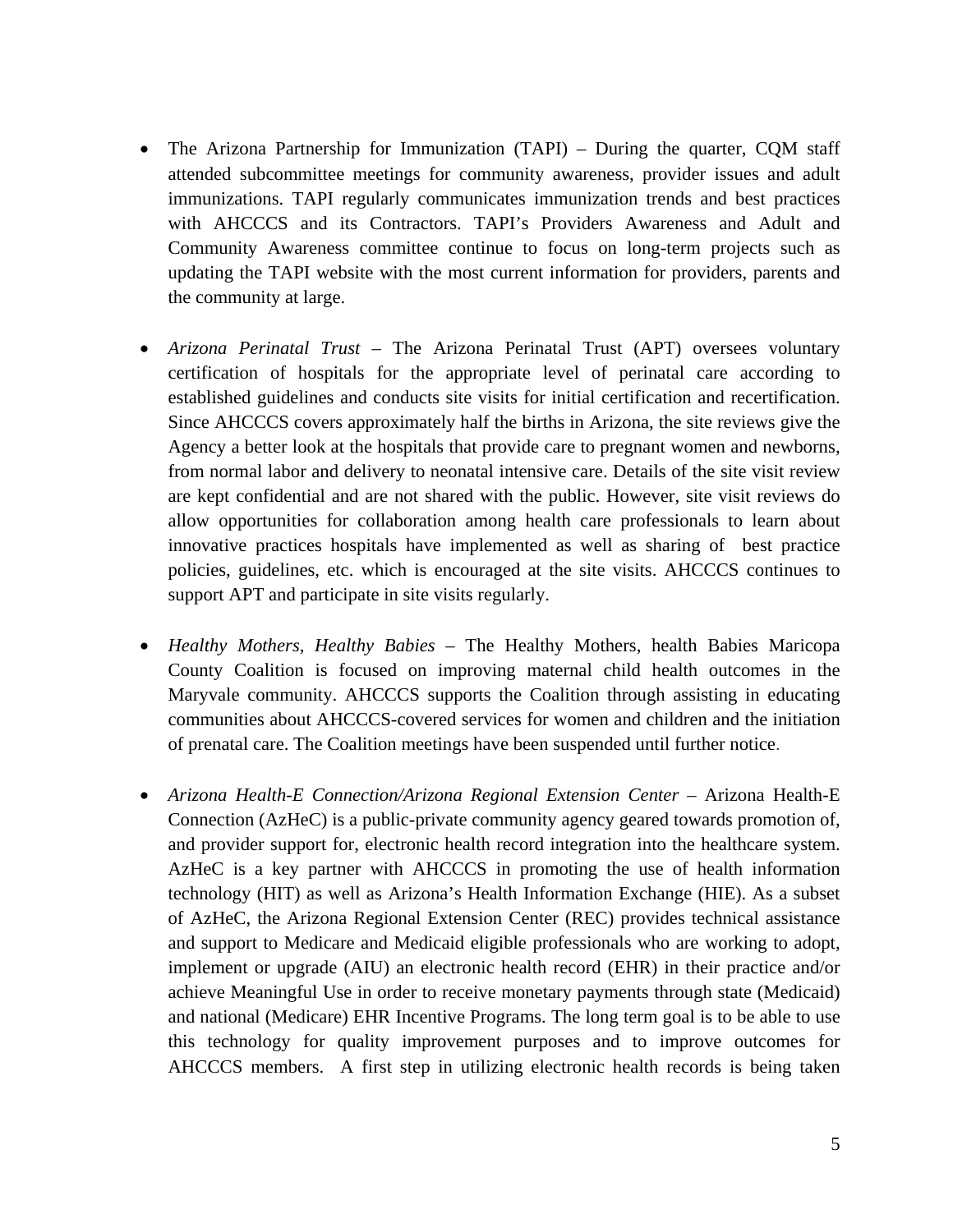- The Arizona Partnership for Immunization (TAPI) – During the quarter, CQM staff attended subcommittee meetings for community awareness, provider issues and adult immunizations. TAPI regularly communicates immunization trends and best practices with AHCCCS and its Contractors. TAPI's Providers Awareness and Adult and Community Awareness committee continue to focus on long-term projects such as updating the TAPI website with the most current information for providers, parents and the community at large.

- *Arizona Perinatal Trust* – The Arizona Perinatal Trust (APT) oversees voluntary certification of hospitals for the appropriate level of perinatal care according to established guidelines and conducts site visits for initial certification and recertification. Since AHCCCS covers approximately half the births in Arizona, the site reviews give the Agency a better look at the hospitals that provide care to pregnant women and newborns, from normal labor and delivery to neonatal intensive care. Details of the site visit review are kept confidential and are not shared with the public. However, site visit reviews do allow opportunities for collaboration among health care professionals to learn about innovative practices hospitals have implemented as well as sharing of best practice policies, guidelines, etc. which is encouraged at the site visits. AHCCCS continues to support APT and participate in site visits regularly.

- *Healthy Mothers, Healthy Babies* – The Healthy Mothers, health Babies Maricopa County Coalition is focused on improving maternal child health outcomes in the Maryvale community. AHCCCS supports the Coalition through assisting in educating communities about AHCCCS-covered services for women and children and the initiation of prenatal care. The Coalition meetings have been suspended until further notice.

- *Arizona Health-E Connection/Arizona Regional Extension Center* – Arizona Health-E Connection (AzHeC) is a public-private community agency geared towards promotion of, and provider support for, electronic health record integration into the healthcare system. AzHeC is a key partner with AHCCCS in promoting the use of health information technology (HIT) as well as Arizona's Health Information Exchange (HIE). As a subset of AzHeC, the Arizona Regional Extension Center (REC) provides technical assistance and support to Medicare and Medicaid eligible professionals who are working to adopt, implement or upgrade (AIU) an electronic health record (EHR) in their practice and/or achieve Meaningful Use in order to receive monetary payments through state (Medicaid) and national (Medicare) EHR Incentive Programs. The long term goal is to be able to use this technology for quality improvement purposes and to improve outcomes for AHCCCS members. A first step in utilizing electronic health records is being taken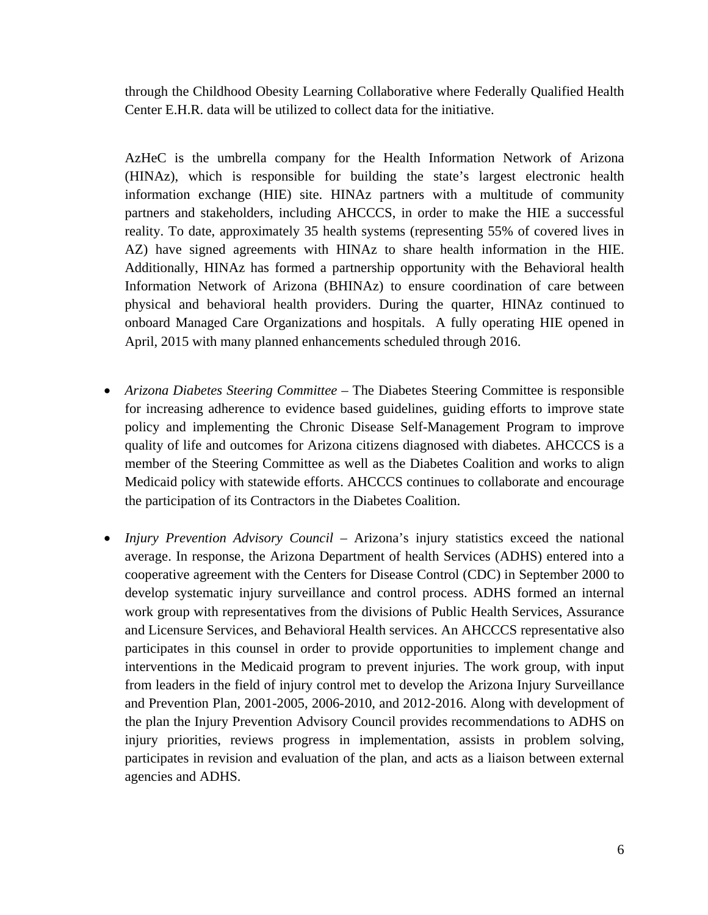through the Childhood Obesity Learning Collaborative where Federally Qualified Health Center E.H.R. data will be utilized to collect data for the initiative.

AzHeC is the umbrella company for the Health Information Network of Arizona (HINAz), which is responsible for building the state's largest electronic health information exchange (HIE) site. HINAz partners with a multitude of community partners and stakeholders, including AHCCCS, in order to make the HIE a successful reality. To date, approximately 35 health systems (representing 55% of covered lives in AZ) have signed agreements with HINAz to share health information in the HIE. Additionally, HINAz has formed a partnership opportunity with the Behavioral health Information Network of Arizona (BHINAz) to ensure coordination of care between physical and behavioral health providers. During the quarter, HINAz continued to onboard Managed Care Organizations and hospitals. A fully operating HIE opened in April, 2015 with many planned enhancements scheduled through 2016.

- *Arizona Diabetes Steering Committee* – The Diabetes Steering Committee is responsible for increasing adherence to evidence based guidelines, guiding efforts to improve state policy and implementing the Chronic Disease Self-Management Program to improve quality of life and outcomes for Arizona citizens diagnosed with diabetes. AHCCCS is a member of the Steering Committee as well as the Diabetes Coalition and works to align Medicaid policy with statewide efforts. AHCCCS continues to collaborate and encourage the participation of its Contractors in the Diabetes Coalition.

- *Injury Prevention Advisory Council* – Arizona's injury statistics exceed the national average. In response, the Arizona Department of health Services (ADHS) entered into a cooperative agreement with the Centers for Disease Control (CDC) in September 2000 to develop systematic injury surveillance and control process. ADHS formed an internal work group with representatives from the divisions of Public Health Services, Assurance and Licensure Services, and Behavioral Health services. An AHCCCS representative also participates in this counsel in order to provide opportunities to implement change and interventions in the Medicaid program to prevent injuries. The work group, with input from leaders in the field of injury control met to develop the Arizona Injury Surveillance and Prevention Plan, 2001-2005, 2006-2010, and 2012-2016. Along with development of the plan the Injury Prevention Advisory Council provides recommendations to ADHS on injury priorities, reviews progress in implementation, assists in problem solving, participates in revision and evaluation of the plan, and acts as a liaison between external agencies and ADHS.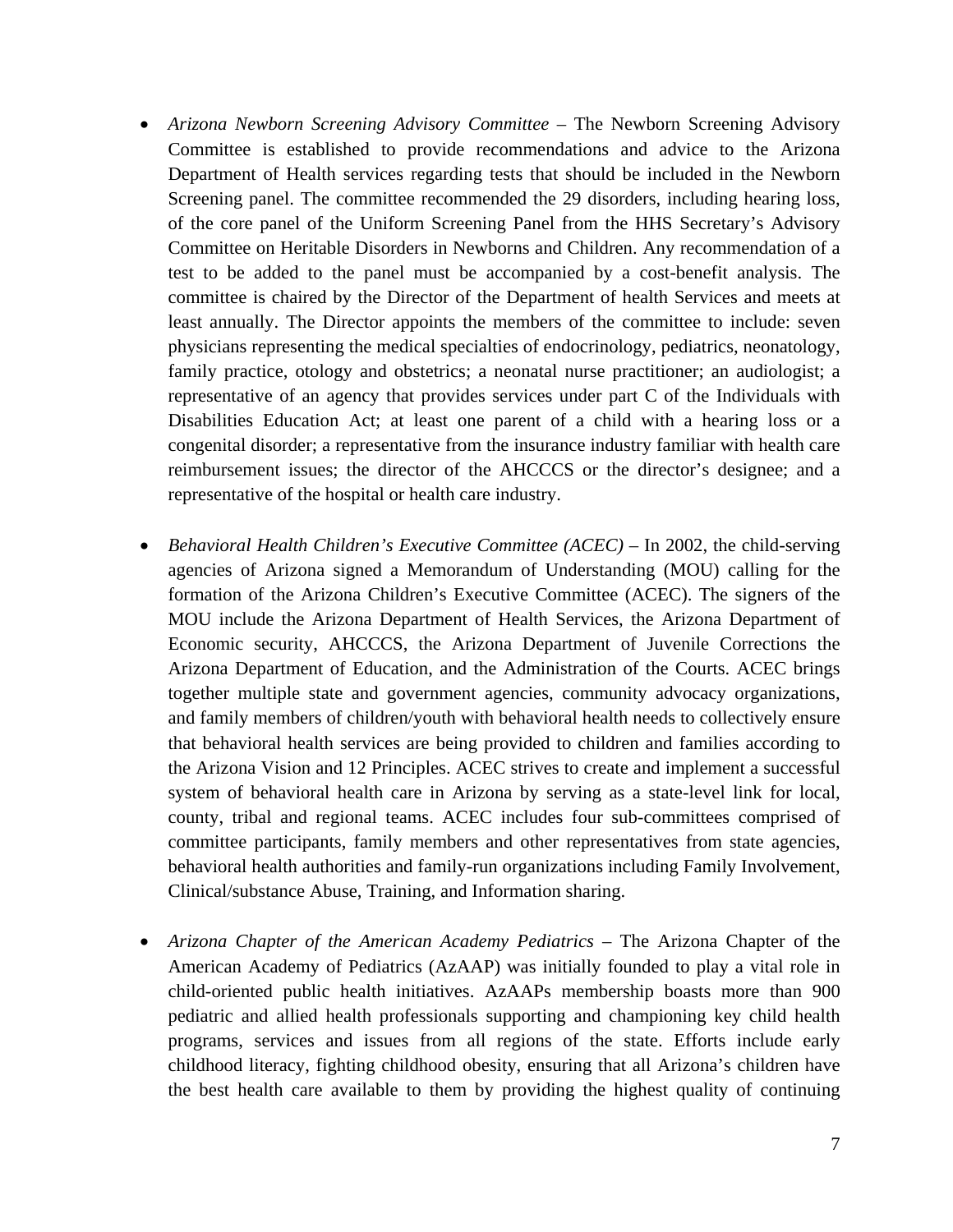- *Arizona Newborn Screening Advisory Committee* – The Newborn Screening Advisory Committee is established to provide recommendations and advice to the Arizona Department of Health services regarding tests that should be included in the Newborn Screening panel. The committee recommended the 29 disorders, including hearing loss, of the core panel of the Uniform Screening Panel from the HHS Secretary's Advisory Committee on Heritable Disorders in Newborns and Children. Any recommendation of a test to be added to the panel must be accompanied by a cost-benefit analysis. The committee is chaired by the Director of the Department of health Services and meets at least annually. The Director appoints the members of the committee to include: seven physicians representing the medical specialties of endocrinology, pediatrics, neonatology, family practice, otology and obstetrics; a neonatal nurse practitioner; an audiologist; a representative of an agency that provides services under part C of the Individuals with Disabilities Education Act; at least one parent of a child with a hearing loss or a congenital disorder; a representative from the insurance industry familiar with health care reimbursement issues; the director of the AHCCCS or the director's designee; and a representative of the hospital or health care industry.

- *Behavioral Health Children's Executive Committee (ACEC)* – In 2002, the child-serving agencies of Arizona signed a Memorandum of Understanding (MOU) calling for the formation of the Arizona Children's Executive Committee (ACEC). The signers of the MOU include the Arizona Department of Health Services, the Arizona Department of Economic security, AHCCCS, the Arizona Department of Juvenile Corrections the Arizona Department of Education, and the Administration of the Courts. ACEC brings together multiple state and government agencies, community advocacy organizations, and family members of children/youth with behavioral health needs to collectively ensure that behavioral health services are being provided to children and families according to the Arizona Vision and 12 Principles. ACEC strives to create and implement a successful system of behavioral health care in Arizona by serving as a state-level link for local, county, tribal and regional teams. ACEC includes four sub-committees comprised of committee participants, family members and other representatives from state agencies, behavioral health authorities and family-run organizations including Family Involvement, Clinical/substance Abuse, Training, and Information sharing.

- *Arizona Chapter of the American Academy Pediatrics* – The Arizona Chapter of the American Academy of Pediatrics (AzAAP) was initially founded to play a vital role in child-oriented public health initiatives. AzAAPs membership boasts more than 900 pediatric and allied health professionals supporting and championing key child health programs, services and issues from all regions of the state. Efforts include early childhood literacy, fighting childhood obesity, ensuring that all Arizona's children have the best health care available to them by providing the highest quality of continuing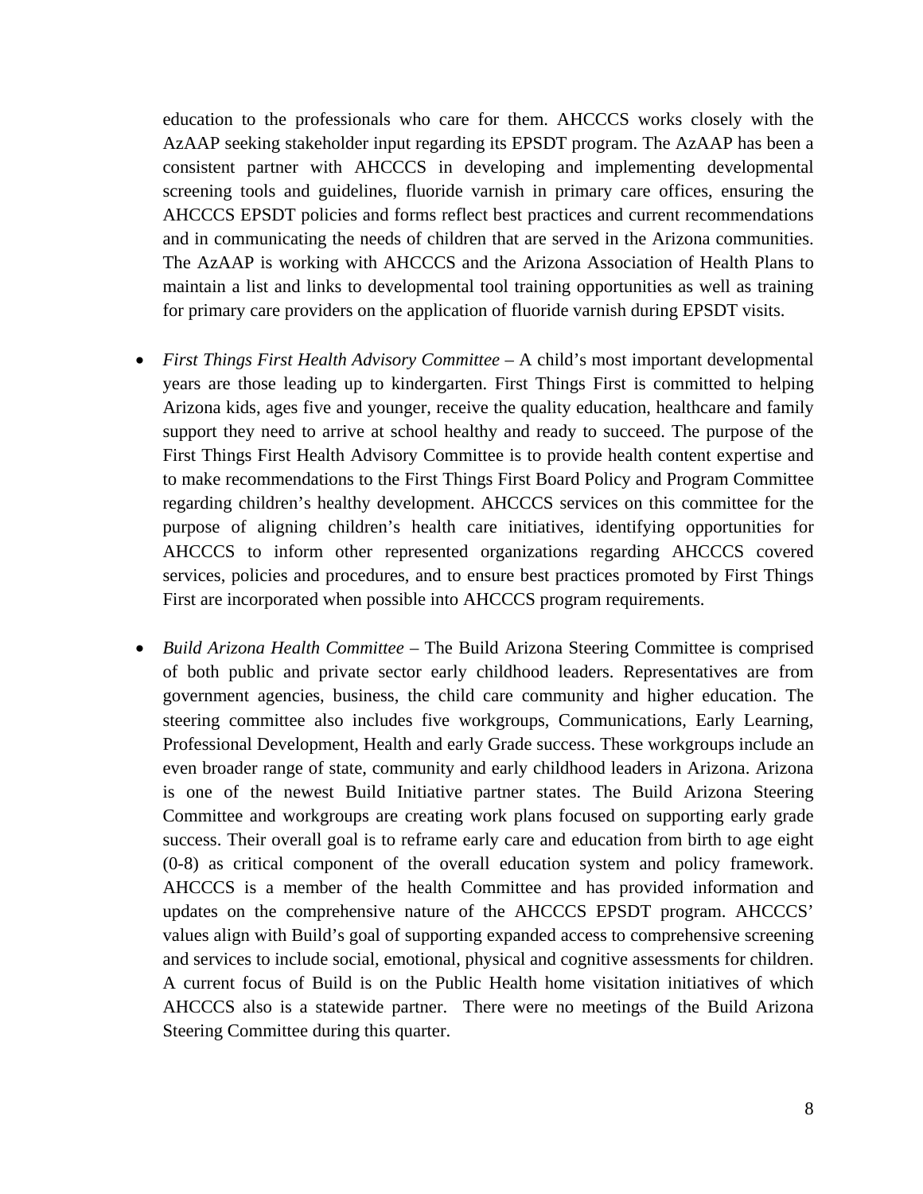education to the professionals who care for them. AHCCCS works closely with the AzAAP seeking stakeholder input regarding its EPSDT program. The AzAAP has been a consistent partner with AHCCCS in developing and implementing developmental screening tools and guidelines, fluoride varnish in primary care offices, ensuring the AHCCCS EPSDT policies and forms reflect best practices and current recommendations and in communicating the needs of children that are served in the Arizona communities. The AzAAP is working with AHCCCS and the Arizona Association of Health Plans to maintain a list and links to developmental tool training opportunities as well as training for primary care providers on the application of fluoride varnish during EPSDT visits.

- *First Things First Health Advisory Committee* – A child's most important developmental years are those leading up to kindergarten. First Things First is committed to helping Arizona kids, ages five and younger, receive the quality education, healthcare and family support they need to arrive at school healthy and ready to succeed. The purpose of the First Things First Health Advisory Committee is to provide health content expertise and to make recommendations to the First Things First Board Policy and Program Committee regarding children's healthy development. AHCCCS services on this committee for the purpose of aligning children's health care initiatives, identifying opportunities for AHCCCS to inform other represented organizations regarding AHCCCS covered services, policies and procedures, and to ensure best practices promoted by First Things First are incorporated when possible into AHCCCS program requirements.

- *Build Arizona Health Committee* – The Build Arizona Steering Committee is comprised of both public and private sector early childhood leaders. Representatives are from government agencies, business, the child care community and higher education. The steering committee also includes five workgroups, Communications, Early Learning, Professional Development, Health and early Grade success. These workgroups include an even broader range of state, community and early childhood leaders in Arizona. Arizona is one of the newest Build Initiative partner states. The Build Arizona Steering Committee and workgroups are creating work plans focused on supporting early grade success. Their overall goal is to reframe early care and education from birth to age eight (0-8) as critical component of the overall education system and policy framework. AHCCCS is a member of the health Committee and has provided information and updates on the comprehensive nature of the AHCCCS EPSDT program. AHCCCS' values align with Build's goal of supporting expanded access to comprehensive screening and services to include social, emotional, physical and cognitive assessments for children. A current focus of Build is on the Public Health home visitation initiatives of which AHCCCS also is a statewide partner. There were no meetings of the Build Arizona Steering Committee during this quarter.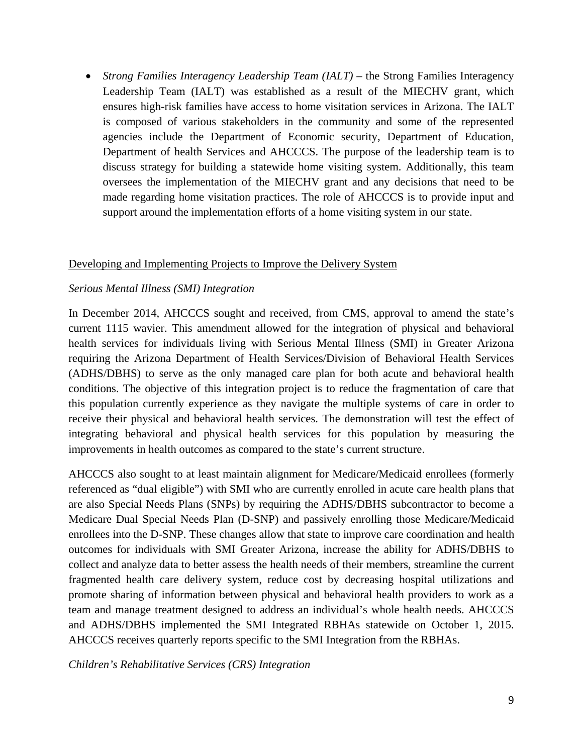- *Strong Families Interagency Leadership Team (IALT)* – the Strong Families Interagency Leadership Team (IALT) was established as a result of the MIECHV grant, which ensures high-risk families have access to home visitation services in Arizona. The IALT is composed of various stakeholders in the community and some of the represented agencies include the Department of Economic security, Department of Education, Department of health Services and AHCCCS. The purpose of the leadership team is to discuss strategy for building a statewide home visiting system. Additionally, this team oversees the implementation of the MIECHV grant and any decisions that need to be made regarding home visitation practices. The role of AHCCCS is to provide input and support around the implementation efforts of a home visiting system in our state.

<u>Developing and Implementing Projects to Improve the Delivery System</u>

*Serious Mental Illness (SMI) Integration*

In December 2014, AHCCCS sought and received, from CMS, approval to amend the state's current 1115 wavier. This amendment allowed for the integration of physical and behavioral health services for individuals living with Serious Mental Illness (SMI) in Greater Arizona requiring the Arizona Department of Health Services/Division of Behavioral Health Services (ADHS/DBHS) to serve as the only managed care plan for both acute and behavioral health conditions. The objective of this integration project is to reduce the fragmentation of care that this population currently experience as they navigate the multiple systems of care in order to receive their physical and behavioral health services. The demonstration will test the effect of integrating behavioral and physical health services for this population by measuring the improvements in health outcomes as compared to the state's current structure.

AHCCCS also sought to at least maintain alignment for Medicare/Medicaid enrollees (formerly referenced as "dual eligible") with SMI who are currently enrolled in acute care health plans that are also Special Needs Plans (SNPs) by requiring the ADHS/DBHS subcontractor to become a Medicare Dual Special Needs Plan (D-SNP) and passively enrolling those Medicare/Medicaid enrollees into the D-SNP. These changes allow that state to improve care coordination and health outcomes for individuals with SMI Greater Arizona, increase the ability for ADHS/DBHS to collect and analyze data to better assess the health needs of their members, streamline the current fragmented health care delivery system, reduce cost by decreasing hospital utilizations and promote sharing of information between physical and behavioral health providers to work as a team and manage treatment designed to address an individual's whole health needs. AHCCCS and ADHS/DBHS implemented the SMI Integrated RBHAs statewide on October 1, 2015. AHCCCS receives quarterly reports specific to the SMI Integration from the RBHAs.

*Children's Rehabilitative Services (CRS) Integration*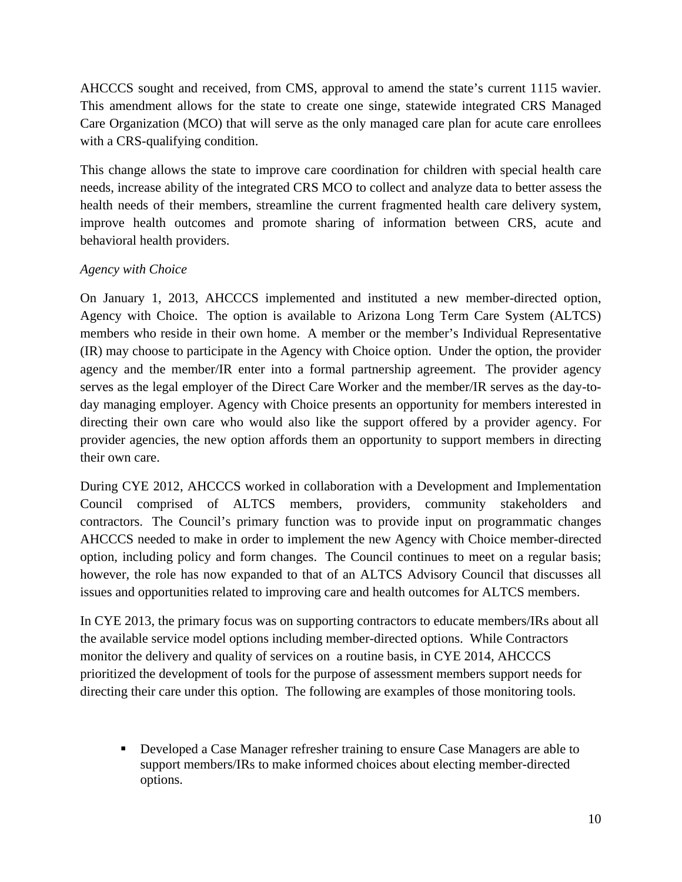AHCCCS sought and received, from CMS, approval to amend the state's current 1115 wavier. This amendment allows for the state to create one singe, statewide integrated CRS Managed Care Organization (MCO) that will serve as the only managed care plan for acute care enrollees with a CRS-qualifying condition.

This change allows the state to improve care coordination for children with special health care needs, increase ability of the integrated CRS MCO to collect and analyze data to better assess the health needs of their members, streamline the current fragmented health care delivery system, improve health outcomes and promote sharing of information between CRS, acute and behavioral health providers.

*Agency with Choice*

On January 1, 2013, AHCCCS implemented and instituted a new member-directed option, Agency with Choice. The option is available to Arizona Long Term Care System (ALTCS) members who reside in their own home. A member or the member's Individual Representative (IR) may choose to participate in the Agency with Choice option. Under the option, the provider agency and the member/IR enter into a formal partnership agreement. The provider agency serves as the legal employer of the Direct Care Worker and the member/IR serves as the day-to-day managing employer. Agency with Choice presents an opportunity for members interested in directing their own care who would also like the support offered by a provider agency. For provider agencies, the new option affords them an opportunity to support members in directing their own care.

During CYE 2012, AHCCCS worked in collaboration with a Development and Implementation Council comprised of ALTCS members, providers, community stakeholders and contractors. The Council's primary function was to provide input on programmatic changes AHCCCS needed to make in order to implement the new Agency with Choice member-directed option, including policy and form changes. The Council continues to meet on a regular basis; however, the role has now expanded to that of an ALTCS Advisory Council that discusses all issues and opportunities related to improving care and health outcomes for ALTCS members.

In CYE 2013, the primary focus was on supporting contractors to educate members/IRs about all the available service model options including member-directed options. While Contractors monitor the delivery and quality of services on a routine basis, in CYE 2014, AHCCCS prioritized the development of tools for the purpose of assessment members support needs for directing their care under this option. The following are examples of those monitoring tools.

- Developed a Case Manager refresher training to ensure Case Managers are able to support members/IRs to make informed choices about electing member-directed options.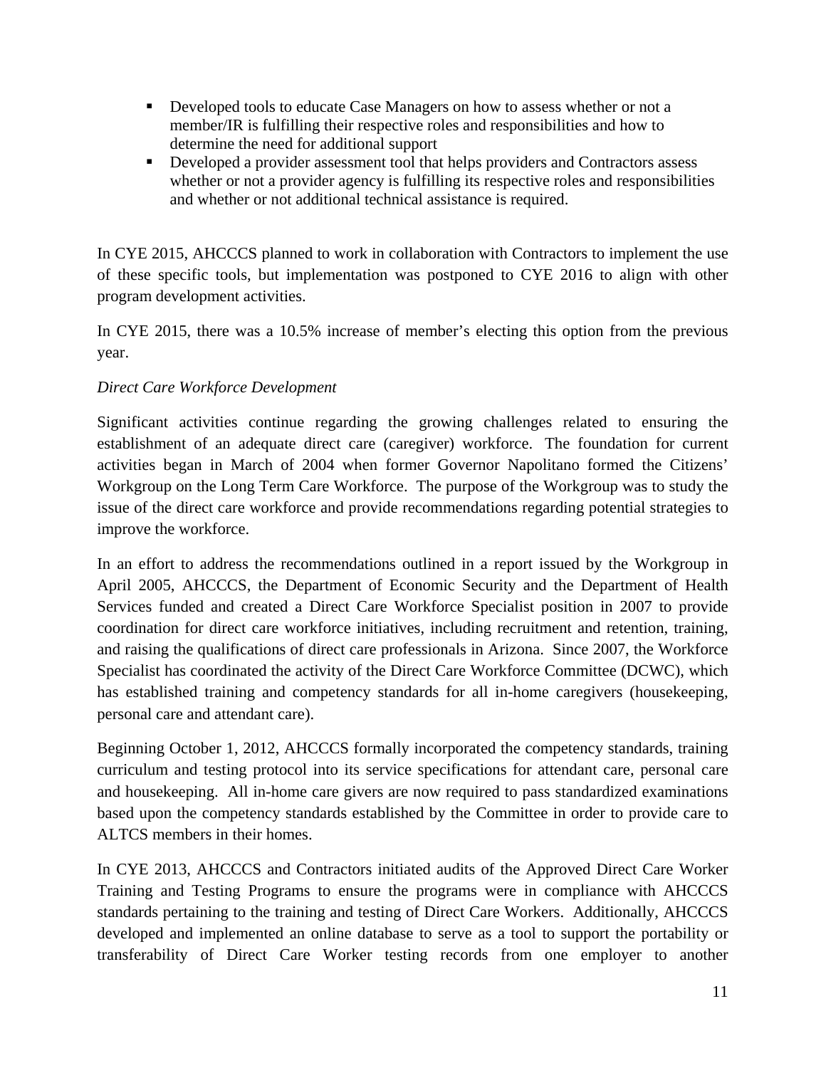- Developed tools to educate Case Managers on how to assess whether or not a member/IR is fulfilling their respective roles and responsibilities and how to determine the need for additional support
- Developed a provider assessment tool that helps providers and Contractors assess whether or not a provider agency is fulfilling its respective roles and responsibilities and whether or not additional technical assistance is required.

In CYE 2015, AHCCCS planned to work in collaboration with Contractors to implement the use of these specific tools, but implementation was postponed to CYE 2016 to align with other program development activities.

In CYE 2015, there was a 10.5% increase of member's electing this option from the previous year.

*Direct Care Workforce Development*

Significant activities continue regarding the growing challenges related to ensuring the establishment of an adequate direct care (caregiver) workforce. The foundation for current activities began in March of 2004 when former Governor Napolitano formed the Citizens' Workgroup on the Long Term Care Workforce. The purpose of the Workgroup was to study the issue of the direct care workforce and provide recommendations regarding potential strategies to improve the workforce.

In an effort to address the recommendations outlined in a report issued by the Workgroup in April 2005, AHCCCS, the Department of Economic Security and the Department of Health Services funded and created a Direct Care Workforce Specialist position in 2007 to provide coordination for direct care workforce initiatives, including recruitment and retention, training, and raising the qualifications of direct care professionals in Arizona. Since 2007, the Workforce Specialist has coordinated the activity of the Direct Care Workforce Committee (DCWC), which has established training and competency standards for all in-home caregivers (housekeeping, personal care and attendant care).

Beginning October 1, 2012, AHCCCS formally incorporated the competency standards, training curriculum and testing protocol into its service specifications for attendant care, personal care and housekeeping. All in-home care givers are now required to pass standardized examinations based upon the competency standards established by the Committee in order to provide care to ALTCS members in their homes.

In CYE 2013, AHCCCS and Contractors initiated audits of the Approved Direct Care Worker Training and Testing Programs to ensure the programs were in compliance with AHCCCS standards pertaining to the training and testing of Direct Care Workers. Additionally, AHCCCS developed and implemented an online database to serve as a tool to support the portability or transferability of Direct Care Worker testing records from one employer to another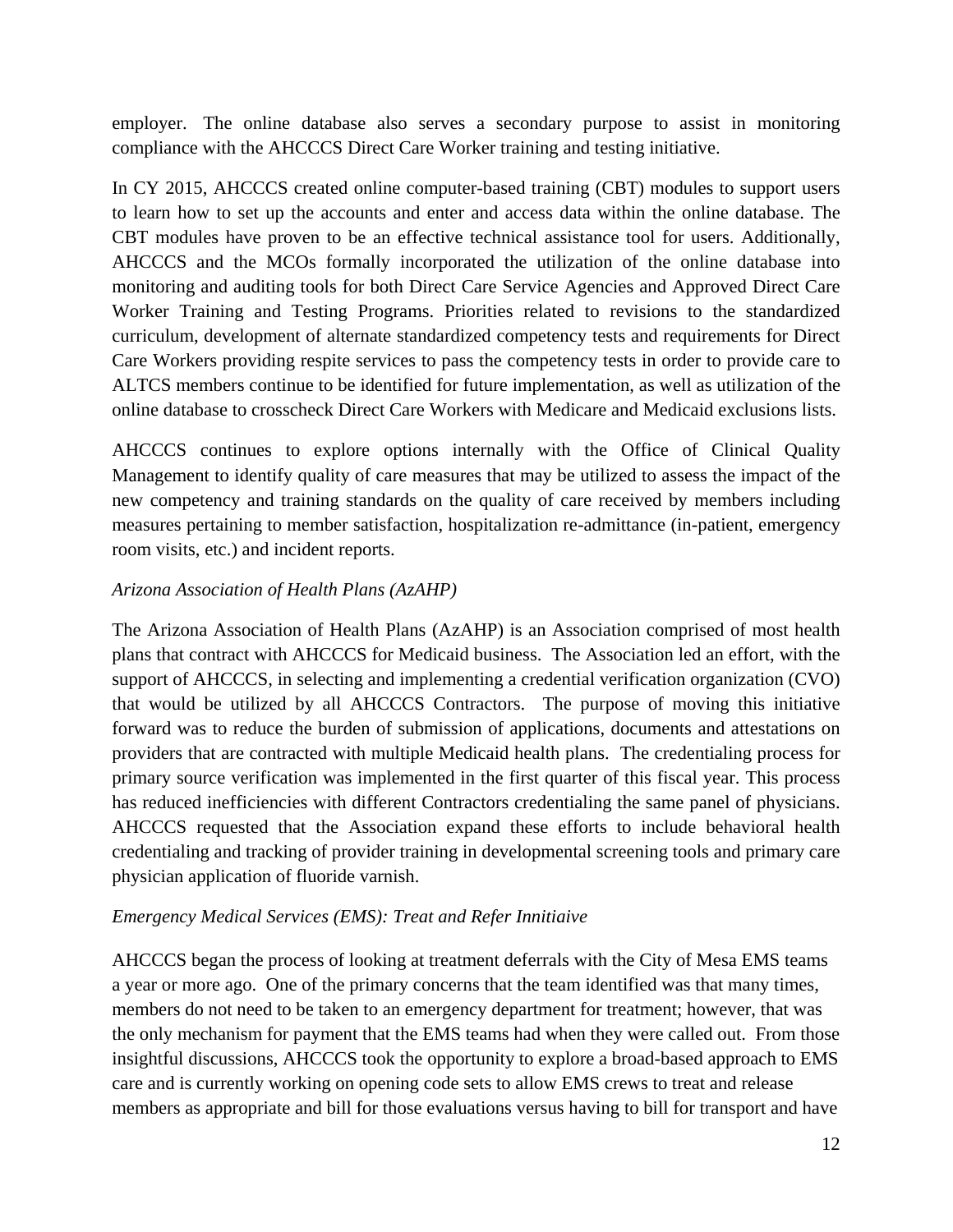employer. The online database also serves a secondary purpose to assist in monitoring compliance with the AHCCCS Direct Care Worker training and testing initiative.

In CY 2015, AHCCCS created online computer-based training (CBT) modules to support users to learn how to set up the accounts and enter and access data within the online database. The CBT modules have proven to be an effective technical assistance tool for users. Additionally, AHCCCS and the MCOs formally incorporated the utilization of the online database into monitoring and auditing tools for both Direct Care Service Agencies and Approved Direct Care Worker Training and Testing Programs. Priorities related to revisions to the standardized curriculum, development of alternate standardized competency tests and requirements for Direct Care Workers providing respite services to pass the competency tests in order to provide care to ALTCS members continue to be identified for future implementation, as well as utilization of the online database to crosscheck Direct Care Workers with Medicare and Medicaid exclusions lists.

AHCCCS continues to explore options internally with the Office of Clinical Quality Management to identify quality of care measures that may be utilized to assess the impact of the new competency and training standards on the quality of care received by members including measures pertaining to member satisfaction, hospitalization re-admittance (in-patient, emergency room visits, etc.) and incident reports.

*Arizona Association of Health Plans (AzAHP)*

The Arizona Association of Health Plans (AzAHP) is an Association comprised of most health plans that contract with AHCCCS for Medicaid business. The Association led an effort, with the support of AHCCCS, in selecting and implementing a credential verification organization (CVO) that would be utilized by all AHCCCS Contractors. The purpose of moving this initiative forward was to reduce the burden of submission of applications, documents and attestations on providers that are contracted with multiple Medicaid health plans. The credentialing process for primary source verification was implemented in the first quarter of this fiscal year. This process has reduced inefficiencies with different Contractors credentialing the same panel of physicians. AHCCCS requested that the Association expand these efforts to include behavioral health credentialing and tracking of provider training in developmental screening tools and primary care physician application of fluoride varnish.

*Emergency Medical Services (EMS): Treat and Refer Innitiaive*

AHCCCS began the process of looking at treatment deferrals with the City of Mesa EMS teams a year or more ago. One of the primary concerns that the team identified was that many times, members do not need to be taken to an emergency department for treatment; however, that was the only mechanism for payment that the EMS teams had when they were called out. From those insightful discussions, AHCCCS took the opportunity to explore a broad-based approach to EMS care and is currently working on opening code sets to allow EMS crews to treat and release members as appropriate and bill for those evaluations versus having to bill for transport and have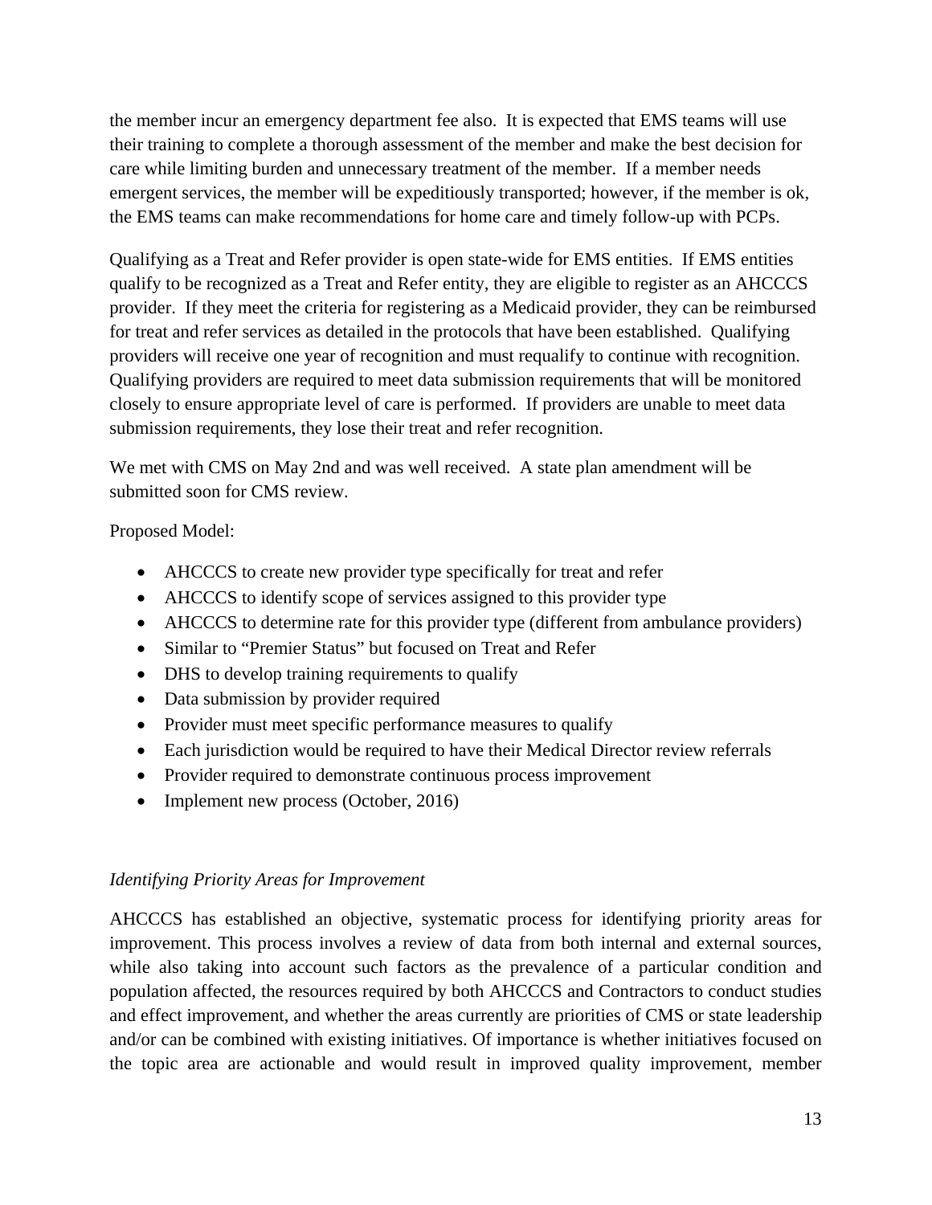the member incur an emergency department fee also. It is expected that EMS teams will use their training to complete a thorough assessment of the member and make the best decision for care while limiting burden and unnecessary treatment of the member. If a member needs emergent services, the member will be expeditiously transported; however, if the member is ok, the EMS teams can make recommendations for home care and timely follow-up with PCPs.

Qualifying as a Treat and Refer provider is open state-wide for EMS entities. If EMS entities qualify to be recognized as a Treat and Refer entity, they are eligible to register as an AHCCCS provider. If they meet the criteria for registering as a Medicaid provider, they can be reimbursed for treat and refer services as detailed in the protocols that have been established. Qualifying providers will receive one year of recognition and must requalify to continue with recognition. Qualifying providers are required to meet data submission requirements that will be monitored closely to ensure appropriate level of care is performed. If providers are unable to meet data submission requirements, they lose their treat and refer recognition.

We met with CMS on May 2nd and was well received. A state plan amendment will be submitted soon for CMS review.

Proposed Model:

- AHCCCS to create new provider type specifically for treat and refer
- AHCCCS to identify scope of services assigned to this provider type
- AHCCCS to determine rate for this provider type (different from ambulance providers)
- Similar to "Premier Status" but focused on Treat and Refer
- DHS to develop training requirements to qualify
- Data submission by provider required
- Provider must meet specific performance measures to qualify
- Each jurisdiction would be required to have their Medical Director review referrals
- Provider required to demonstrate continuous process improvement
- Implement new process (October, 2016)

*Identifying Priority Areas for Improvement*

AHCCCS has established an objective, systematic process for identifying priority areas for improvement. This process involves a review of data from both internal and external sources, while also taking into account such factors as the prevalence of a particular condition and population affected, the resources required by both AHCCCS and Contractors to conduct studies and effect improvement, and whether the areas currently are priorities of CMS or state leadership and/or can be combined with existing initiatives. Of importance is whether initiatives focused on the topic area are actionable and would result in improved quality improvement, member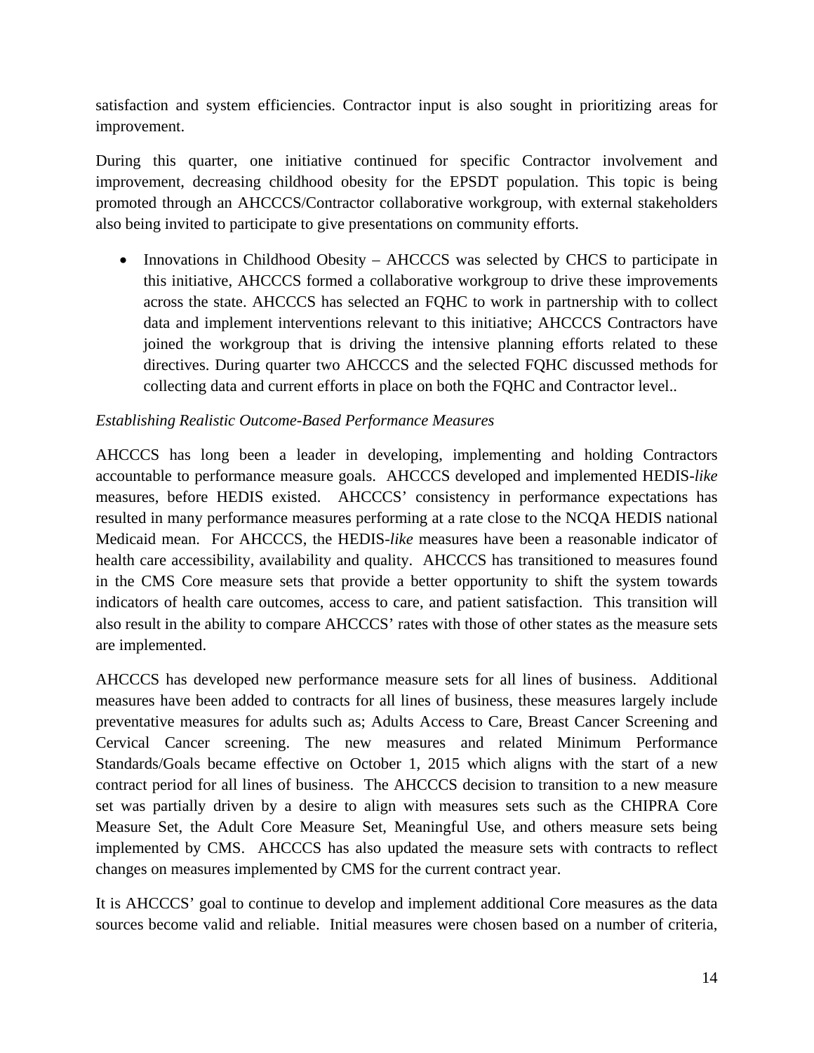satisfaction and system efficiencies. Contractor input is also sought in prioritizing areas for improvement.

During this quarter, one initiative continued for specific Contractor involvement and improvement, decreasing childhood obesity for the EPSDT population. This topic is being promoted through an AHCCCS/Contractor collaborative workgroup, with external stakeholders also being invited to participate to give presentations on community efforts.

- Innovations in Childhood Obesity – AHCCCS was selected by CHCS to participate in this initiative, AHCCCS formed a collaborative workgroup to drive these improvements across the state. AHCCCS has selected an FQHC to work in partnership with to collect data and implement interventions relevant to this initiative; AHCCCS Contractors have joined the workgroup that is driving the intensive planning efforts related to these directives. During quarter two AHCCCS and the selected FQHC discussed methods for collecting data and current efforts in place on both the FQHC and Contractor level..

*Establishing Realistic Outcome-Based Performance Measures*

AHCCCS has long been a leader in developing, implementing and holding Contractors accountable to performance measure goals. AHCCCS developed and implemented HEDIS-*like* measures, before HEDIS existed. AHCCCS' consistency in performance expectations has resulted in many performance measures performing at a rate close to the NCQA HEDIS national Medicaid mean. For AHCCCS, the HEDIS-*like* measures have been a reasonable indicator of health care accessibility, availability and quality. AHCCCS has transitioned to measures found in the CMS Core measure sets that provide a better opportunity to shift the system towards indicators of health care outcomes, access to care, and patient satisfaction. This transition will also result in the ability to compare AHCCCS' rates with those of other states as the measure sets are implemented.

AHCCCS has developed new performance measure sets for all lines of business. Additional measures have been added to contracts for all lines of business, these measures largely include preventative measures for adults such as; Adults Access to Care, Breast Cancer Screening and Cervical Cancer screening. The new measures and related Minimum Performance Standards/Goals became effective on October 1, 2015 which aligns with the start of a new contract period for all lines of business. The AHCCCS decision to transition to a new measure set was partially driven by a desire to align with measures sets such as the CHIPRA Core Measure Set, the Adult Core Measure Set, Meaningful Use, and others measure sets being implemented by CMS. AHCCCS has also updated the measure sets with contracts to reflect changes on measures implemented by CMS for the current contract year.

It is AHCCCS' goal to continue to develop and implement additional Core measures as the data sources become valid and reliable. Initial measures were chosen based on a number of criteria,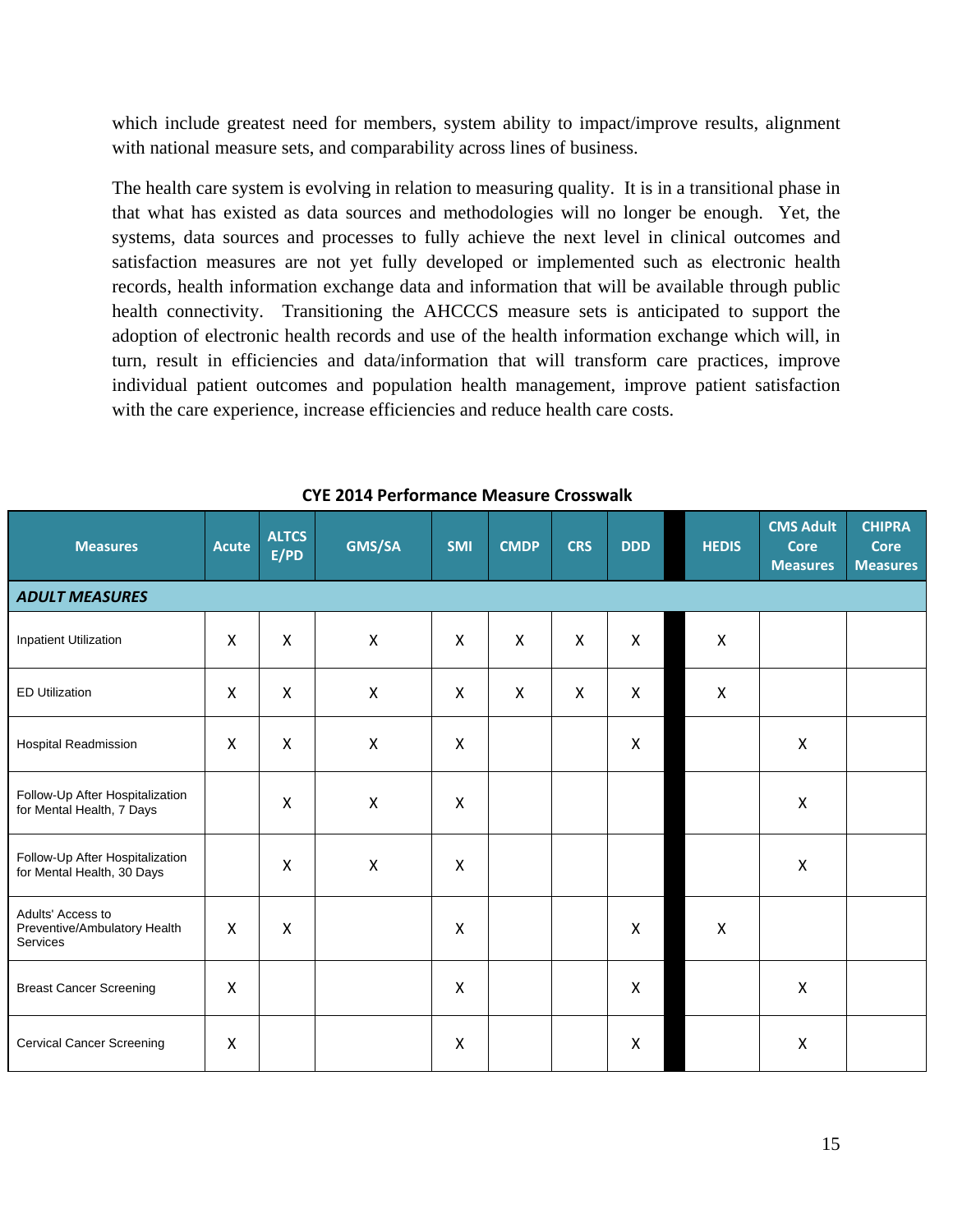which include greatest need for members, system ability to impact/improve results, alignment with national measure sets, and comparability across lines of business.

The health care system is evolving in relation to measuring quality. It is in a transitional phase in that what has existed as data sources and methodologies will no longer be enough. Yet, the systems, data sources and processes to fully achieve the next level in clinical outcomes and satisfaction measures are not yet fully developed or implemented such as electronic health records, health information exchange data and information that will be available through public health connectivity. Transitioning the AHCCCS measure sets is anticipated to support the adoption of electronic health records and use of the health information exchange which will, in turn, result in efficiencies and data/information that will transform care practices, improve individual patient outcomes and population health management, improve patient satisfaction with the care experience, increase efficiencies and reduce health care costs.

**CYE 2014 Performance Measure Crosswalk**

| Measures | Acute | ALTCS E/PD | GMS/SA | SMI | CMDP | CRS | DDD | | HEDIS | CMS Adult Core Measures | CHIPRA Core Measures |
|---|---|---|---|---|---|---|---|---|---|---|---|
| ***ADULT MEASURES*** | | | | | | | | | | | |
| Inpatient Utilization | X | X | X | X | X | X | X | | X | | |
| ED Utilization | X | X | X | X | X | X | X | | X | | |
| Hospital Readmission | X | X | X | X | | | X | | | X | |
| Follow-Up After Hospitalization for Mental Health, 7 Days | | X | X | X | | | | | | X | |
| Follow-Up After Hospitalization for Mental Health, 30 Days | | X | X | X | | | | | | X | |
| Adults' Access to Preventive/Ambulatory Health Services | X | X | | X | | | X | | X | | |
| Breast Cancer Screening | X | | | X | | | X | | | X | |
| Cervical Cancer Screening | X | | | X | | | X | | | X | |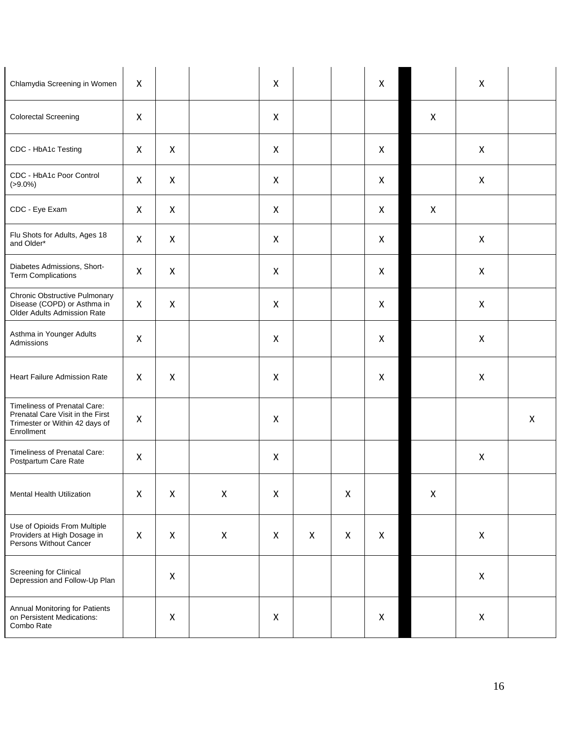| | | | | | | | | | | | |
|---|---|---|---|---|---|---|---|---|---|---|---|
| Chlamydia Screening in Women | X | | | X | | | X | | | X | |
| Colorectal Screening | X | | | X | | | | | X | | |
| CDC - HbA1c Testing | X | X | | X | | | X | | | X | |
| CDC - HbA1c Poor Control (>9.0%) | X | X | | X | | | X | | | X | |
| CDC - Eye Exam | X | X | | X | | | X | | X | | |
| Flu Shots for Adults, Ages 18 and Older* | X | X | | X | | | X | | | X | |
| Diabetes Admissions, Short-Term Complications | X | X | | X | | | X | | | X | |
| Chronic Obstructive Pulmonary Disease (COPD) or Asthma in Older Adults Admission Rate | X | X | | X | | | X | | | X | |
| Asthma in Younger Adults Admissions | X | | | X | | | X | | | X | |
| Heart Failure Admission Rate | X | X | | X | | | X | | | X | |
| Timeliness of Prenatal Care: Prenatal Care Visit in the First Trimester or Within 42 days of Enrollment | X | | | X | | | | | | | X |
| Timeliness of Prenatal Care: Postpartum Care Rate | X | | | X | | | | | | X | |
| Mental Health Utilization | X | X | X | X | | X | | | X | | |
| Use of Opioids From Multiple Providers at High Dosage in Persons Without Cancer | X | X | X | X | X | X | X | | | X | |
| Screening for Clinical Depression and Follow-Up Plan | | X | | | | | | | | X | |
| Annual Monitoring for Patients on Persistent Medications: Combo Rate | | X | | X | | | X | | | X | |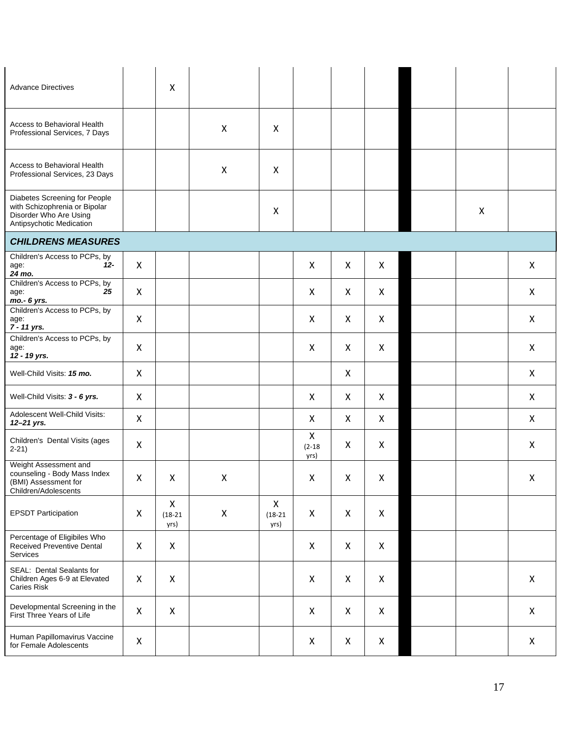| | | | | | | | | | | | |
|---|---|---|---|---|---|---|---|---|---|---|---|
| Advance Directives | | X | | | | | | | | | |
| Access to Behavioral Health Professional Services, 7 Days | | | X | X | | | | | | | |
| Access to Behavioral Health Professional Services, 23 Days | | | X | X | | | | | | | |
| Diabetes Screening for People with Schizophrenia or Bipolar Disorder Who Are Using Antipsychotic Medication | | | | X | | | | | | X | |
| ***CHILDRENS MEASURES*** | | | | | | | | | | | |
| Children's Access to PCPs, by age: ***12-24 mo.*** | X | | | | X | X | X | | | | X |
| Children's Access to PCPs, by age: ***25 mo.- 6 yrs.*** | X | | | | X | X | X | | | | X |
| Children's Access to PCPs, by age: ***7 - 11 yrs.*** | X | | | | X | X | X | | | | X |
| Children's Access to PCPs, by age: ***12 - 19 yrs.*** | X | | | | X | X | X | | | | X |
| Well-Child Visits: ***15 mo.*** | X | | | | | X | | | | | X |
| Well-Child Visits: ***3 - 6 yrs.*** | X | | | | X | X | X | | | | X |
| Adolescent Well-Child Visits: ***12–21 yrs.*** | X | | | | X | X | X | | | | X |
| Children's Dental Visits (ages 2-21) | X | | | | X (2-18 yrs) | X | X | | | | X |
| Weight Assessment and counseling - Body Mass Index (BMI) Assessment for Children/Adolescents | X | X | X | | X | X | X | | | | X |
| EPSDT Participation | X | X (18-21 yrs) | X | X (18-21 yrs) | X | X | X | | | | |
| Percentage of Eligibiles Who Received Preventive Dental Services | X | X | | | X | X | X | | | | |
| SEAL: Dental Sealants for Children Ages 6-9 at Elevated Caries Risk | X | X | | | X | X | X | | | | X |
| Developmental Screening in the First Three Years of Life | X | X | | | X | X | X | | | | X |
| Human Papillomavirus Vaccine for Female Adolescents | X | | | | X | X | X | | | | X |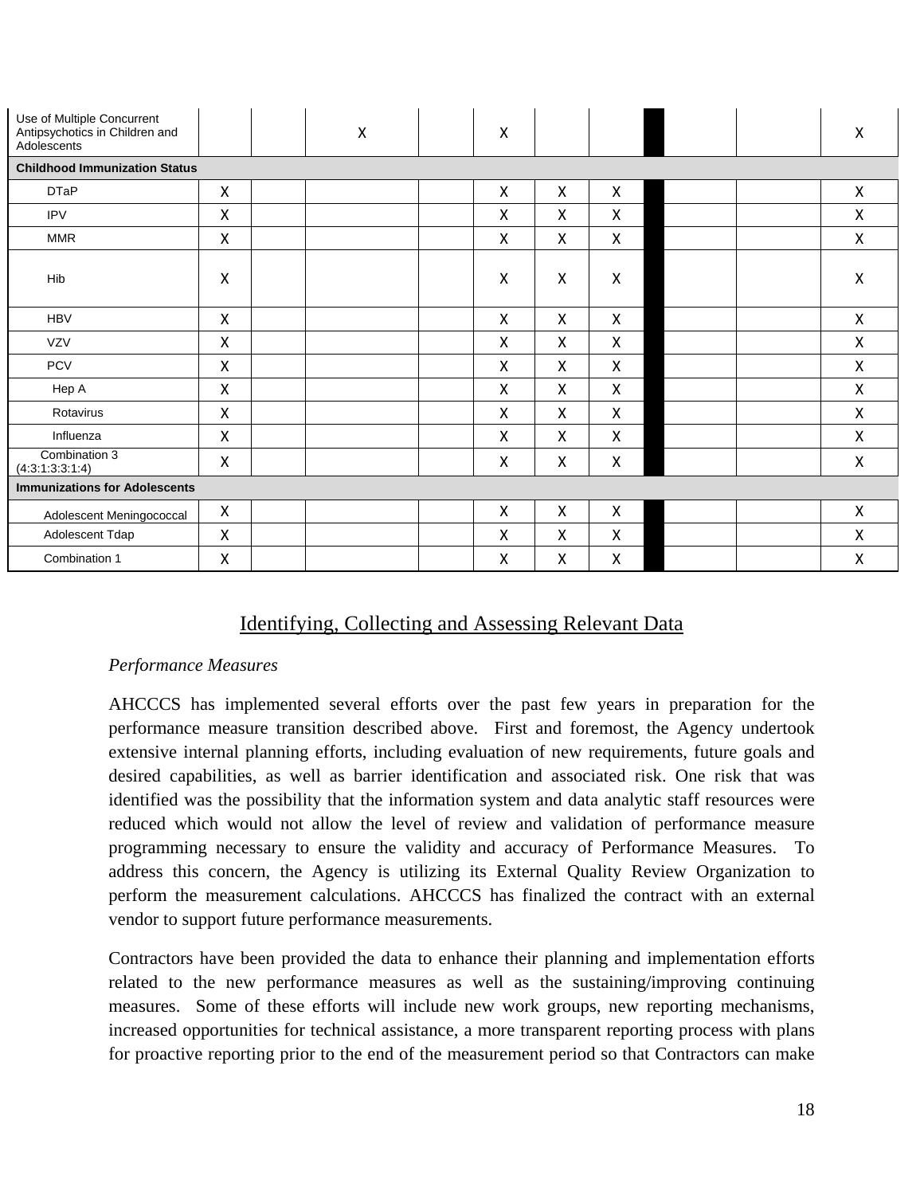| | | | | | | | | | | | |
|---|---|---|---|---|---|---|---|---|---|---|---|
| Use of Multiple Concurrent Antipsychotics in Children and Adolescents | | | X | | X | | | | | | X |
| **Childhood Immunization Status** | | | | | | | | | | | |
| DTaP | X | | | | X | X | X | | | | X |
| IPV | X | | | | X | X | X | | | | X |
| MMR | X | | | | X | X | X | | | | X |
| Hib | X | | | | X | X | X | | | | X |
| HBV | X | | | | X | X | X | | | | X |
| VZV | X | | | | X | X | X | | | | X |
| PCV | X | | | | X | X | X | | | | X |
| Hep A | X | | | | X | X | X | | | | X |
| Rotavirus | X | | | | X | X | X | | | | X |
| Influenza | X | | | | X | X | X | | | | X |
| Combination 3 (4:3:1:3:3:1:4) | X | | | | X | X | X | | | | X |
| **Immunizations for Adolescents** | | | | | | | | | | | |
| Adolescent Meningococcal | X | | | | X | X | X | | | | X |
| Adolescent Tdap | X | | | | X | X | X | | | | X |
| Combination 1 | X | | | | X | X | X | | | | X |

## Identifying, Collecting and Assessing Relevant Data

*Performance Measures*

AHCCCS has implemented several efforts over the past few years in preparation for the performance measure transition described above. First and foremost, the Agency undertook extensive internal planning efforts, including evaluation of new requirements, future goals and desired capabilities, as well as barrier identification and associated risk. One risk that was identified was the possibility that the information system and data analytic staff resources were reduced which would not allow the level of review and validation of performance measure programming necessary to ensure the validity and accuracy of Performance Measures. To address this concern, the Agency is utilizing its External Quality Review Organization to perform the measurement calculations. AHCCCS has finalized the contract with an external vendor to support future performance measurements.

Contractors have been provided the data to enhance their planning and implementation efforts related to the new performance measures as well as the sustaining/improving continuing measures. Some of these efforts will include new work groups, new reporting mechanisms, increased opportunities for technical assistance, a more transparent reporting process with plans for proactive reporting prior to the end of the measurement period so that Contractors can make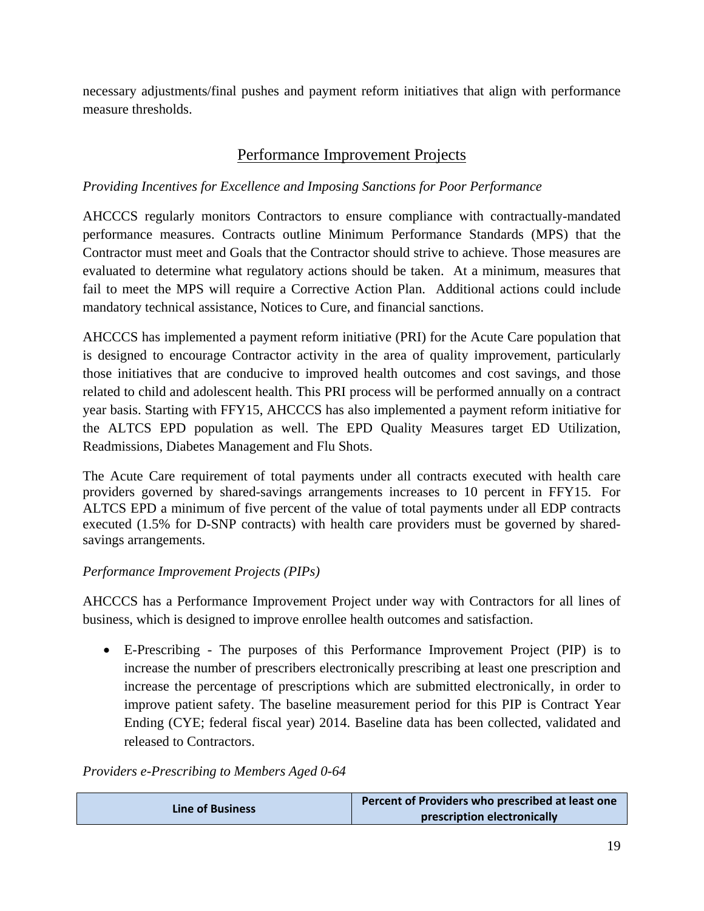necessary adjustments/final pushes and payment reform initiatives that align with performance measure thresholds.

## Performance Improvement Projects

*Providing Incentives for Excellence and Imposing Sanctions for Poor Performance*

AHCCCS regularly monitors Contractors to ensure compliance with contractually-mandated performance measures. Contracts outline Minimum Performance Standards (MPS) that the Contractor must meet and Goals that the Contractor should strive to achieve. Those measures are evaluated to determine what regulatory actions should be taken. At a minimum, measures that fail to meet the MPS will require a Corrective Action Plan. Additional actions could include mandatory technical assistance, Notices to Cure, and financial sanctions.

AHCCCS has implemented a payment reform initiative (PRI) for the Acute Care population that is designed to encourage Contractor activity in the area of quality improvement, particularly those initiatives that are conducive to improved health outcomes and cost savings, and those related to child and adolescent health. This PRI process will be performed annually on a contract year basis. Starting with FFY15, AHCCCS has also implemented a payment reform initiative for the ALTCS EPD population as well. The EPD Quality Measures target ED Utilization, Readmissions, Diabetes Management and Flu Shots.

The Acute Care requirement of total payments under all contracts executed with health care providers governed by shared-savings arrangements increases to 10 percent in FFY15. For ALTCS EPD a minimum of five percent of the value of total payments under all EDP contracts executed (1.5% for D-SNP contracts) with health care providers must be governed by shared-savings arrangements.

*Performance Improvement Projects (PIPs)*

AHCCCS has a Performance Improvement Project under way with Contractors for all lines of business, which is designed to improve enrollee health outcomes and satisfaction.

- E-Prescribing - The purposes of this Performance Improvement Project (PIP) is to increase the number of prescribers electronically prescribing at least one prescription and increase the percentage of prescriptions which are submitted electronically, in order to improve patient safety. The baseline measurement period for this PIP is Contract Year Ending (CYE; federal fiscal year) 2014. Baseline data has been collected, validated and released to Contractors.

*Providers e-Prescribing to Members Aged 0-64*

| Line of Business | Percent of Providers who prescribed at least one prescription electronically |
| --- | --- |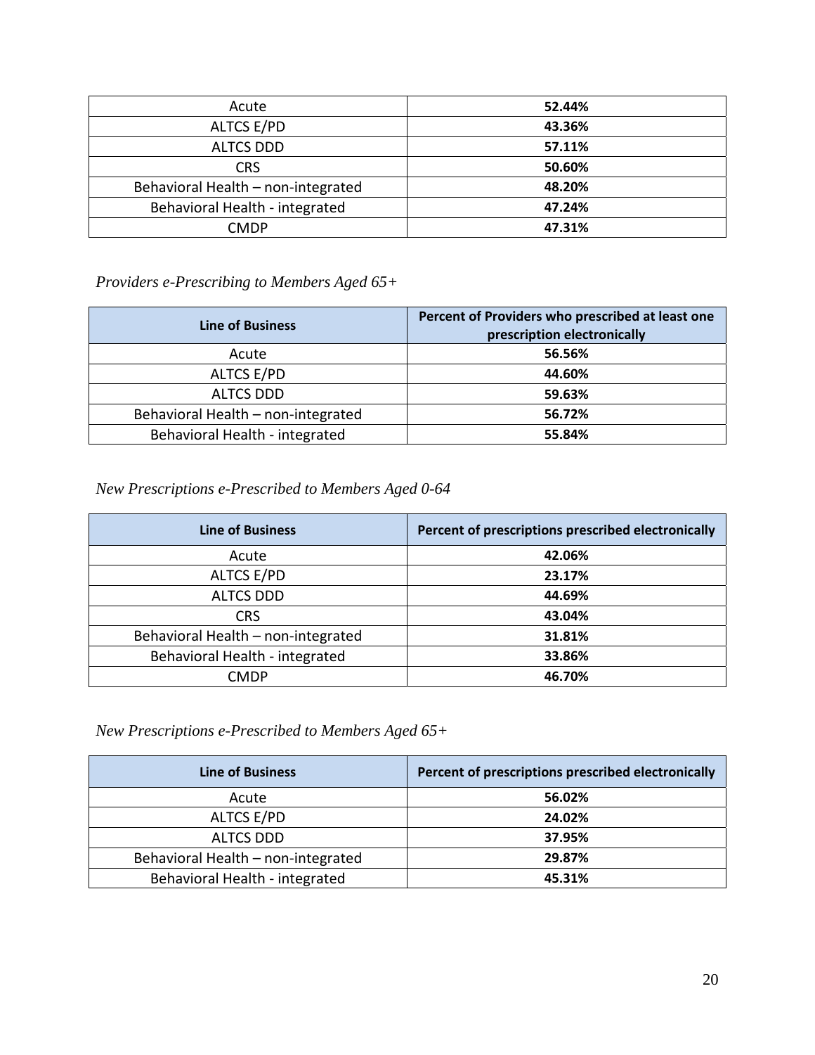| Acute | **52.44%** |
|---|---|
| ALTCS E/PD | **43.36%** |
| ALTCS DDD | **57.11%** |
| CRS | **50.60%** |
| Behavioral Health – non-integrated | **48.20%** |
| Behavioral Health - integrated | **47.24%** |
| CMDP | **47.31%** |

*Providers e-Prescribing to Members Aged 65+*

| Line of Business | Percent of Providers who prescribed at least one prescription electronically |
|---|---|
| Acute | **56.56%** |
| ALTCS E/PD | **44.60%** |
| ALTCS DDD | **59.63%** |
| Behavioral Health – non-integrated | **56.72%** |
| Behavioral Health - integrated | **55.84%** |

*New Prescriptions e-Prescribed to Members Aged 0-64*

| Line of Business | Percent of prescriptions prescribed electronically |
|---|---|
| Acute | **42.06%** |
| ALTCS E/PD | **23.17%** |
| ALTCS DDD | **44.69%** |
| CRS | **43.04%** |
| Behavioral Health – non-integrated | **31.81%** |
| Behavioral Health - integrated | **33.86%** |
| CMDP | **46.70%** |

*New Prescriptions e-Prescribed to Members Aged 65+*

| Line of Business | Percent of prescriptions prescribed electronically |
|---|---|
| Acute | **56.02%** |
| ALTCS E/PD | **24.02%** |
| ALTCS DDD | **37.95%** |
| Behavioral Health – non-integrated | **29.87%** |
| Behavioral Health - integrated | **45.31%** |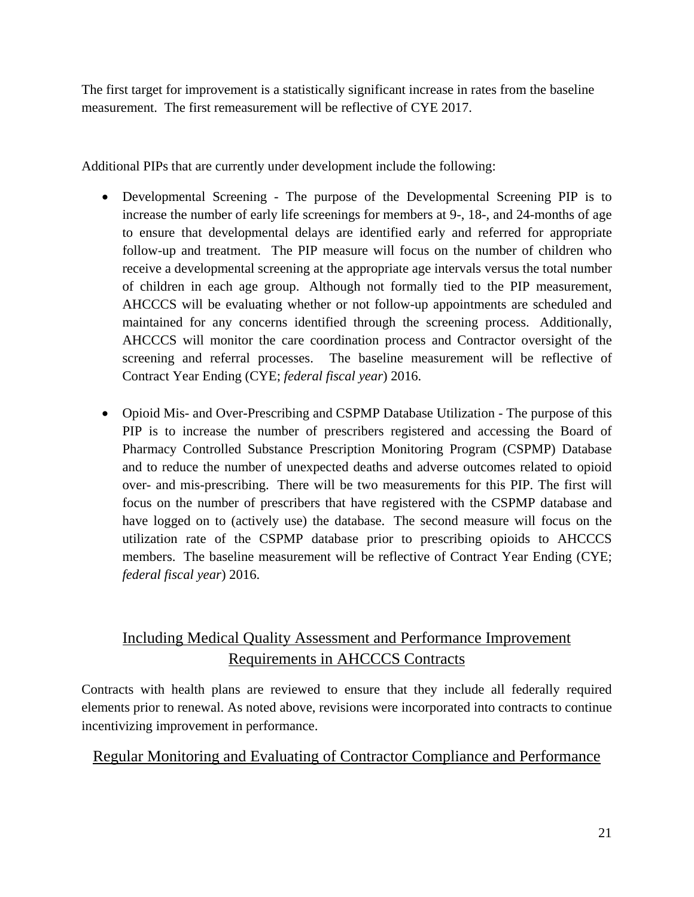The first target for improvement is a statistically significant increase in rates from the baseline measurement. The first remeasurement will be reflective of CYE 2017.

Additional PIPs that are currently under development include the following:

- Developmental Screening - The purpose of the Developmental Screening PIP is to increase the number of early life screenings for members at 9-, 18-, and 24-months of age to ensure that developmental delays are identified early and referred for appropriate follow-up and treatment. The PIP measure will focus on the number of children who receive a developmental screening at the appropriate age intervals versus the total number of children in each age group. Although not formally tied to the PIP measurement, AHCCCS will be evaluating whether or not follow-up appointments are scheduled and maintained for any concerns identified through the screening process. Additionally, AHCCCS will monitor the care coordination process and Contractor oversight of the screening and referral processes. The baseline measurement will be reflective of Contract Year Ending (CYE; *federal fiscal year*) 2016.

- Opioid Mis- and Over-Prescribing and CSPMP Database Utilization - The purpose of this PIP is to increase the number of prescribers registered and accessing the Board of Pharmacy Controlled Substance Prescription Monitoring Program (CSPMP) Database and to reduce the number of unexpected deaths and adverse outcomes related to opioid over- and mis-prescribing. There will be two measurements for this PIP. The first will focus on the number of prescribers that have registered with the CSPMP database and have logged on to (actively use) the database. The second measure will focus on the utilization rate of the CSPMP database prior to prescribing opioids to AHCCCS members. The baseline measurement will be reflective of Contract Year Ending (CYE; *federal fiscal year*) 2016.

## Including Medical Quality Assessment and Performance Improvement Requirements in AHCCCS Contracts

Contracts with health plans are reviewed to ensure that they include all federally required elements prior to renewal. As noted above, revisions were incorporated into contracts to continue incentivizing improvement in performance.

## Regular Monitoring and Evaluating of Contractor Compliance and Performance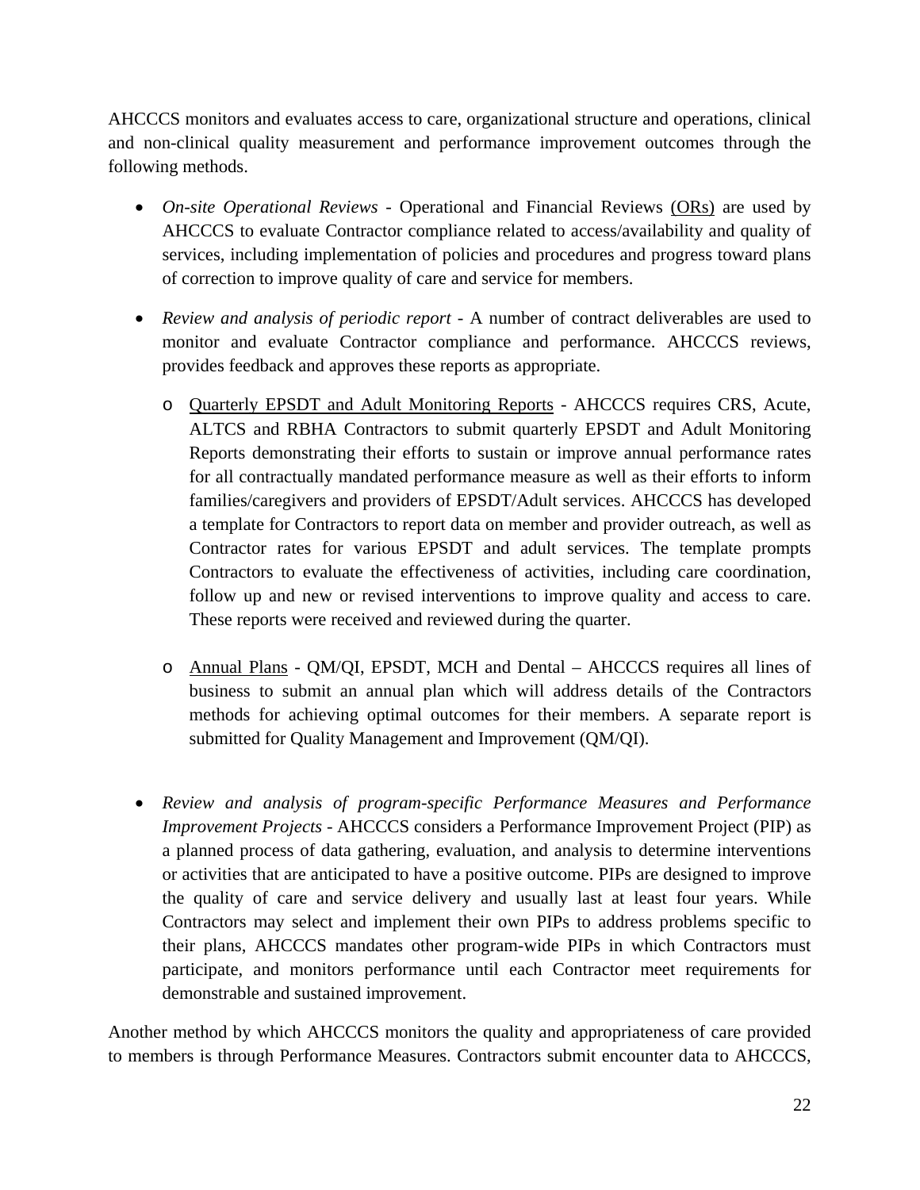AHCCCS monitors and evaluates access to care, organizational structure and operations, clinical and non-clinical quality measurement and performance improvement outcomes through the following methods.

- *On-site Operational Reviews* - Operational and Financial Reviews (ORs) are used by AHCCCS to evaluate Contractor compliance related to access/availability and quality of services, including implementation of policies and procedures and progress toward plans of correction to improve quality of care and service for members.

- *Review and analysis of periodic report* - A number of contract deliverables are used to monitor and evaluate Contractor compliance and performance. AHCCCS reviews, provides feedback and approves these reports as appropriate.

  - Quarterly EPSDT and Adult Monitoring Reports - AHCCCS requires CRS, Acute, ALTCS and RBHA Contractors to submit quarterly EPSDT and Adult Monitoring Reports demonstrating their efforts to sustain or improve annual performance rates for all contractually mandated performance measure as well as their efforts to inform families/caregivers and providers of EPSDT/Adult services. AHCCCS has developed a template for Contractors to report data on member and provider outreach, as well as Contractor rates for various EPSDT and adult services. The template prompts Contractors to evaluate the effectiveness of activities, including care coordination, follow up and new or revised interventions to improve quality and access to care. These reports were received and reviewed during the quarter.

  - Annual Plans - QM/QI, EPSDT, MCH and Dental – AHCCCS requires all lines of business to submit an annual plan which will address details of the Contractors methods for achieving optimal outcomes for their members. A separate report is submitted for Quality Management and Improvement (QM/QI).

- *Review and analysis of program-specific Performance Measures and Performance Improvement Projects* - AHCCCS considers a Performance Improvement Project (PIP) as a planned process of data gathering, evaluation, and analysis to determine interventions or activities that are anticipated to have a positive outcome. PIPs are designed to improve the quality of care and service delivery and usually last at least four years. While Contractors may select and implement their own PIPs to address problems specific to their plans, AHCCCS mandates other program-wide PIPs in which Contractors must participate, and monitors performance until each Contractor meet requirements for demonstrable and sustained improvement.

Another method by which AHCCCS monitors the quality and appropriateness of care provided to members is through Performance Measures. Contractors submit encounter data to AHCCCS,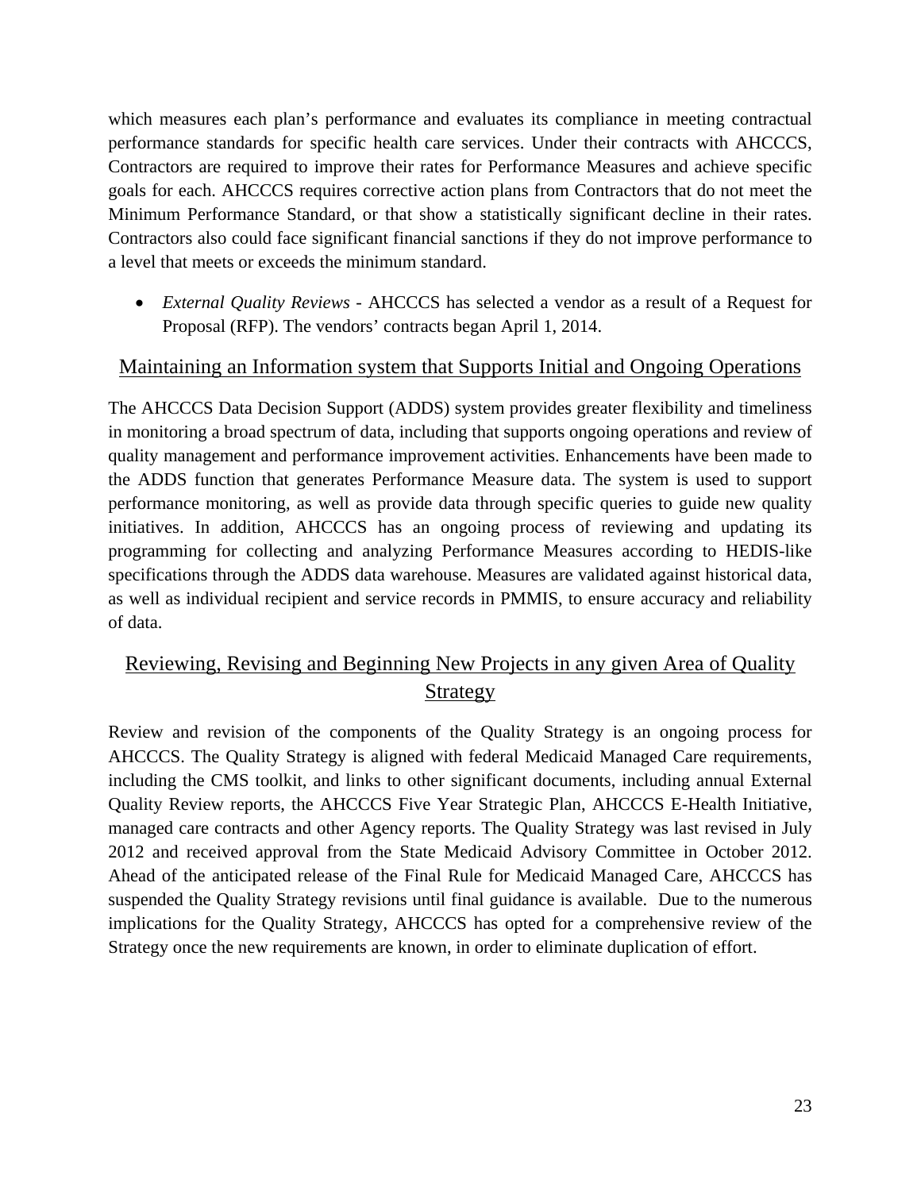which measures each plan's performance and evaluates its compliance in meeting contractual performance standards for specific health care services. Under their contracts with AHCCCS, Contractors are required to improve their rates for Performance Measures and achieve specific goals for each. AHCCCS requires corrective action plans from Contractors that do not meet the Minimum Performance Standard, or that show a statistically significant decline in their rates. Contractors also could face significant financial sanctions if they do not improve performance to a level that meets or exceeds the minimum standard.

- *External Quality Reviews* - AHCCCS has selected a vendor as a result of a Request for Proposal (RFP). The vendors' contracts began April 1, 2014.

## Maintaining an Information system that Supports Initial and Ongoing Operations

The AHCCCS Data Decision Support (ADDS) system provides greater flexibility and timeliness in monitoring a broad spectrum of data, including that supports ongoing operations and review of quality management and performance improvement activities. Enhancements have been made to the ADDS function that generates Performance Measure data. The system is used to support performance monitoring, as well as provide data through specific queries to guide new quality initiatives. In addition, AHCCCS has an ongoing process of reviewing and updating its programming for collecting and analyzing Performance Measures according to HEDIS-like specifications through the ADDS data warehouse. Measures are validated against historical data, as well as individual recipient and service records in PMMIS, to ensure accuracy and reliability of data.

## Reviewing, Revising and Beginning New Projects in any given Area of Quality Strategy

Review and revision of the components of the Quality Strategy is an ongoing process for AHCCCS. The Quality Strategy is aligned with federal Medicaid Managed Care requirements, including the CMS toolkit, and links to other significant documents, including annual External Quality Review reports, the AHCCCS Five Year Strategic Plan, AHCCCS E-Health Initiative, managed care contracts and other Agency reports. The Quality Strategy was last revised in July 2012 and received approval from the State Medicaid Advisory Committee in October 2012. Ahead of the anticipated release of the Final Rule for Medicaid Managed Care, AHCCCS has suspended the Quality Strategy revisions until final guidance is available. Due to the numerous implications for the Quality Strategy, AHCCCS has opted for a comprehensive review of the Strategy once the new requirements are known, in order to eliminate duplication of effort.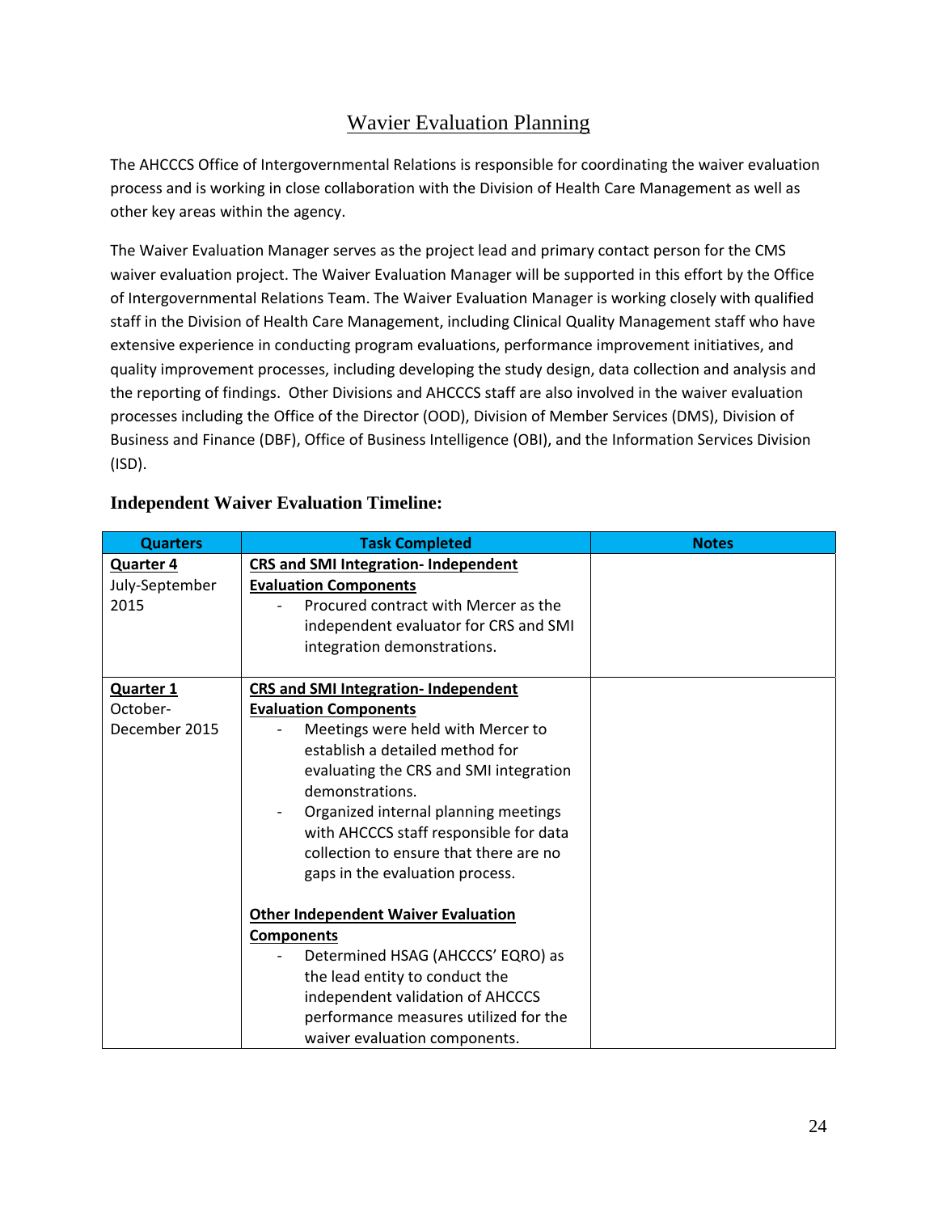## Wavier Evaluation Planning

The AHCCCS Office of Intergovernmental Relations is responsible for coordinating the waiver evaluation process and is working in close collaboration with the Division of Health Care Management as well as other key areas within the agency.

The Waiver Evaluation Manager serves as the project lead and primary contact person for the CMS waiver evaluation project. The Waiver Evaluation Manager will be supported in this effort by the Office of Intergovernmental Relations Team. The Waiver Evaluation Manager is working closely with qualified staff in the Division of Health Care Management, including Clinical Quality Management staff who have extensive experience in conducting program evaluations, performance improvement initiatives, and quality improvement processes, including developing the study design, data collection and analysis and the reporting of findings. Other Divisions and AHCCCS staff are also involved in the waiver evaluation processes including the Office of the Director (OOD), Division of Member Services (DMS), Division of Business and Finance (DBF), Office of Business Intelligence (OBI), and the Information Services Division (ISD).

### Independent Waiver Evaluation Timeline:

| Quarters | Task Completed | Notes |
|---|---|---|
| **Quarter 4** July-September 2015 | **CRS and SMI Integration- Independent Evaluation Components**<br>- Procured contract with Mercer as the independent evaluator for CRS and SMI integration demonstrations. | |
| **Quarter 1** October-December 2015 | **CRS and SMI Integration- Independent Evaluation Components**<br>- Meetings were held with Mercer to establish a detailed method for evaluating the CRS and SMI integration demonstrations.<br>- Organized internal planning meetings with AHCCCS staff responsible for data collection to ensure that there are no gaps in the evaluation process.<br><br>**Other Independent Waiver Evaluation Components**<br>- Determined HSAG (AHCCCS' EQRO) as the lead entity to conduct the independent validation of AHCCCS performance measures utilized for the waiver evaluation components. | |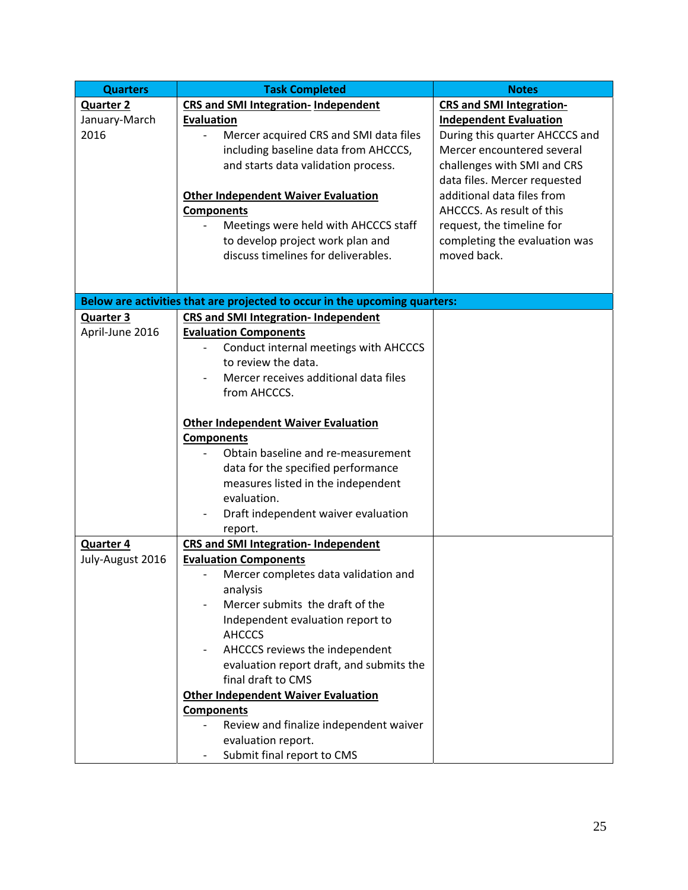| Quarters | Task Completed | Notes |
|---|---|---|
| **Quarter 2**<br>January-March 2016 | **CRS and SMI Integration- Independent Evaluation**<br>- Mercer acquired CRS and SMI data files including baseline data from AHCCCS, and starts data validation process.<br><br>**Other Independent Waiver Evaluation Components**<br>- Meetings were held with AHCCS staff to develop project work plan and discuss timelines for deliverables. | **CRS and SMI Integration- Independent Evaluation**<br>During this quarter AHCCCS and Mercer encountered several challenges with SMI and CRS data files. Mercer requested additional data files from AHCCCS. As result of this request, the timeline for completing the evaluation was moved back. |
| **Below are activities that are projected to occur in the upcoming quarters:** | | |
| **Quarter 3**<br>April-June 2016 | **CRS and SMI Integration- Independent Evaluation Components**<br>- Conduct internal meetings with AHCCCS to review the data.<br>- Mercer receives additional data files from AHCCCS.<br><br>**Other Independent Waiver Evaluation Components**<br>- Obtain baseline and re-measurement data for the specified performance measures listed in the independent evaluation.<br>- Draft independent waiver evaluation report. | |
| **Quarter 4**<br>July-August 2016 | **CRS and SMI Integration- Independent Evaluation Components**<br>- Mercer completes data validation and analysis<br>- Mercer submits the draft of the Independent evaluation report to AHCCCS<br>- AHCCCS reviews the independent evaluation report draft, and submits the final draft to CMS<br>**Other Independent Waiver Evaluation Components**<br>- Review and finalize independent waiver evaluation report.<br>- Submit final report to CMS | |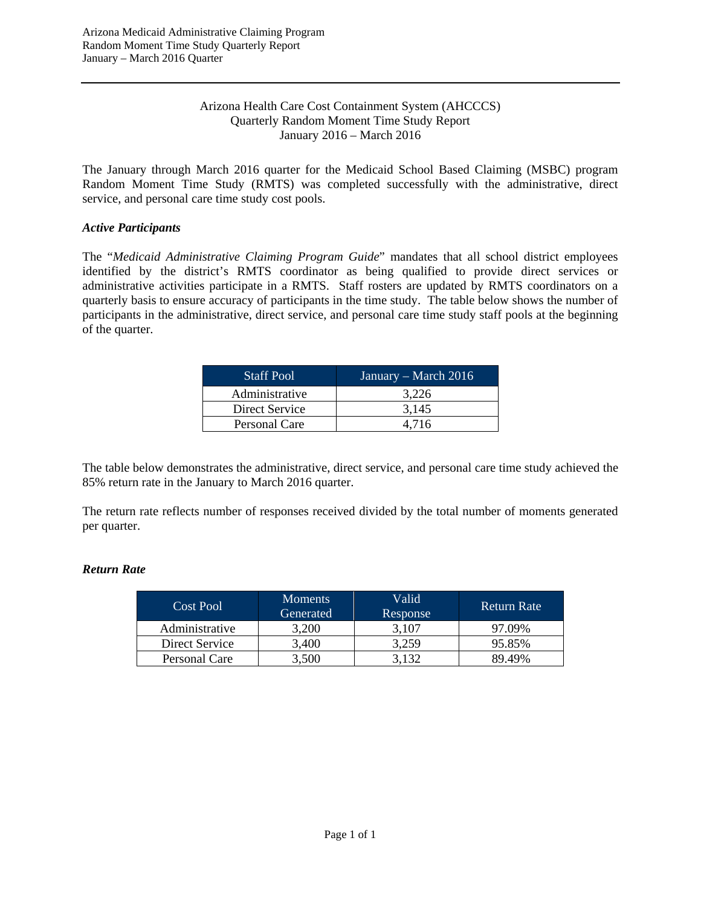Arizona Health Care Cost Containment System (AHCCCS)
Quarterly Random Moment Time Study Report
January 2016 – March 2016

The January through March 2016 quarter for the Medicaid School Based Claiming (MSBC) program Random Moment Time Study (RMTS) was completed successfully with the administrative, direct service, and personal care time study cost pools.

***Active Participants***

The "*Medicaid Administrative Claiming Program Guide*" mandates that all school district employees identified by the district's RMTS coordinator as being qualified to provide direct services or administrative activities participate in a RMTS. Staff rosters are updated by RMTS coordinators on a quarterly basis to ensure accuracy of participants in the time study. The table below shows the number of participants in the administrative, direct service, and personal care time study staff pools at the beginning of the quarter.

| Staff Pool | January – March 2016 |
|---|---|
| Administrative | 3,226 |
| Direct Service | 3,145 |
| Personal Care | 4,716 |

The table below demonstrates the administrative, direct service, and personal care time study achieved the 85% return rate in the January to March 2016 quarter.

The return rate reflects number of responses received divided by the total number of moments generated per quarter.

***Return Rate***

| Cost Pool | Moments Generated | Valid Response | Return Rate |
|---|---|---|---|
| Administrative | 3,200 | 3,107 | 97.09% |
| Direct Service | 3,400 | 3,259 | 95.85% |
| Personal Care | 3,500 | 3,132 | 89.49% |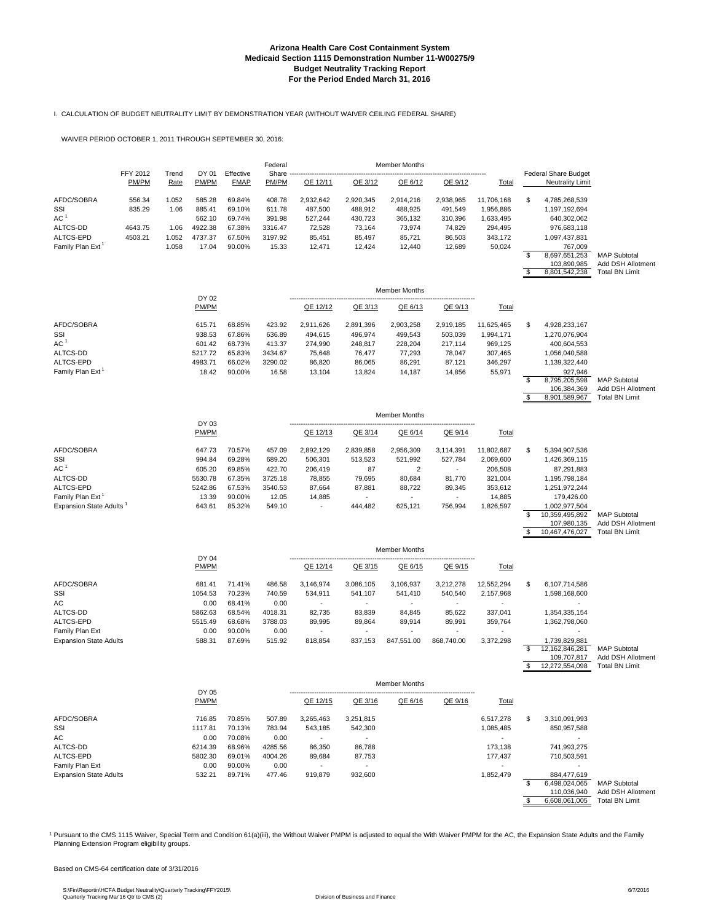# Arizona Health Care Cost Containment System
## Medicaid Section 1115 Demonstration Number 11-W00275/9
## Budget Neutrality Tracking Report
## For the Period Ended March 31, 2016

I. CALCULATION OF BUDGET NEUTRALITY LIMIT BY DEMONSTRATION YEAR (WITHOUT WAIVER CEILING FEDERAL SHARE)

WAIVER PERIOD OCTOBER 1, 2011 THROUGH SEPTEMBER 30, 2016:

| | FFY 2012 PM/PM | Trend Rate | DY 01 PM/PM | Effective FMAP | Federal Share PM/PM | Member Months QE 12/11 | QE 3/12 | QE 6/12 | QE 9/12 | Total | Federal Share Budget Neutrality Limit | |
|---|---|---|---|---|---|---|---|---|---|---|---|---|
| AFDC/SOBRA | 556.34 | 1.052 | 585.28 | 69.84% | 408.78 | 2,932,642 | 2,920,345 | 2,914,216 | 2,938,965 | 11,706,168 | $ 4,785,268,539 | |
| SSI | 835.29 | 1.06 | 885.41 | 69.10% | 611.78 | 487,500 | 488,912 | 488,925 | 491,549 | 1,956,886 | 1,197,192,694 | |
| AC [1] | | | 562.10 | 69.74% | 391.98 | 527,244 | 430,723 | 365,132 | 310,396 | 1,633,495 | 640,302,062 | |
| ALTCS-DD | 4643.75 | 1.06 | 4922.38 | 67.38% | 3316.47 | 72,528 | 73,164 | 73,974 | 74,829 | 294,495 | 976,683,118 | |
| ALTCS-EPD | 4503.21 | 1.052 | 4737.37 | 67.50% | 3197.92 | 85,451 | 85,497 | 85,721 | 86,503 | 343,172 | 1,097,437,831 | |
| Family Plan Ext [1] | | 1.058 | 17.04 | 90.00% | 15.33 | 12,471 | 12,424 | 12,440 | 12,689 | 50,024 | 767,009 | |
| | | | | | | | | | | | $ 8,697,651,253 | MAP Subtotal |
| | | | | | | | | | | | 103,890,985 | Add DSH Allotment |
| | | | | | | | | | | | $ 8,801,542,238 | Total BN Limit |

| | DY 02 PM/PM | | | Member Months QE 12/12 | QE 3/13 | QE 6/13 | QE 9/13 | Total | | |
|---|---|---|---|---|---|---|---|---|---|---|
| AFDC/SOBRA | 615.71 | 68.85% | 423.92 | 2,911,626 | 2,891,396 | 2,903,258 | 2,919,185 | 11,625,465 | $ 4,928,233,167 | |
| SSI | 938.53 | 67.86% | 636.89 | 494,615 | 496,974 | 499,543 | 503,039 | 1,994,171 | 1,270,076,904 | |
| AC [1] | 601.42 | 68.73% | 413.37 | 274,990 | 248,817 | 228,204 | 217,114 | 969,125 | 400,604,553 | |
| ALTCS-DD | 5217.72 | 65.83% | 3434.67 | 75,648 | 76,477 | 77,293 | 78,047 | 307,465 | 1,056,040,588 | |
| ALTCS-EPD | 4983.71 | 66.02% | 3290.02 | 86,820 | 86,065 | 86,291 | 87,121 | 346,297 | 1,139,322,440 | |
| Family Plan Ext [1] | 18.42 | 90.00% | 16.58 | 13,104 | 13,824 | 14,187 | 14,856 | 55,971 | 927,946 | |
| | | | | | | | | | $ 8,795,205,598 | MAP Subtotal |
| | | | | | | | | | 106,384,369 | Add DSH Allotment |
| | | | | | | | | | $ 8,901,589,967 | Total BN Limit |

| | DY 03 PM/PM | | | Member Months QE 12/13 | QE 3/14 | QE 6/14 | QE 9/14 | Total | | |
|---|---|---|---|---|---|---|---|---|---|---|
| AFDC/SOBRA | 647.73 | 70.57% | 457.09 | 2,892,129 | 2,839,858 | 2,956,309 | 3,114,391 | 11,802,687 | $ 5,394,907,536 | |
| SSI | 994.84 | 69.28% | 689.20 | 506,301 | 513,523 | 521,992 | 527,784 | 2,069,600 | 1,426,369,115 | |
| AC [1] | 605.20 | 69.85% | 422.70 | 206,419 | 87 | 2 | - | 206,508 | 87,291,883 | |
| ALTCS-DD | 5530.78 | 67.35% | 3725.18 | 78,855 | 79,695 | 80,684 | 81,770 | 321,004 | 1,195,798,184 | |
| ALTCS-EPD | 5242.86 | 67.53% | 3540.53 | 87,664 | 87,881 | 88,722 | 89,345 | 353,612 | 1,251,972,244 | |
| Family Plan Ext [1] | 13.39 | 90.00% | 12.05 | 14,885 | - | - | - | 14,885 | 179,426.00 | |
| Expansion State Adults [1] | 643.61 | 85.32% | 549.10 | - | 444,482 | 625,121 | 756,994 | 1,826,597 | 1,002,977,504 | |
| | | | | | | | | | $ 10,359,495,892 | MAP Subtotal |
| | | | | | | | | | 107,980,135 | Add DSH Allotment |
| | | | | | | | | | $ 10,467,476,027 | Total BN Limit |

| | DY 04 PM/PM | | | Member Months QE 12/14 | QE 3/15 | QE 6/15 | QE 9/15 | Total | | |
|---|---|---|---|---|---|---|---|---|---|---|
| AFDC/SOBRA | 681.41 | 71.41% | 486.58 | 3,146,974 | 3,086,105 | 3,106,937 | 3,212,278 | 12,552,294 | $ 6,107,714,586 | |
| SSI | 1054.53 | 70.23% | 740.59 | 534,911 | 541,107 | 541,410 | 540,540 | 2,157,968 | 1,598,168,600 | |
| AC | 0.00 | 68.41% | 0.00 | - | - | - | - | - | - | |
| ALTCS-DD | 5862.63 | 68.54% | 4018.31 | 82,735 | 83,839 | 84,845 | 85,622 | 337,041 | 1,354,335,154 | |
| ALTCS-EPD | 5515.49 | 68.68% | 3788.03 | 89,995 | 89,864 | 89,914 | 89,991 | 359,764 | 1,362,798,060 | |
| Family Plan Ext | 0.00 | 90.00% | 0.00 | - | - | - | - | - | - | |
| Expansion State Adults | 588.31 | 87.69% | 515.92 | 818,854 | 837,153 | 847,551.00 | 868,740.00 | 3,372,298 | 1,739,829,881 | |
| | | | | | | | | | $ 12,162,846,281 | MAP Subtotal |
| | | | | | | | | | 109,707,817 | Add DSH Allotment |
| | | | | | | | | | $ 12,272,554,098 | Total BN Limit |

| | DY 05 PM/PM | | | Member Months QE 12/15 | QE 3/16 | QE 6/16 | QE 9/16 | Total | | |
|---|---|---|---|---|---|---|---|---|---|---|
| AFDC/SOBRA | 716.85 | 70.85% | 507.89 | 3,265,463 | 3,251,815 | | | 6,517,278 | $ 3,310,091,993 | |
| SSI | 1117.81 | 70.13% | 783.94 | 543,185 | 542,300 | | | 1,085,485 | 850,957,588 | |
| AC | 0.00 | 70.08% | 0.00 | - | - | | | - | - | |
| ALTCS-DD | 6214.39 | 68.96% | 4285.56 | 86,350 | 86,788 | | | 173,138 | 741,993,275 | |
| ALTCS-EPD | 5802.30 | 69.01% | 4004.26 | 89,684 | 87,753 | | | 177,437 | 710,503,591 | |
| Family Plan Ext | 0.00 | 90.00% | 0.00 | - | - | | | - | - | |
| Expansion State Adults | 532.21 | 89.71% | 477.46 | 919,879 | 932,600 | | | 1,852,479 | 884,477,619 | |
| | | | | | | | | | $ 6,498,024,065 | MAP Subtotal |
| | | | | | | | | | 110,036,940 | Add DSH Allotment |
| | | | | | | | | | $ 6,608,061,005 | Total BN Limit |

[1] Pursuant to the CMS 1115 Waiver, Special Term and Condition 61(a)(iii), the Without Waiver PMPM is adjusted to equal the With Waiver PMPM for the AC, the Expansion State Adults and the Family Planning Extension Program eligibility groups.

Based on CMS-64 certification date of 3/31/2016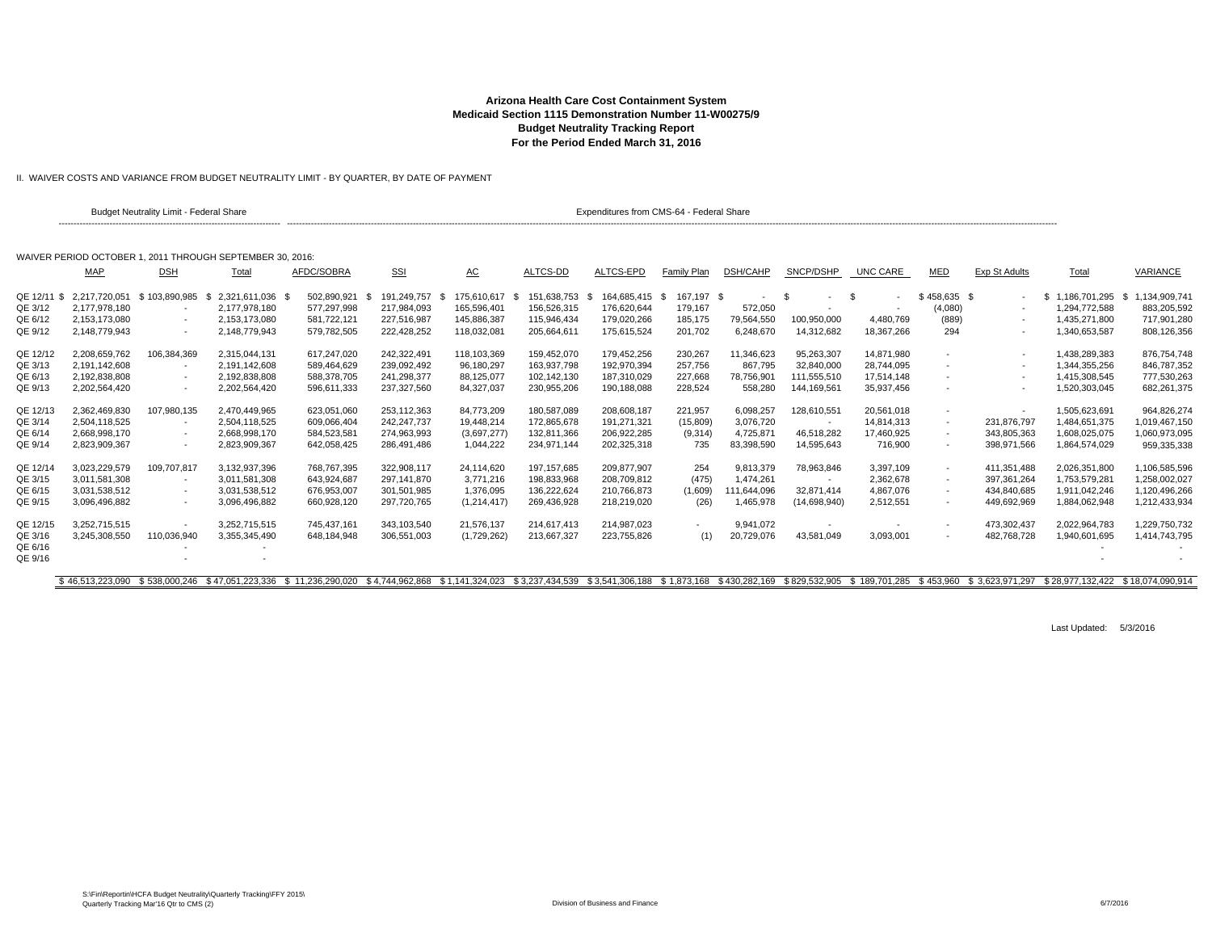**Arizona Health Care Cost Containment System**
**Medicaid Section 1115 Demonstration Number 11-W00275/9**
**Budget Neutrality Tracking Report**
**For the Period Ended March 31, 2016**

II. WAIVER COSTS AND VARIANCE FROM BUDGET NEUTRALITY LIMIT - BY QUARTER, BY DATE OF PAYMENT

Budget Neutrality Limit - Federal Share | Expenditures from CMS-64 - Federal Share

WAIVER PERIOD OCTOBER 1, 2011 THROUGH SEPTEMBER 30, 2016:

| | MAP | DSH | Total | AFDC/SOBRA | SSI | AC | ALTCS-DD | ALTCS-EPD | Family Plan | DSH/CAHP | SNCP/DSHP | UNC CARE | MED | Exp St Adults | Total | VARIANCE |
|---|---|---|---|---|---|---|---|---|---|---|---|---|---|---|---|---|
| QE 12/11 | $ 2,217,720,051 | $ 103,890,985 | $ 2,321,611,036 | $ 502,890,921 | $ 191,249,757 | $ 175,610,617 | $ 151,638,753 | $ 164,685,415 | $ 167,197 | $ - | $ - | $ - | $ 458,635 | $ - | $ 1,186,701,295 | $ 1,134,909,741 |
| QE 3/12 | 2,177,978,180 | - | 2,177,978,180 | 577,297,998 | 217,984,093 | 165,596,401 | 156,526,315 | 176,620,644 | 179,167 | 572,050 | - | - | (4,080) | - | 1,294,772,588 | 883,205,592 |
| QE 6/12 | 2,153,173,080 | - | 2,153,173,080 | 581,722,121 | 227,516,987 | 145,886,387 | 115,946,434 | 179,020,266 | 185,175 | 79,564,550 | 100,950,000 | 4,480,769 | (889) | - | 1,435,271,800 | 717,901,280 |
| QE 9/12 | 2,148,779,943 | - | 2,148,779,943 | 579,782,505 | 222,428,252 | 118,032,081 | 205,664,611 | 175,615,524 | 201,702 | 6,248,670 | 14,312,682 | 18,367,266 | 294 | - | 1,340,653,587 | 808,126,356 |
| QE 12/12 | 2,208,659,762 | 106,384,369 | 2,315,044,131 | 617,247,020 | 242,322,491 | 118,103,369 | 159,452,070 | 179,452,256 | 230,267 | 11,346,623 | 95,263,307 | 14,871,980 | - | - | 1,438,289,383 | 876,754,748 |
| QE 3/13 | 2,191,142,608 | - | 2,191,142,608 | 589,464,629 | 239,092,492 | 96,180,297 | 163,937,798 | 192,970,394 | 257,756 | 867,795 | 32,840,000 | 28,744,095 | - | - | 1,344,355,256 | 846,787,352 |
| QE 6/13 | 2,192,838,808 | - | 2,192,838,808 | 588,378,705 | 241,298,377 | 88,125,077 | 102,142,130 | 187,310,029 | 227,668 | 78,756,901 | 111,555,510 | 17,514,148 | - | - | 1,415,308,545 | 777,530,263 |
| QE 9/13 | 2,202,564,420 | - | 2,202,564,420 | 596,611,333 | 237,327,560 | 84,327,037 | 230,955,206 | 190,188,088 | 228,524 | 558,280 | 144,169,561 | 35,937,456 | - | - | 1,520,303,045 | 682,261,375 |
| QE 12/13 | 2,362,469,830 | 107,980,135 | 2,470,449,965 | 623,051,060 | 253,112,363 | 84,773,209 | 180,587,089 | 208,608,187 | 221,957 | 6,098,257 | 128,610,551 | 20,561,018 | - | - | 1,505,623,691 | 964,826,274 |
| QE 3/14 | 2,504,118,525 | - | 2,504,118,525 | 609,066,404 | 242,247,737 | 19,448,214 | 172,865,678 | 191,271,321 | (15,809) | 3,076,720 | - | 14,814,313 | - | 231,876,797 | 1,484,651,375 | 1,019,467,150 |
| QE 6/14 | 2,668,998,170 | - | 2,668,998,170 | 584,523,581 | 274,963,993 | (3,697,277) | 132,811,366 | 206,922,285 | (9,314) | 4,725,871 | 46,518,282 | 17,460,925 | - | 343,805,363 | 1,608,025,075 | 1,060,973,095 |
| QE 9/14 | 2,823,909,367 | - | 2,823,909,367 | 642,058,425 | 286,491,486 | 1,044,222 | 234,971,144 | 202,325,318 | 735 | 83,398,590 | 14,595,643 | 716,900 | - | 398,971,566 | 1,864,574,029 | 959,335,338 |
| QE 12/14 | 3,023,229,579 | 109,707,817 | 3,132,937,396 | 768,767,395 | 322,908,117 | 24,114,620 | 197,157,685 | 209,877,907 | 254 | 9,813,379 | 78,963,846 | 3,397,109 | - | 411,351,488 | 2,026,351,800 | 1,106,585,596 |
| QE 3/15 | 3,011,581,308 | - | 3,011,581,308 | 643,924,687 | 297,141,870 | 3,771,216 | 198,833,968 | 208,709,812 | (475) | 1,474,261 | - | 2,362,678 | - | 397,361,264 | 1,753,579,281 | 1,258,002,027 |
| QE 6/15 | 3,031,538,512 | - | 3,031,538,512 | 676,953,007 | 301,501,985 | 1,376,095 | 136,222,624 | 210,766,873 | (1,609) | 111,644,096 | 32,871,414 | 4,867,076 | - | 434,840,685 | 1,911,042,246 | 1,120,496,266 |
| QE 9/15 | 3,096,496,882 | - | 3,096,496,882 | 660,928,120 | 297,720,765 | (1,214,417) | 269,436,928 | 218,219,020 | (26) | 1,465,978 | (14,698,940) | 2,512,551 | - | 449,692,969 | 1,884,062,948 | 1,212,433,934 |
| QE 12/15 | 3,252,715,515 | - | 3,252,715,515 | 745,437,161 | 343,103,540 | 21,576,137 | 214,617,413 | 214,987,023 | - | 9,941,072 | - | - | - | 473,302,437 | 2,022,964,783 | 1,229,750,732 |
| QE 3/16 | 3,245,308,550 | 110,036,940 | 3,355,345,490 | 648,184,948 | 306,551,003 | (1,729,262) | 213,667,327 | 223,755,826 | (1) | 20,729,076 | 43,581,049 | 3,093,001 | - | 482,768,728 | 1,940,601,695 | 1,414,743,795 |
| QE 6/16 | | - | - | | | | | | | | | | | | - | - |
| QE 9/16 | | - | - | | | | | | | | | | | | - | - |
| | $ 46,513,223,090 | $ 538,000,246 | $ 47,051,223,336 | $ 11,236,290,020 | $ 4,744,962,868 | $ 1,141,324,023 | $ 3,237,434,539 | $ 3,541,306,188 | $ 1,873,168 | $ 430,282,169 | $ 829,532,905 | $ 189,701,285 | $ 453,960 | $ 3,623,971,297 | $ 28,977,132,422 | $ 18,074,090,914 |

Last Updated: 5/3/2016

S:\Fin\Reportin\HCFA Budget Neutrality\Quarterly Tracking\FFY 2015\
Quarterly Tracking Mar'16 Qtr to CMS (2)

Division of Business and Finance

6/7/2016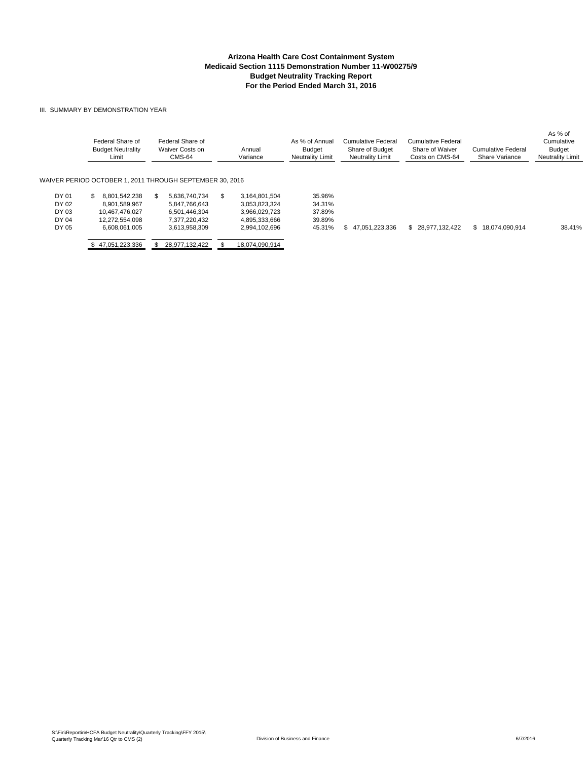**Arizona Health Care Cost Containment System**
**Medicaid Section 1115 Demonstration Number 11-W00275/9**
**Budget Neutrality Tracking Report**
**For the Period Ended March 31, 2016**

III. SUMMARY BY DEMONSTRATION YEAR

| | Federal Share of Budget Neutrality Limit | Federal Share of Waiver Costs on CMS-64 | Annual Variance | As % of Annual Budget Neutrality Limit | Cumulative Federal Share of Budget Neutrality Limit | Cumulative Federal Share of Waiver Costs on CMS-64 | Cumulative Federal Share Variance | As % of Cumulative Budget Neutrality Limit |
|---|---|---|---|---|---|---|---|---|
| WAIVER PERIOD OCTOBER 1, 2011 THROUGH SEPTEMBER 30, 2016 | | | | | | | | |
| DY 01 | $ 8,801,542,238 | $ 5,636,740,734 | $ 3,164,801,504 | 35.96% | | | | |
| DY 02 | 8,901,589,967 | 5,847,766,643 | 3,053,823,324 | 34.31% | | | | |
| DY 03 | 10,467,476,027 | 6,501,446,304 | 3,966,029,723 | 37.89% | | | | |
| DY 04 | 12,272,554,098 | 7,377,220,432 | 4,895,333,666 | 39.89% | | | | |
| DY 05 | 6,608,061,005 | 3,613,958,309 | 2,994,102,696 | 45.31% | $ 47,051,223,336 | $ 28,977,132,422 | $ 18,074,090,914 | 38.41% |
| | $ 47,051,223,336 | $ 28,977,132,422 | $ 18,074,090,914 | | | | | |

S:\Fin\Reportin\HCFA Budget Neutrality\Quarterly Tracking\FFY 2015\
Quarterly Tracking Mar'16 Qtr to CMS (2)

Division of Business and Finance

6/7/2016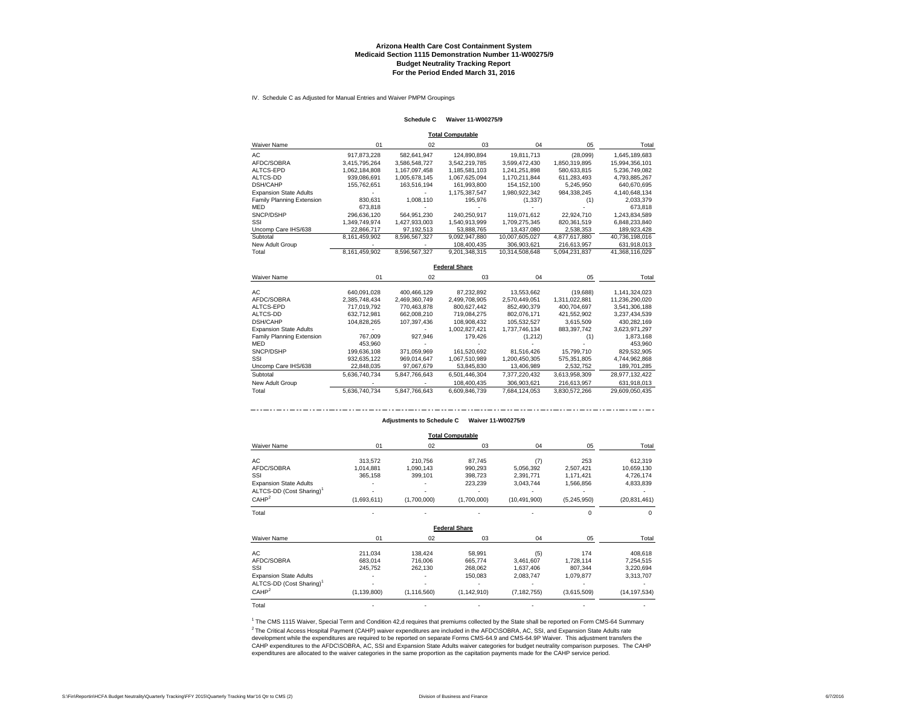**Arizona Health Care Cost Containment System**
**Medicaid Section 1115 Demonstration Number 11-W00275/9**
**Budget Neutrality Tracking Report**
**For the Period Ended March 31, 2016**

IV. Schedule C as Adjusted for Manual Entries and Waiver PMPM Groupings

**Schedule C Waiver 11-W00275/9**

**Total Computable**

| Waiver Name | 01 | 02 | 03 | 04 | 05 | Total |
|---|---|---|---|---|---|---|
| AC | 917,873,228 | 582,641,947 | 124,890,894 | 19,811,713 | (28,099) | 1,645,189,683 |
| AFDC/SOBRA | 3,415,795,264 | 3,586,548,727 | 3,542,219,785 | 3,599,472,430 | 1,850,319,895 | 15,994,356,101 |
| ALTCS-EPD | 1,062,184,808 | 1,167,097,458 | 1,185,581,103 | 1,241,251,898 | 580,633,815 | 5,236,749,082 |
| ALTCS-DD | 939,086,691 | 1,005,678,145 | 1,067,625,094 | 1,170,211,844 | 611,283,493 | 4,793,885,267 |
| DSH/CAHP | 155,762,651 | 163,516,194 | 161,993,800 | 154,152,100 | 5,245,950 | 640,670,695 |
| Expansion State Adults | - | - | 1,175,387,547 | 1,980,922,342 | 984,338,245 | 4,140,648,134 |
| Family Planning Extension | 830,631 | 1,008,110 | 195,976 | (1,337) | (1) | 2,033,379 |
| MED | 673,818 | - | - | - | - | 673,818 |
| SNCP/DSHP | 296,636,120 | 564,951,230 | 240,250,917 | 119,071,612 | 22,924,710 | 1,243,834,589 |
| SSI | 1,349,749,974 | 1,427,933,003 | 1,540,913,999 | 1,709,275,345 | 820,361,519 | 6,848,233,840 |
| Uncomp Care IHS/638 | 22,866,717 | 97,192,513 | 53,888,765 | 13,437,080 | 2,538,353 | 189,923,428 |
| Subtotal | 8,161,459,902 | 8,596,567,327 | 9,092,947,880 | 10,007,605,027 | 4,877,617,880 | 40,736,198,016 |
| New Adult Group | - | - | 108,400,435 | 306,903,621 | 216,613,957 | 631,918,013 |
| Total | 8,161,459,902 | 8,596,567,327 | 9,201,348,315 | 10,314,508,648 | 5,094,231,837 | 41,368,116,029 |

**Federal Share**

| Waiver Name | 01 | 02 | 03 | 04 | 05 | Total |
|---|---|---|---|---|---|---|
| AC | 640,091,028 | 400,466,129 | 87,232,892 | 13,553,662 | (19,688) | 1,141,324,023 |
| AFDC/SOBRA | 2,385,748,434 | 2,469,360,749 | 2,499,708,905 | 2,570,449,051 | 1,311,022,881 | 11,236,290,020 |
| ALTCS-EPD | 717,019,792 | 770,463,878 | 800,627,442 | 852,490,379 | 400,704,697 | 3,541,306,188 |
| ALTCS-DD | 632,712,981 | 662,008,210 | 719,084,275 | 802,076,171 | 421,552,902 | 3,237,434,539 |
| DSH/CAHP | 104,828,265 | 107,397,436 | 108,908,432 | 105,532,527 | 3,615,509 | 430,282,169 |
| Expansion State Adults | - | - | 1,002,827,421 | 1,737,746,134 | 883,397,742 | 3,623,971,297 |
| Family Planning Extension | 767,009 | 927,946 | 179,426 | (1,212) | (1) | 1,873,168 |
| MED | 453,960 | - | - | - | - | 453,960 |
| SNCP/DSHP | 199,636,108 | 371,059,969 | 161,520,692 | 81,516,426 | 15,799,710 | 829,532,905 |
| SSI | 932,635,122 | 969,014,647 | 1,067,510,989 | 1,200,450,305 | 575,351,805 | 4,744,962,868 |
| Uncomp Care IHS/638 | 22,848,035 | 97,067,679 | 53,845,830 | 13,406,989 | 2,532,752 | 189,701,285 |
| Subtotal | 5,636,740,734 | 5,847,766,643 | 6,501,446,304 | 7,377,220,432 | 3,613,958,309 | 28,977,132,422 |
| New Adult Group | - | - | 108,400,435 | 306,903,621 | 216,613,957 | 631,918,013 |
| Total | 5,636,740,734 | 5,847,766,643 | 6,609,846,739 | 7,684,124,053 | 3,830,572,266 | 29,609,050,435 |

---

**Adjustments to Schedule C Waiver 11-W00275/9**

**Total Computable**

| Waiver Name | 01 | 02 | 03 | 04 | 05 | Total |
|---|---|---|---|---|---|---|
| AC | 313,572 | 210,756 | 87,745 | (7) | 253 | 612,319 |
| AFDC/SOBRA | 1,014,881 | 1,090,143 | 990,293 | 5,056,392 | 2,507,421 | 10,659,130 |
| SSI | 365,158 | 399,101 | 398,723 | 2,391,771 | 1,171,421 | 4,726,174 |
| Expansion State Adults | - | - | 223,239 | 3,043,744 | 1,566,856 | 4,833,839 |
| ALTCS-DD (Cost Sharing)[1] | - | - | - | - | - | - |
| CAHP[2] | (1,693,611) | (1,700,000) | (1,700,000) | (10,491,900) | (5,245,950) | (20,831,461) |
| Total | - | - | - | - | 0 | 0 |

**Federal Share**

| Waiver Name | 01 | 02 | 03 | 04 | 05 | Total |
|---|---|---|---|---|---|---|
| AC | 211,034 | 138,424 | 58,991 | (5) | 174 | 408,618 |
| AFDC/SOBRA | 683,014 | 716,006 | 665,774 | 3,461,607 | 1,728,114 | 7,254,515 |
| SSI | 245,752 | 262,130 | 268,062 | 1,637,406 | 807,344 | 3,220,694 |
| Expansion State Adults | - | - | 150,083 | 2,083,747 | 1,079,877 | 3,313,707 |
| ALTCS-DD (Cost Sharing)[1] | - | - | - | - | - | - |
| CAHP[2] | (1,139,800) | (1,116,560) | (1,142,910) | (7,182,755) | (3,615,509) | (14,197,534) |
| Total | - | - | - | - | - | - |

[1] The CMS 1115 Waiver, Special Term and Condition 42,d requires that premiums collected by the State shall be reported on Form CMS-64 Summary

[2] The Critical Access Hospital Payment (CAHP) waiver expenditures are included in the AFDC\SOBRA, AC, SSI, and Expansion State Adults rate development while the expenditures are required to be reported on separate Forms CMS-64.9 and CMS-64.9P Waiver. This adjustment transfers the CAHP expenditures to the AFDC\SOBRA, AC, SSI and Expansion State Adults waiver categories for budget neutrality comparison purposes. The CAHP expenditures are allocated to the waiver categories in the same proportion as the capitation payments made for the CAHP service period.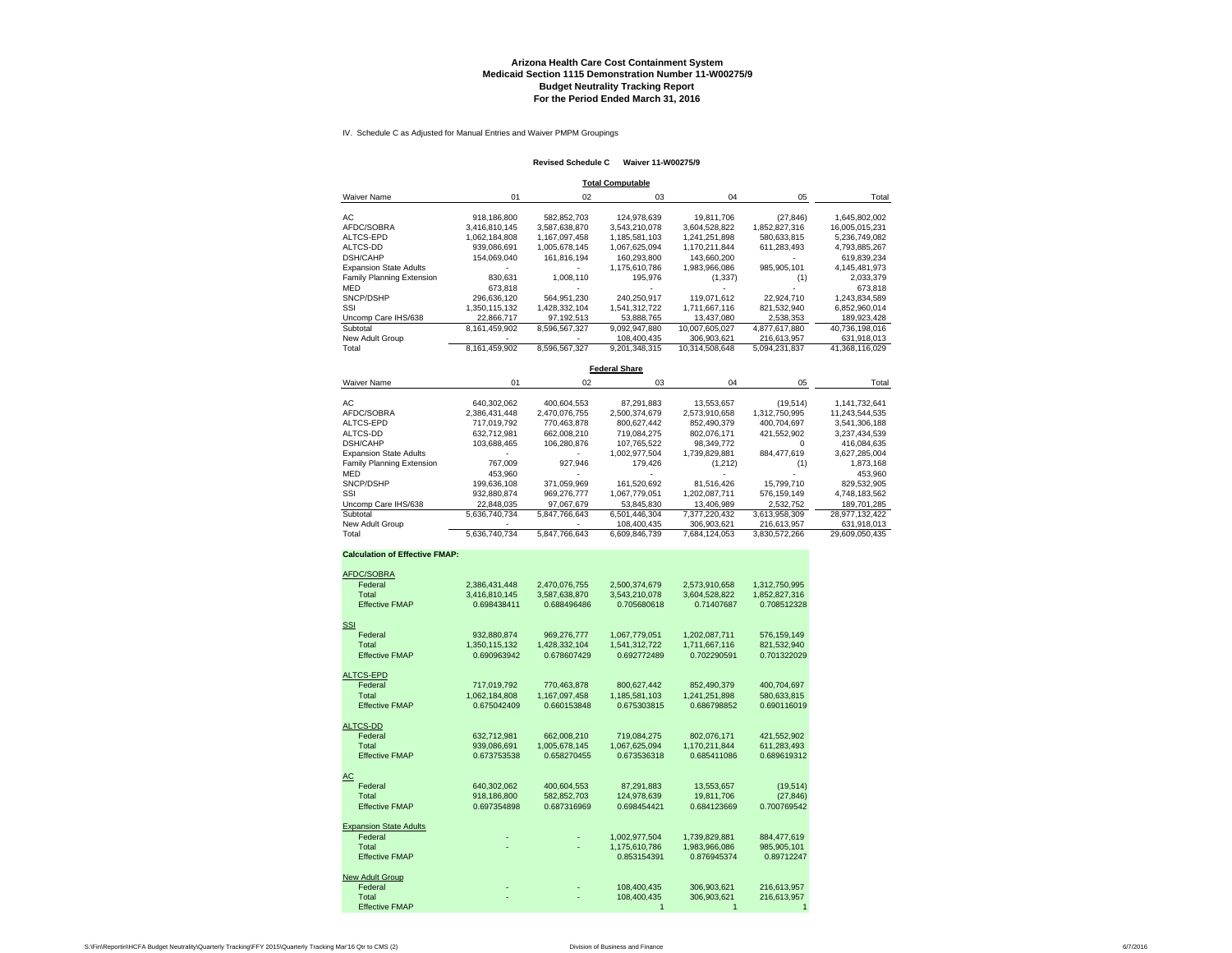## Arizona Health Care Cost Containment System
## Medicaid Section 1115 Demonstration Number 11-W00275/9
## Budget Neutrality Tracking Report
## For the Period Ended March 31, 2016

IV. Schedule C as Adjusted for Manual Entries and Waiver PMPM Groupings

**Revised Schedule C Waiver 11-W00275/9**

**Total Computable**

| Waiver Name | 01 | 02 | 03 | 04 | 05 | Total |
|---|---|---|---|---|---|---|
| AC | 918,186,800 | 582,852,703 | 124,978,639 | 19,811,706 | (27,846) | 1,645,802,002 |
| AFDC/SOBRA | 3,416,810,145 | 3,587,638,870 | 3,543,210,078 | 3,604,528,822 | 1,852,827,316 | 16,005,015,231 |
| ALTCS-EPD | 1,062,184,808 | 1,167,097,458 | 1,185,581,103 | 1,241,251,898 | 580,633,815 | 5,236,749,082 |
| ALTCS-DD | 939,086,691 | 1,005,678,145 | 1,067,625,094 | 1,170,211,844 | 611,283,493 | 4,793,885,267 |
| DSH/CAHP | 154,069,040 | 161,816,194 | 160,293,800 | 143,660,200 | - | 619,839,234 |
| Expansion State Adults | - | - | 1,175,610,786 | 1,983,966,086 | 985,905,101 | 4,145,481,973 |
| Family Planning Extension | 830,631 | 1,008,110 | 195,976 | (1,337) | (1) | 2,033,379 |
| MED | 673,818 | - | - | - | - | 673,818 |
| SNCP/DSHP | 296,636,120 | 564,951,230 | 240,250,917 | 119,071,612 | 22,924,710 | 1,243,834,589 |
| SSI | 1,350,115,132 | 1,428,332,104 | 1,541,312,722 | 1,711,667,116 | 821,532,940 | 6,852,960,014 |
| Uncomp Care IHS/638 | 22,866,717 | 97,192,513 | 53,888,765 | 13,437,080 | 2,538,353 | 189,923,428 |
| Subtotal | 8,161,459,902 | 8,596,567,327 | 9,092,947,880 | 10,007,605,027 | 4,877,617,880 | 40,736,198,016 |
| New Adult Group | - | - | 108,400,435 | 306,903,621 | 216,613,957 | 631,918,013 |
| Total | 8,161,459,902 | 8,596,567,327 | 9,201,348,315 | 10,314,508,648 | 5,094,231,837 | 41,368,116,029 |

**Federal Share**

| Waiver Name | 01 | 02 | 03 | 04 | 05 | Total |
|---|---|---|---|---|---|---|
| AC | 640,302,062 | 400,604,553 | 87,291,883 | 13,553,657 | (19,514) | 1,141,732,641 |
| AFDC/SOBRA | 2,386,431,448 | 2,470,076,755 | 2,500,374,679 | 2,573,910,658 | 1,312,750,995 | 11,243,544,535 |
| ALTCS-EPD | 717,019,792 | 770,463,878 | 800,627,442 | 852,490,379 | 400,704,697 | 3,541,306,188 |
| ALTCS-DD | 632,712,981 | 662,008,210 | 719,084,275 | 802,076,171 | 421,552,902 | 3,237,434,539 |
| DSH/CAHP | 103,688,465 | 106,280,876 | 107,765,522 | 98,349,772 | 0 | 416,084,635 |
| Expansion State Adults | - | - | 1,002,977,504 | 1,739,829,881 | 884,477,619 | 3,627,285,004 |
| Family Planning Extension | 767,009 | 927,946 | 179,426 | (1,212) | (1) | 1,873,168 |
| MED | 453,960 | - | - | - | - | 453,960 |
| SNCP/DSHP | 199,636,108 | 371,059,969 | 161,520,692 | 81,516,426 | 15,799,710 | 829,532,905 |
| SSI | 932,880,874 | 969,276,777 | 1,067,779,051 | 1,202,087,711 | 576,159,149 | 4,748,183,562 |
| Uncomp Care IHS/638 | 22,848,035 | 97,067,679 | 53,845,830 | 13,406,989 | 2,532,752 | 189,701,285 |
| Subtotal | 5,636,740,734 | 5,847,766,643 | 6,501,446,304 | 7,377,220,432 | 3,613,958,309 | 28,977,132,422 |
| New Adult Group | - | - | 108,400,435 | 306,903,621 | 216,613,957 | 631,918,013 |
| Total | 5,636,740,734 | 5,847,766,643 | 6,609,846,739 | 7,684,124,053 | 3,830,572,266 | 29,609,050,435 |

**Calculation of Effective FMAP:**

| | 01 | 02 | 03 | 04 | 05 |
|---|---|---|---|---|---|
| AFDC/SOBRA | | | | | |
| Federal | 2,386,431,448 | 2,470,076,755 | 2,500,374,679 | 2,573,910,658 | 1,312,750,995 |
| Total | 3,416,810,145 | 3,587,638,870 | 3,543,210,078 | 3,604,528,822 | 1,852,827,316 |
| Effective FMAP | 0.698438411 | 0.688496486 | 0.705680618 | 0.71407687 | 0.708512328 |
| SSI | | | | | |
| Federal | 932,880,874 | 969,276,777 | 1,067,779,051 | 1,202,087,711 | 576,159,149 |
| Total | 1,350,115,132 | 1,428,332,104 | 1,541,312,722 | 1,711,667,116 | 821,532,940 |
| Effective FMAP | 0.690963942 | 0.678607429 | 0.692772489 | 0.702290591 | 0.701322029 |
| ALTCS-EPD | | | | | |
| Federal | 717,019,792 | 770,463,878 | 800,627,442 | 852,490,379 | 400,704,697 |
| Total | 1,062,184,808 | 1,167,097,458 | 1,185,581,103 | 1,241,251,898 | 580,633,815 |
| Effective FMAP | 0.675042409 | 0.660153848 | 0.675303815 | 0.686798852 | 0.690116019 |
| ALTCS-DD | | | | | |
| Federal | 632,712,981 | 662,008,210 | 719,084,275 | 802,076,171 | 421,552,902 |
| Total | 939,086,691 | 1,005,678,145 | 1,067,625,094 | 1,170,211,844 | 611,283,493 |
| Effective FMAP | 0.673753538 | 0.658270455 | 0.673536318 | 0.685411086 | 0.689619312 |
| AC | | | | | |
| Federal | 640,302,062 | 400,604,553 | 87,291,883 | 13,553,657 | (19,514) |
| Total | 918,186,800 | 582,852,703 | 124,978,639 | 19,811,706 | (27,846) |
| Effective FMAP | 0.697354898 | 0.687316969 | 0.698454421 | 0.684123669 | 0.700769542 |
| Expansion State Adults | | | | | |
| Federal | - | - | 1,002,977,504 | 1,739,829,881 | 884,477,619 |
| Total | - | - | 1,175,610,786 | 1,983,966,086 | 985,905,101 |
| Effective FMAP | | | 0.853154391 | 0.876945374 | 0.89712247 |
| New Adult Group | | | | | |
| Federal | - | - | 108,400,435 | 306,903,621 | 216,613,957 |
| Total | - | - | 108,400,435 | 306,903,621 | 216,613,957 |
| Effective FMAP | | | 1 | 1 | 1 |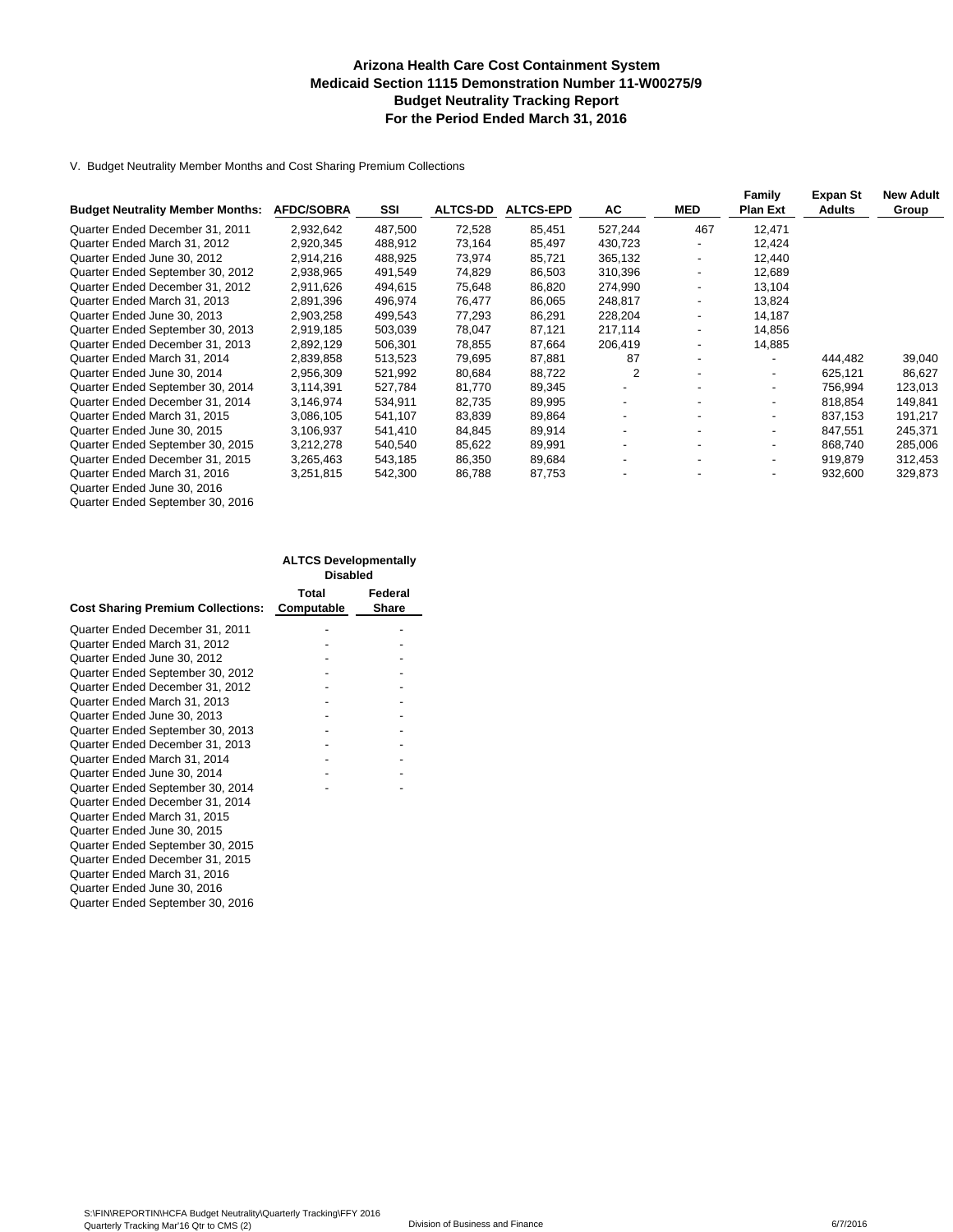# Arizona Health Care Cost Containment System
## Medicaid Section 1115 Demonstration Number 11-W00275/9
## Budget Neutrality Tracking Report
## For the Period Ended March 31, 2016

V. Budget Neutrality Member Months and Cost Sharing Premium Collections

| Budget Neutrality Member Months: | AFDC/SOBRA | SSI | ALTCS-DD | ALTCS-EPD | AC | MED | Family Plan Ext | Expan St Adults | New Adult Group |
|---|---|---|---|---|---|---|---|---|---|
| Quarter Ended December 31, 2011 | 2,932,642 | 487,500 | 72,528 | 85,451 | 527,244 | 467 | 12,471 | | |
| Quarter Ended March 31, 2012 | 2,920,345 | 488,912 | 73,164 | 85,497 | 430,723 | - | 12,424 | | |
| Quarter Ended June 30, 2012 | 2,914,216 | 488,925 | 73,974 | 85,721 | 365,132 | - | 12,440 | | |
| Quarter Ended September 30, 2012 | 2,938,965 | 491,549 | 74,829 | 86,503 | 310,396 | - | 12,689 | | |
| Quarter Ended December 31, 2012 | 2,911,626 | 494,615 | 75,648 | 86,820 | 274,990 | - | 13,104 | | |
| Quarter Ended March 31, 2013 | 2,891,396 | 496,974 | 76,477 | 86,065 | 248,817 | - | 13,824 | | |
| Quarter Ended June 30, 2013 | 2,903,258 | 499,543 | 77,293 | 86,291 | 228,204 | - | 14,187 | | |
| Quarter Ended September 30, 2013 | 2,919,185 | 503,039 | 78,047 | 87,121 | 217,114 | - | 14,856 | | |
| Quarter Ended December 31, 2013 | 2,892,129 | 506,301 | 78,855 | 87,664 | 206,419 | - | 14,885 | | |
| Quarter Ended March 31, 2014 | 2,839,858 | 513,523 | 79,695 | 87,881 | 87 | - | - | 444,482 | 39,040 |
| Quarter Ended June 30, 2014 | 2,956,309 | 521,992 | 80,684 | 88,722 | 2 | - | - | 625,121 | 86,627 |
| Quarter Ended September 30, 2014 | 3,114,391 | 527,784 | 81,770 | 89,345 | - | - | - | 756,994 | 123,013 |
| Quarter Ended December 31, 2014 | 3,146,974 | 534,911 | 82,735 | 89,995 | - | - | - | 818,854 | 149,841 |
| Quarter Ended March 31, 2015 | 3,086,105 | 541,107 | 83,839 | 89,864 | - | - | - | 837,153 | 191,217 |
| Quarter Ended June 30, 2015 | 3,106,937 | 541,410 | 84,845 | 89,914 | - | - | - | 847,551 | 245,371 |
| Quarter Ended September 30, 2015 | 3,212,278 | 540,540 | 85,622 | 89,991 | - | - | - | 868,740 | 285,006 |
| Quarter Ended December 31, 2015 | 3,265,463 | 543,185 | 86,350 | 89,684 | - | - | - | 919,879 | 312,453 |
| Quarter Ended March 31, 2016 | 3,251,815 | 542,300 | 86,788 | 87,753 | - | - | - | 932,600 | 329,873 |
| Quarter Ended June 30, 2016 | | | | | | | | | |
| Quarter Ended September 30, 2016 | | | | | | | | | |

| | ALTCS Developmentally Disabled | |
|---|---|---|
| Cost Sharing Premium Collections: | Total Computable | Federal Share |
| Quarter Ended December 31, 2011 | - | - |
| Quarter Ended March 31, 2012 | - | - |
| Quarter Ended June 30, 2012 | - | - |
| Quarter Ended September 30, 2012 | - | - |
| Quarter Ended December 31, 2012 | - | - |
| Quarter Ended March 31, 2013 | - | - |
| Quarter Ended June 30, 2013 | - | - |
| Quarter Ended September 30, 2013 | - | - |
| Quarter Ended December 31, 2013 | - | - |
| Quarter Ended March 31, 2014 | - | - |
| Quarter Ended June 30, 2014 | - | - |
| Quarter Ended September 30, 2014 | - | - |
| Quarter Ended December 31, 2014 | | |
| Quarter Ended March 31, 2015 | | |
| Quarter Ended June 30, 2015 | | |
| Quarter Ended September 30, 2015 | | |
| Quarter Ended December 31, 2015 | | |
| Quarter Ended March 31, 2016 | | |
| Quarter Ended June 30, 2016 | | |
| Quarter Ended September 30, 2016 | | |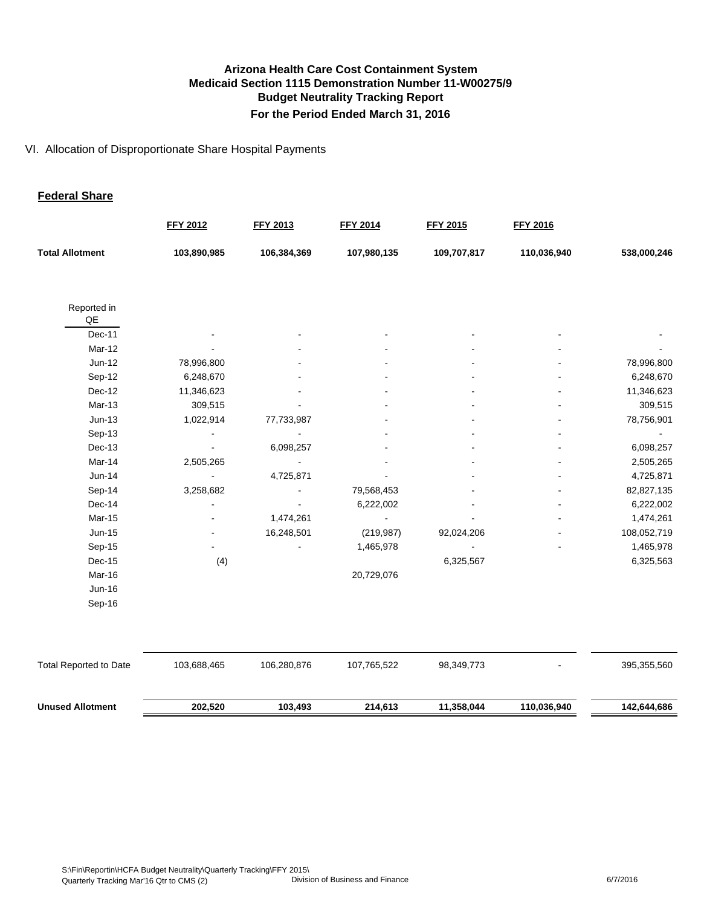# Arizona Health Care Cost Containment System
## Medicaid Section 1115 Demonstration Number 11-W00275/9
## Budget Neutrality Tracking Report
## For the Period Ended March 31, 2016

VI. Allocation of Disproportionate Share Hospital Payments

**Federal Share**

| | FFY 2012 | FFY 2013 | FFY 2014 | FFY 2015 | FFY 2016 | |
|---|---|---|---|---|---|---|
| **Total Allotment** | **103,890,985** | **106,384,369** | **107,980,135** | **109,707,817** | **110,036,940** | **538,000,246** |
| Reported in QE | | | | | | |
| Dec-11 | - | - | - | - | - | - |
| Mar-12 | - | - | - | - | - | - |
| Jun-12 | 78,996,800 | - | - | - | - | 78,996,800 |
| Sep-12 | 6,248,670 | - | - | - | - | 6,248,670 |
| Dec-12 | 11,346,623 | - | - | - | - | 11,346,623 |
| Mar-13 | 309,515 | - | - | - | - | 309,515 |
| Jun-13 | 1,022,914 | 77,733,987 | - | - | - | 78,756,901 |
| Sep-13 | - | - | - | - | - | - |
| Dec-13 | - | 6,098,257 | - | - | - | 6,098,257 |
| Mar-14 | 2,505,265 | - | - | - | - | 2,505,265 |
| Jun-14 | - | 4,725,871 | - | - | - | 4,725,871 |
| Sep-14 | 3,258,682 | - | 79,568,453 | - | - | 82,827,135 |
| Dec-14 | - | - | 6,222,002 | - | - | 6,222,002 |
| Mar-15 | - | 1,474,261 | - | - | - | 1,474,261 |
| Jun-15 | - | 16,248,501 | (219,987) | 92,024,206 | - | 108,052,719 |
| Sep-15 | - | - | 1,465,978 | - | - | 1,465,978 |
| Dec-15 | (4) | | | 6,325,567 | | 6,325,563 |
| Mar-16 | | | 20,729,076 | | | |
| Jun-16 | | | | | | |
| Sep-16 | | | | | | |
| Total Reported to Date | 103,688,465 | 106,280,876 | 107,765,522 | 98,349,773 | - | 395,355,560 |
| **Unused Allotment** | **202,520** | **103,493** | **214,613** | **11,358,044** | **110,036,940** | **142,644,686** |

S:\Fin\Reportin\HCFA Budget Neutrality\Quarterly Tracking\FFY 2015\
Quarterly Tracking Mar'16 Qtr to CMS (2) | Division of Business and Finance | 6/7/2016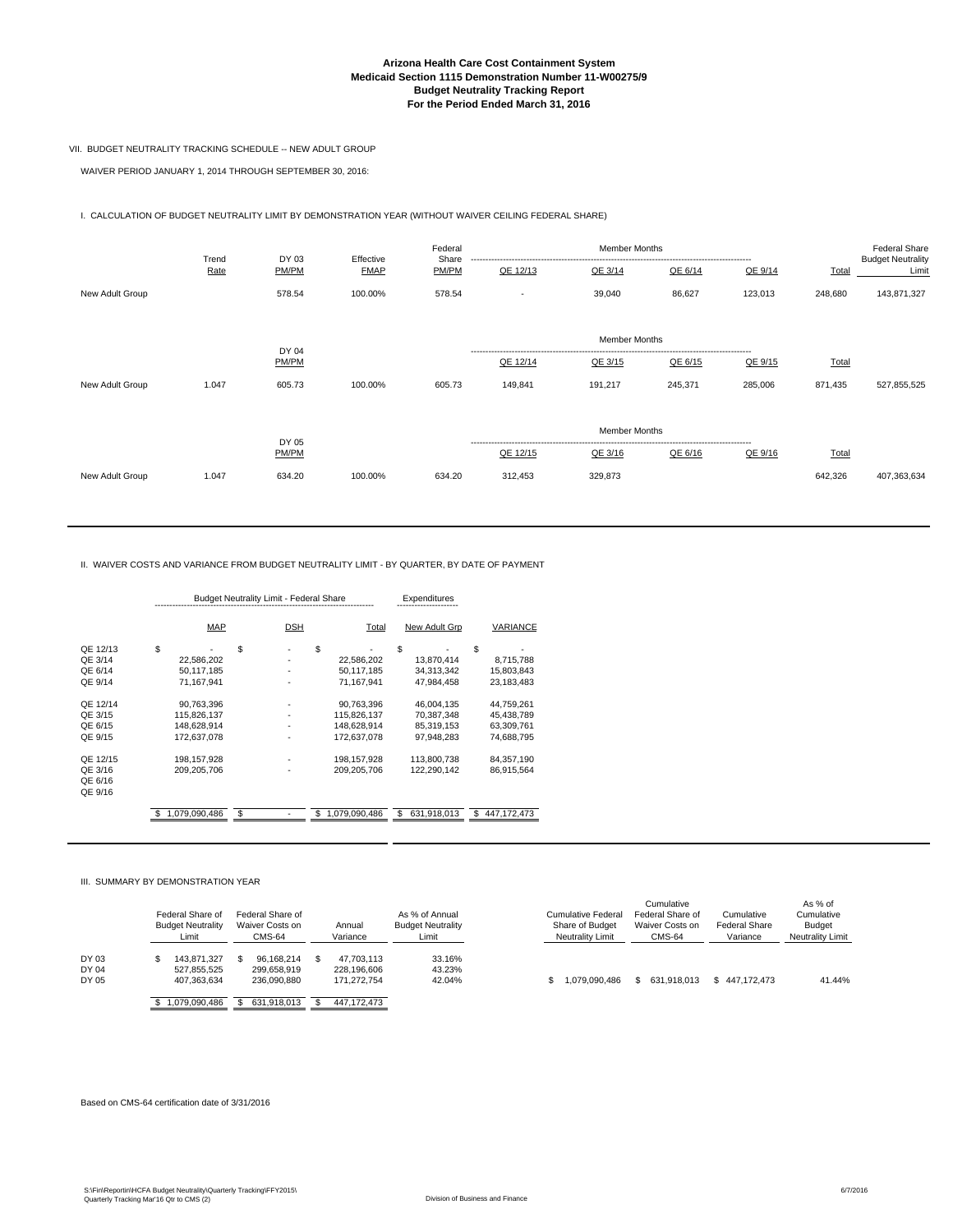# Arizona Health Care Cost Containment System
## Medicaid Section 1115 Demonstration Number 11-W00275/9
## Budget Neutrality Tracking Report
## For the Period Ended March 31, 2016

VII. BUDGET NEUTRALITY TRACKING SCHEDULE -- NEW ADULT GROUP

WAIVER PERIOD JANUARY 1, 2014 THROUGH SEPTEMBER 30, 2016:

I. CALCULATION OF BUDGET NEUTRALITY LIMIT BY DEMONSTRATION YEAR (WITHOUT WAIVER CEILING FEDERAL SHARE)

| | Trend Rate | DY 03 PM/PM | Effective FMAP | Federal Share PM/PM | Member Months QE 12/13 | QE 3/14 | QE 6/14 | QE 9/14 | Total | Federal Share Budget Neutrality Limit |
|---|---|---|---|---|---|---|---|---|---|---|
| New Adult Group | | 578.54 | 100.00% | 578.54 | - | 39,040 | 86,627 | 123,013 | 248,680 | 143,871,327 |

| | Trend Rate | DY 04 PM/PM | Effective FMAP | Federal Share PM/PM | Member Months QE 12/14 | QE 3/15 | QE 6/15 | QE 9/15 | Total | Federal Share Budget Neutrality Limit |
|---|---|---|---|---|---|---|---|---|---|---|
| New Adult Group | 1.047 | 605.73 | 100.00% | 605.73 | 149,841 | 191,217 | 245,371 | 285,006 | 871,435 | 527,855,525 |

| | Trend Rate | DY 05 PM/PM | Effective FMAP | Federal Share PM/PM | Member Months QE 12/15 | QE 3/16 | QE 6/16 | QE 9/16 | Total | Federal Share Budget Neutrality Limit |
|---|---|---|---|---|---|---|---|---|---|---|
| New Adult Group | 1.047 | 634.20 | 100.00% | 634.20 | 312,453 | 329,873 | | | 642,326 | 407,363,634 |

II. WAIVER COSTS AND VARIANCE FROM BUDGET NEUTRALITY LIMIT - BY QUARTER, BY DATE OF PAYMENT

| | Budget Neutrality Limit - Federal Share MAP | DSH | Total | Expenditures New Adult Grp | VARIANCE |
|---|---|---|---|---|---|
| QE 12/13 | $ - | $ - | $ - | $ - | $ - |
| QE 3/14 | 22,586,202 | - | 22,586,202 | 13,870,414 | 8,715,788 |
| QE 6/14 | 50,117,185 | - | 50,117,185 | 34,313,342 | 15,803,843 |
| QE 9/14 | 71,167,941 | - | 71,167,941 | 47,984,458 | 23,183,483 |
| QE 12/14 | 90,763,396 | - | 90,763,396 | 46,004,135 | 44,759,261 |
| QE 3/15 | 115,826,137 | - | 115,826,137 | 70,387,348 | 45,438,789 |
| QE 6/15 | 148,628,914 | - | 148,628,914 | 85,319,153 | 63,309,761 |
| QE 9/15 | 172,637,078 | - | 172,637,078 | 97,948,283 | 74,688,795 |
| QE 12/15 | 198,157,928 | - | 198,157,928 | 113,800,738 | 84,357,190 |
| QE 3/16 | 209,205,706 | - | 209,205,706 | 122,290,142 | 86,915,564 |
| QE 6/16 | | | | | |
| QE 9/16 | | | | | |
| | $ 1,079,090,486 | $ - | $ 1,079,090,486 | $ 631,918,013 | $ 447,172,473 |

III. SUMMARY BY DEMONSTRATION YEAR

| | Federal Share of Budget Neutrality Limit | Federal Share of Waiver Costs on CMS-64 | Annual Variance | As % of Annual Budget Neutrality Limit |
|---|---|---|---|---|
| DY 03 | $ 143,871,327 | $ 96,168,214 | $ 47,703,113 | 33.16% |
| DY 04 | 527,855,525 | 299,658,919 | 228,196,606 | 43.23% |
| DY 05 | 407,363,634 | 236,090,880 | 171,272,754 | 42.04% |
| | $ 1,079,090,486 | $ 631,918,013 | $ 447,172,473 | |

| Cumulative Federal Share of Budget Neutrality Limit | Cumulative Federal Share of Waiver Costs on CMS-64 | Cumulative Federal Share Variance | As % of Cumulative Budget Neutrality Limit |
|---|---|---|---|
| $ 1,079,090,486 | $ 631,918,013 | $ 447,172,473 | 41.44% |

Based on CMS-64 certification date of 3/31/2016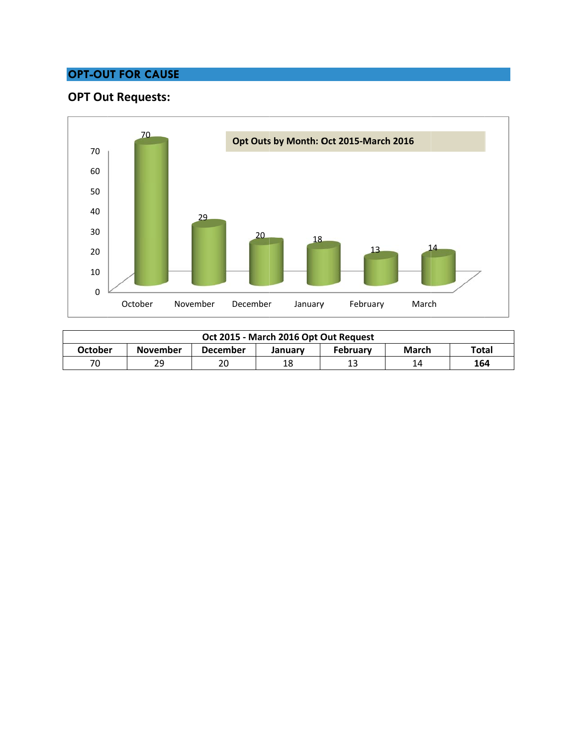## OPT-OUT FOR CAUSE

### OPT Out Requests:

| Oct 2015 - March 2016 Opt Out Request | | | | | | |
|---|---|---|---|---|---|---|
| October | November | December | January | February | March | Total |
| 70 | 29 | 20 | 18 | 13 | 14 | **164** |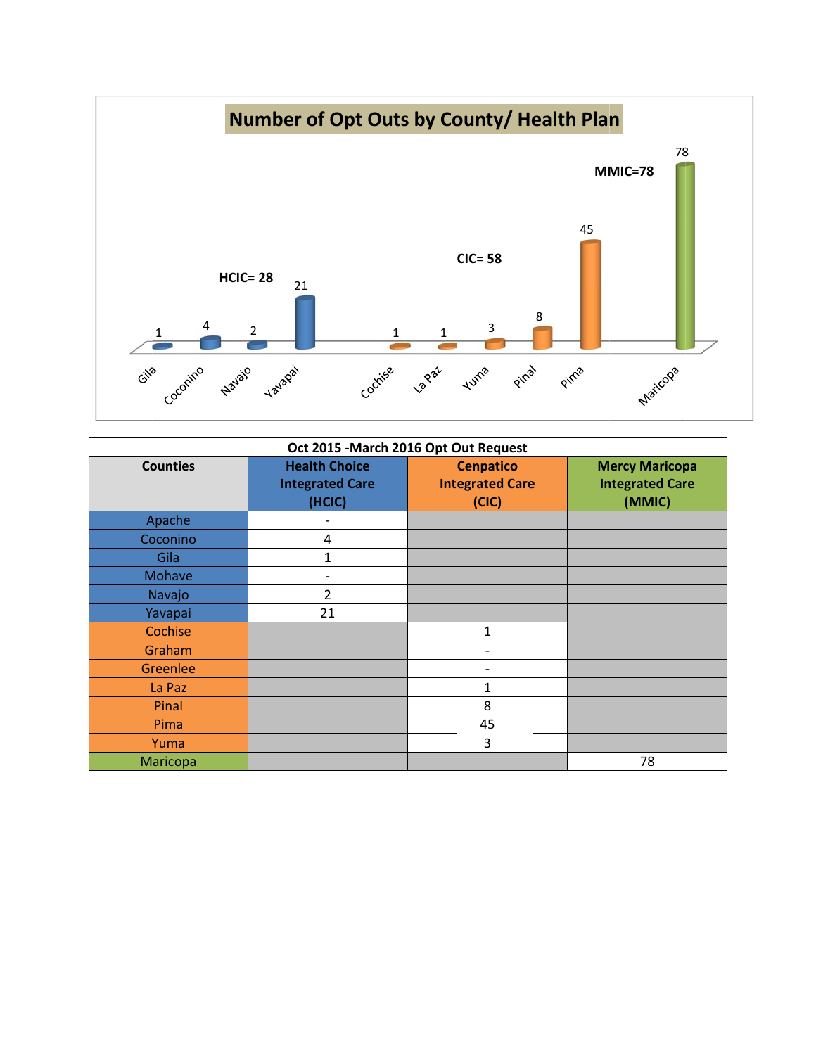## Number of Opt Outs by County/ Health Plan

HCIC= 28

CIC= 58

MMIC=78

Gila 1, Coconino 4, Navajo 2, Yavapai 21, Cochise 1, La Paz 1, Yuma 3, Pinal 8, Pima 45, Maricopa 78

| Oct 2015 -March 2016 Opt Out Request | | | |
|---|---|---|---|
| Counties | Health Choice Integrated Care (HCIC) | Cenpatico Integrated Care (CIC) | Mercy Maricopa Integrated Care (MMIC) |
| Apache | - | | |
| Coconino | 4 | | |
| Gila | 1 | | |
| Mohave | - | | |
| Navajo | 2 | | |
| Yavapai | 21 | | |
| Cochise | | 1 | |
| Graham | | - | |
| Greenlee | | - | |
| La Paz | | 1 | |
| Pinal | | 8 | |
| Pima | | 45 | |
| Yuma | | 3 | |
| Maricopa | | | 78 |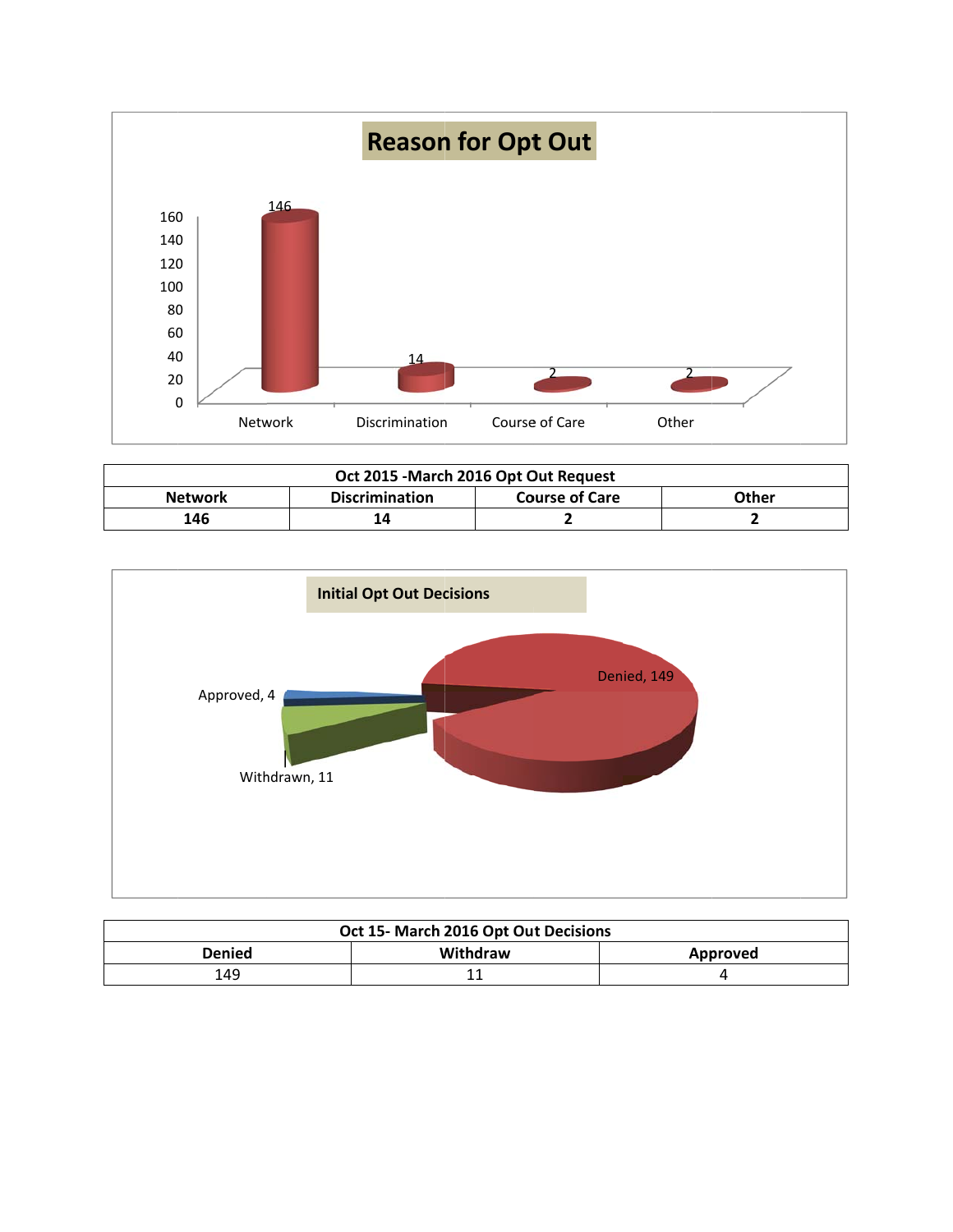## Reason for Opt Out

| Oct 2015 -March 2016 Opt Out Request | | | |
|---|---|---|---|
| **Network** | **Discrimination** | **Course of Care** | **Other** |
| **146** | **14** | **2** | **2** |

### Initial Opt Out Decisions

| Oct 15- March 2016 Opt Out Decisions | | |
|---|---|---|
| **Denied** | **Withdraw** | **Approved** |
| 149 | 11 | 4 |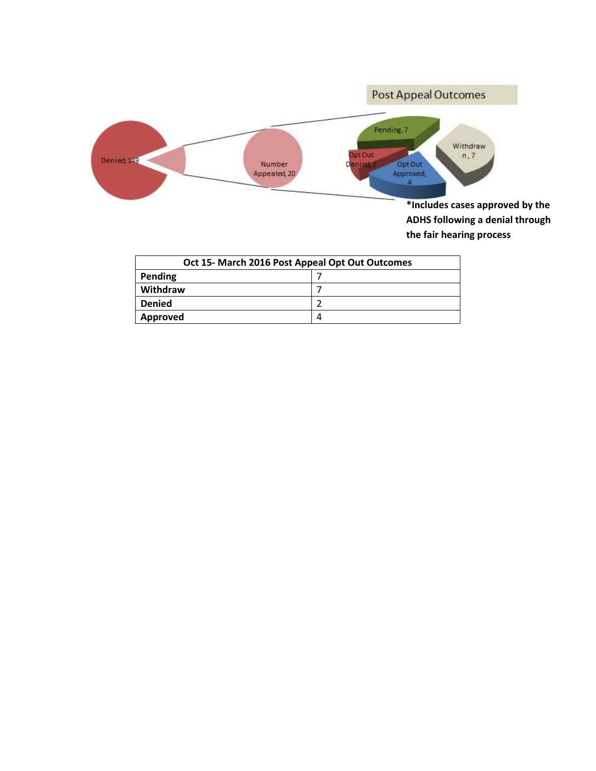Post Appeal Outcomes

Denied, 149

Number Appealed, 20

Pending, 7

Withdrawn, 7

Opt Out Denied, 2

Opt Out Approved, 4

**\*Includes cases approved by the ADHS following a denial through the fair hearing process**

| Oct 15- March 2016 Post Appeal Opt Out Outcomes | |
|---|---|
| **Pending** | 7 |
| **Withdraw** | 7 |
| **Denied** | 2 |
| **Approved** | 4 |